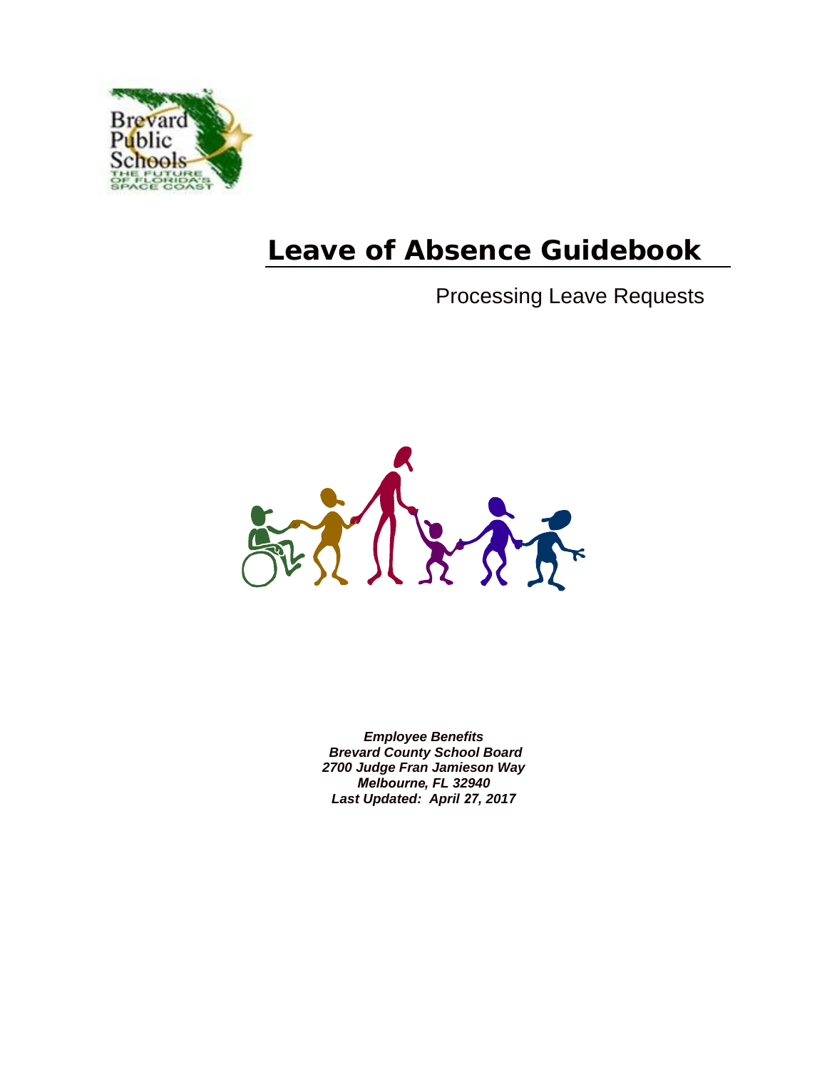# Leave of Absence Guidebook

Processing Leave Requests

***Employee Benefits***
***Brevard County School Board***
***2700 Judge Fran Jamieson Way***
***Melbourne, FL 32940***
***Last Updated: April 27, 2017***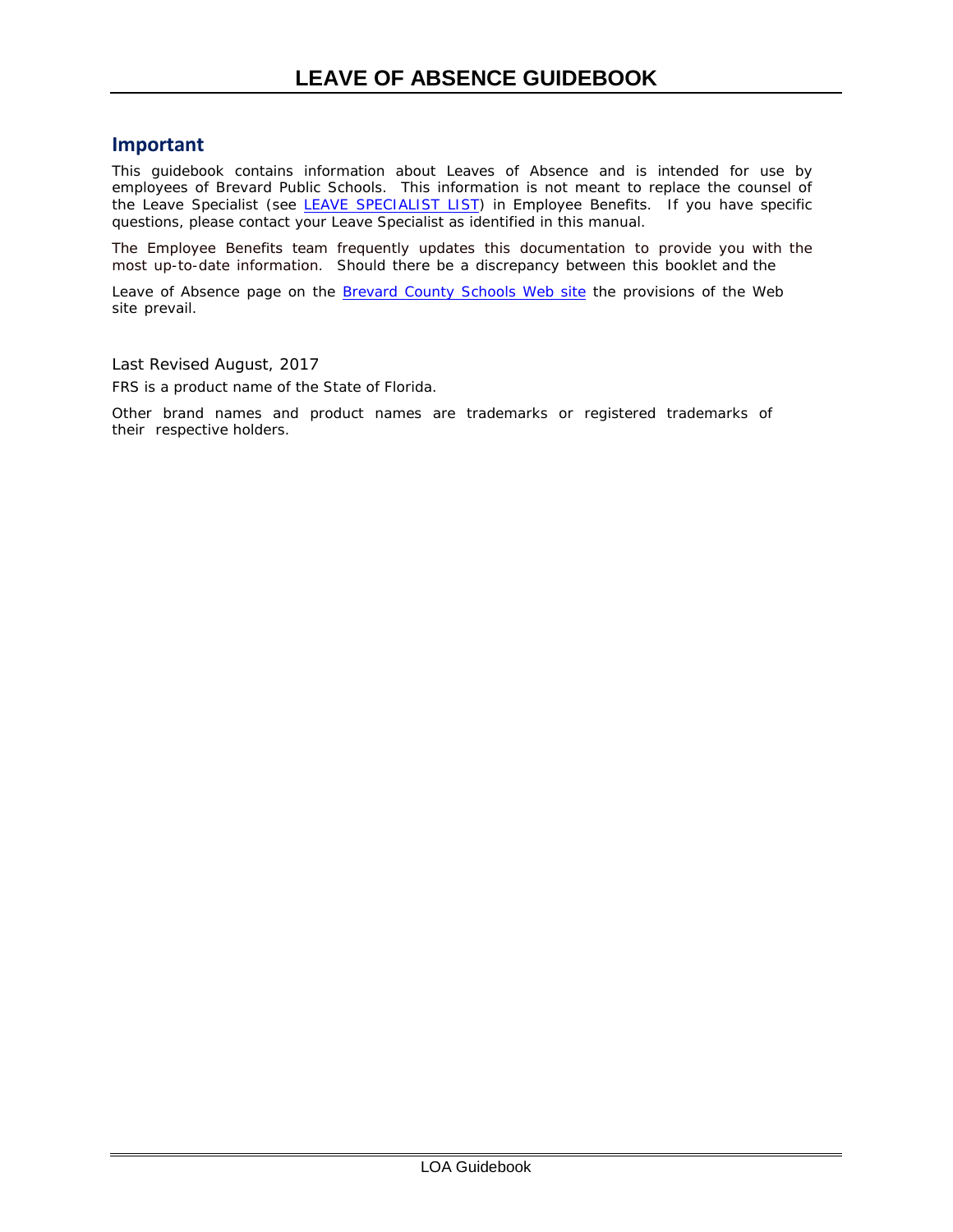## Important

This guidebook contains information about Leaves of Absence and is intended for use by employees of Brevard Public Schools. This information is not meant to replace the counsel of the Leave Specialist (see LEAVE SPECIALIST LIST) in Employee Benefits. If you have specific questions, please contact your Leave Specialist as identified in this manual.

The Employee Benefits team frequently updates this documentation to provide you with the most up-to-date information. Should there be a discrepancy between this booklet and the

Leave of Absence page on the Brevard County Schools Web site the provisions of the Web site prevail.

Last Revised August, 2017

FRS is a product name of the State of Florida.

Other brand names and product names are trademarks or registered trademarks of their respective holders.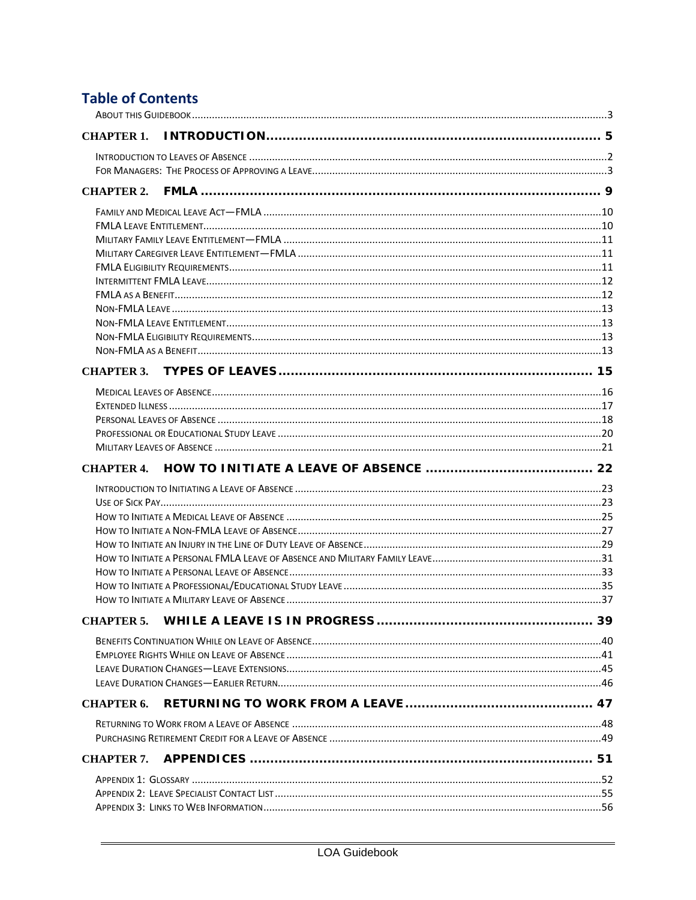## Table of Contents

About this Guidebook ....................................................................................................................3

**Chapter 1. Introduction ...................................................................................... 5**

Introduction to Leaves of Absence ....................................................................................................2
For Managers: The Process of Approving a Leave............................................................................3

**Chapter 2. FMLA ................................................................................................. 9**

Family and Medical Leave Act—FMLA ..............................................................................................10
FMLA Leave Entitlement....................................................................................................................10
Military Family Leave Entitlement—FMLA ......................................................................................11
Military Caregiver Leave Entitlement—FMLA .................................................................................11
FMLA Eligibility Requirements..........................................................................................................11
Intermittent FMLA Leave...................................................................................................................12
FMLA as a Benefit..............................................................................................................................12
Non-FMLA Leave ...............................................................................................................................13
Non-FMLA Leave Entitlement............................................................................................................13
Non-FMLA Eligibility Requirements..................................................................................................13
Non-FMLA as a Benefit......................................................................................................................13

**Chapter 3. Types of Leaves ............................................................................... 15**

Medical Leaves of Absence................................................................................................................16
Extended Illness ................................................................................................................................17
Personal Leaves of Absence ..............................................................................................................18
Professional or Educational Study Leave .........................................................................................20
Military Leaves of Absence ...............................................................................................................21

**Chapter 4. How to Initiate a Leave of Absence ............................................. 22**

Introduction to Initiating a Leave of Absence ..................................................................................23
Use of Sick Pay...................................................................................................................................23
How to Initiate a Medical Leave of Absence ....................................................................................25
How to Initiate a Non-FMLA Leave of Absence.................................................................................27
How to Initiate an Injury in the Line of Duty Leave of Absence.........................................................29
How to Initiate a Personal FMLA Leave of Absence and Military Family Leave...............................31
How to Initiate a Personal Leave of Absence....................................................................................33
How to Initiate a Professional/Educational Study Leave ..................................................................35
How to Initiate a Military Leave of Absence .....................................................................................37

**Chapter 5. While a Leave is in Progress ........................................................ 39**

Benefits Continuation While on Leave of Absence............................................................................40
Employee Rights While on Leave of Absence ...................................................................................41
Leave Duration Changes—Leave Extensions.....................................................................................45
Leave Duration Changes—Earlier Return..........................................................................................46

**Chapter 6. Returning to Work from a Leave ................................................... 47**

Returning to Work from a Leave of Absence ....................................................................................48
Purchasing Retirement Credit for a Leave of Absence .....................................................................49

**Chapter 7. Appendices ....................................................................................... 51**

Appendix 1: Glossary .......................................................................................................................52
Appendix 2: Leave Specialist Contact List .......................................................................................55
Appendix 3: Links to Web Information.............................................................................................56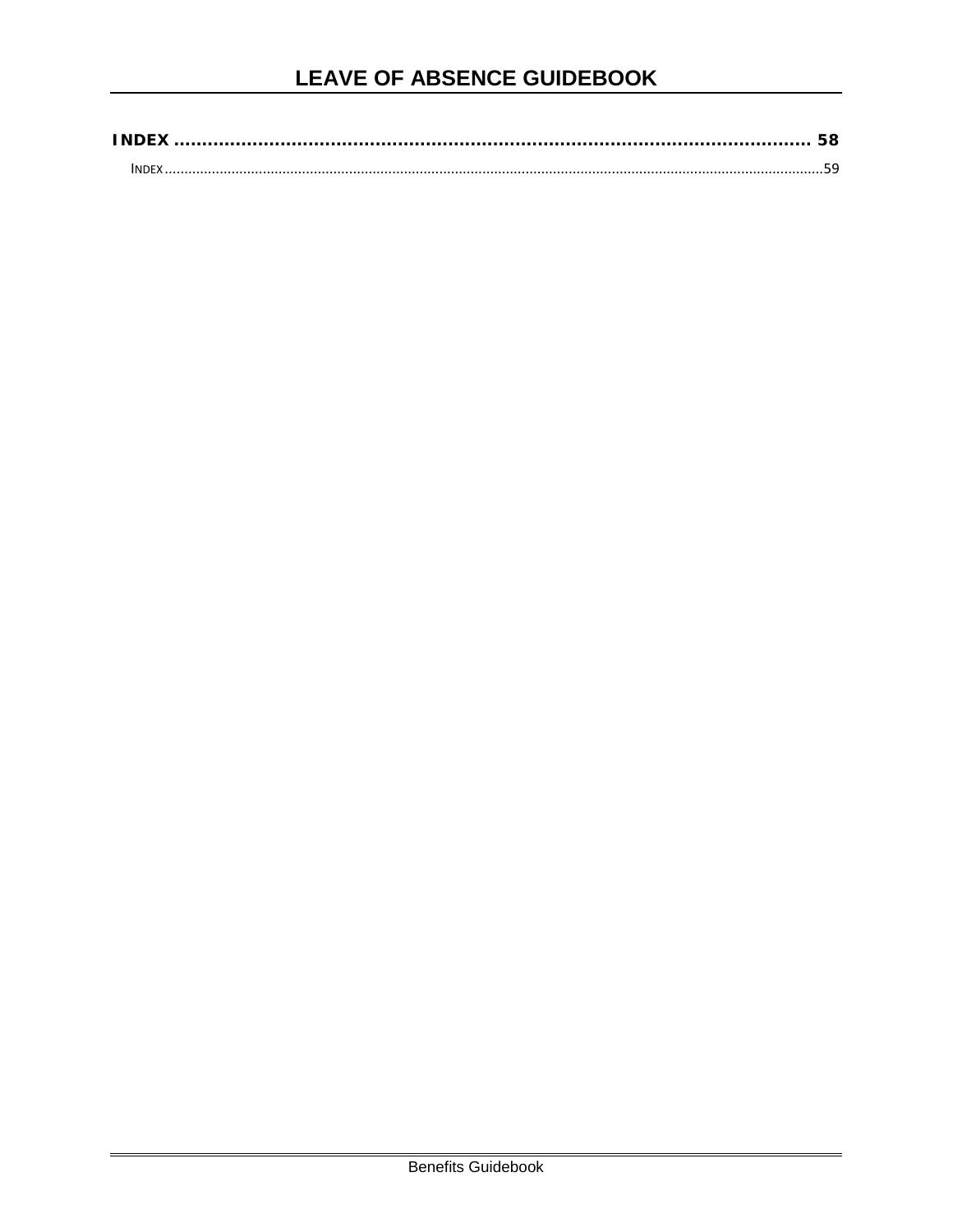**INDEX ........................................................................................................ 58**

INDEX ........................................................................................................................................59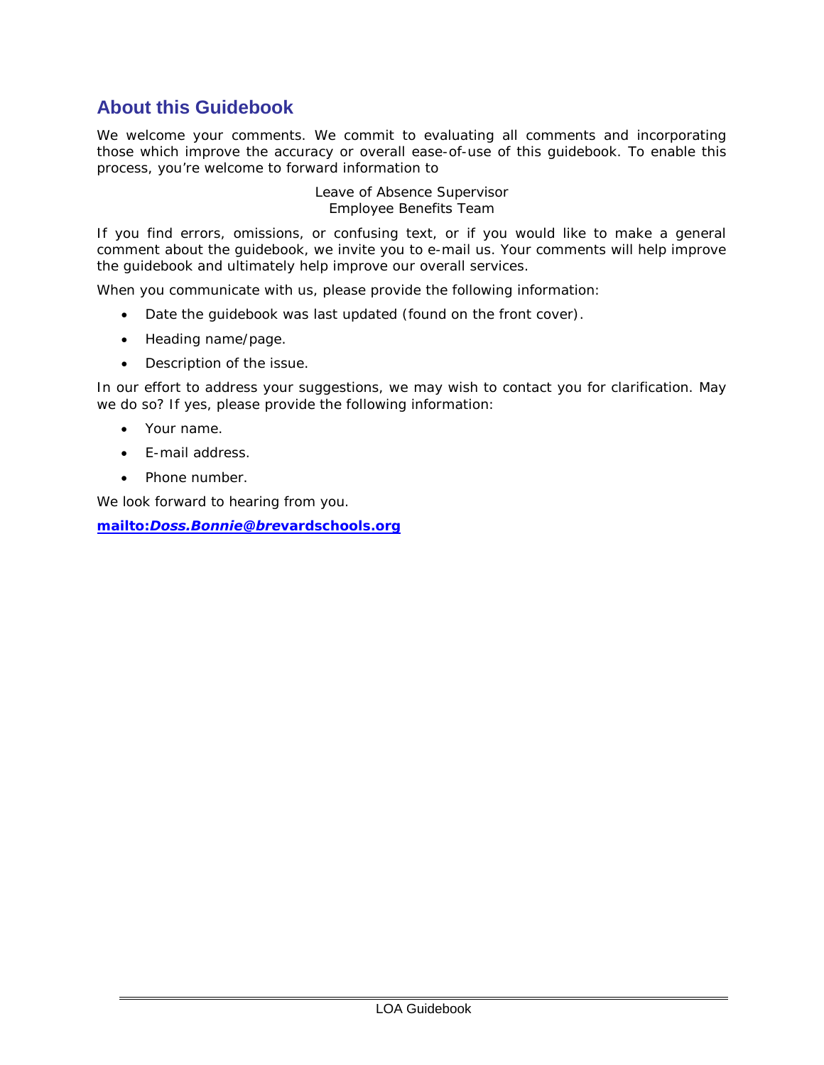## About this Guidebook

We welcome your comments. We commit to evaluating all comments and incorporating those which improve the accuracy or overall ease-of-use of this guidebook. To enable this process, you're welcome to forward information to

Leave of Absence Supervisor
Employee Benefits Team

If you find errors, omissions, or confusing text, or if you would like to make a general comment about the guidebook, we invite you to e-mail us. Your comments will help improve the guidebook and ultimately help improve our overall services.

When you communicate with us, please provide the following information:

- Date the guidebook was last updated (found on the front cover).
- Heading name/page.
- Description of the issue.

In our effort to address your suggestions, we may wish to contact you for clarification. May we do so? If yes, please provide the following information:

- Your name.
- E-mail address.
- Phone number.

We look forward to hearing from you.

**mailto:*Doss.Bonnie@bre*vardschools.org**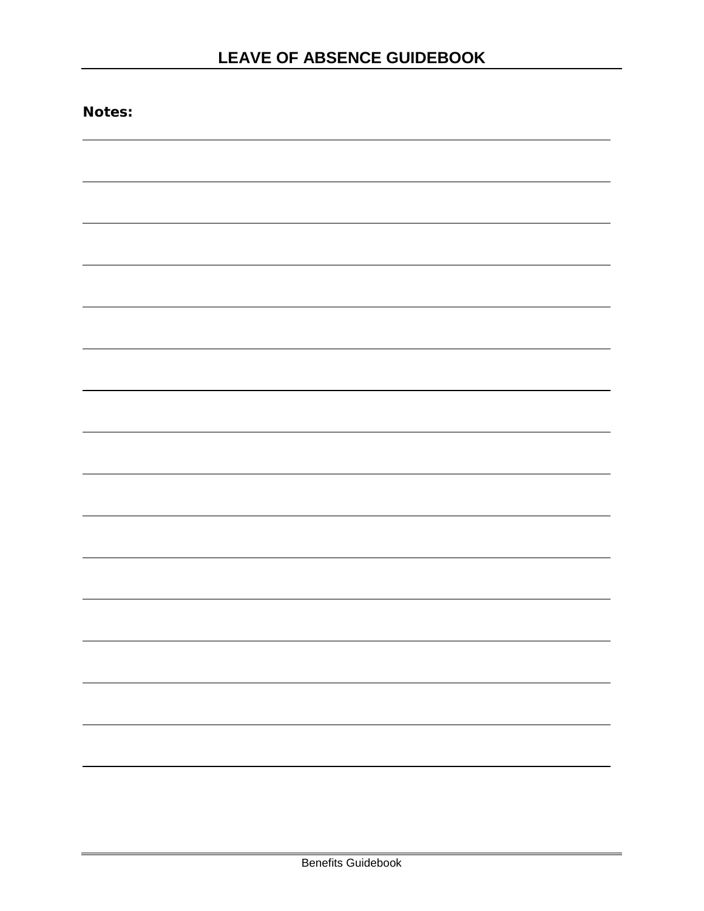**Notes:**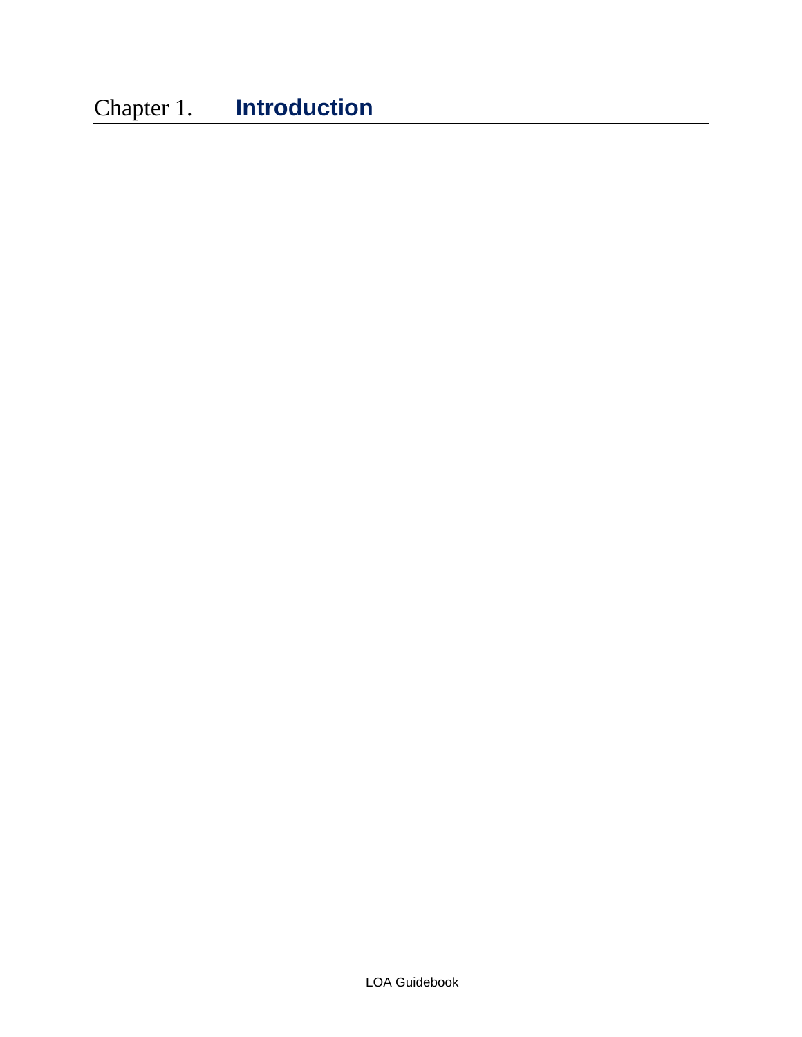# Chapter 1. Introduction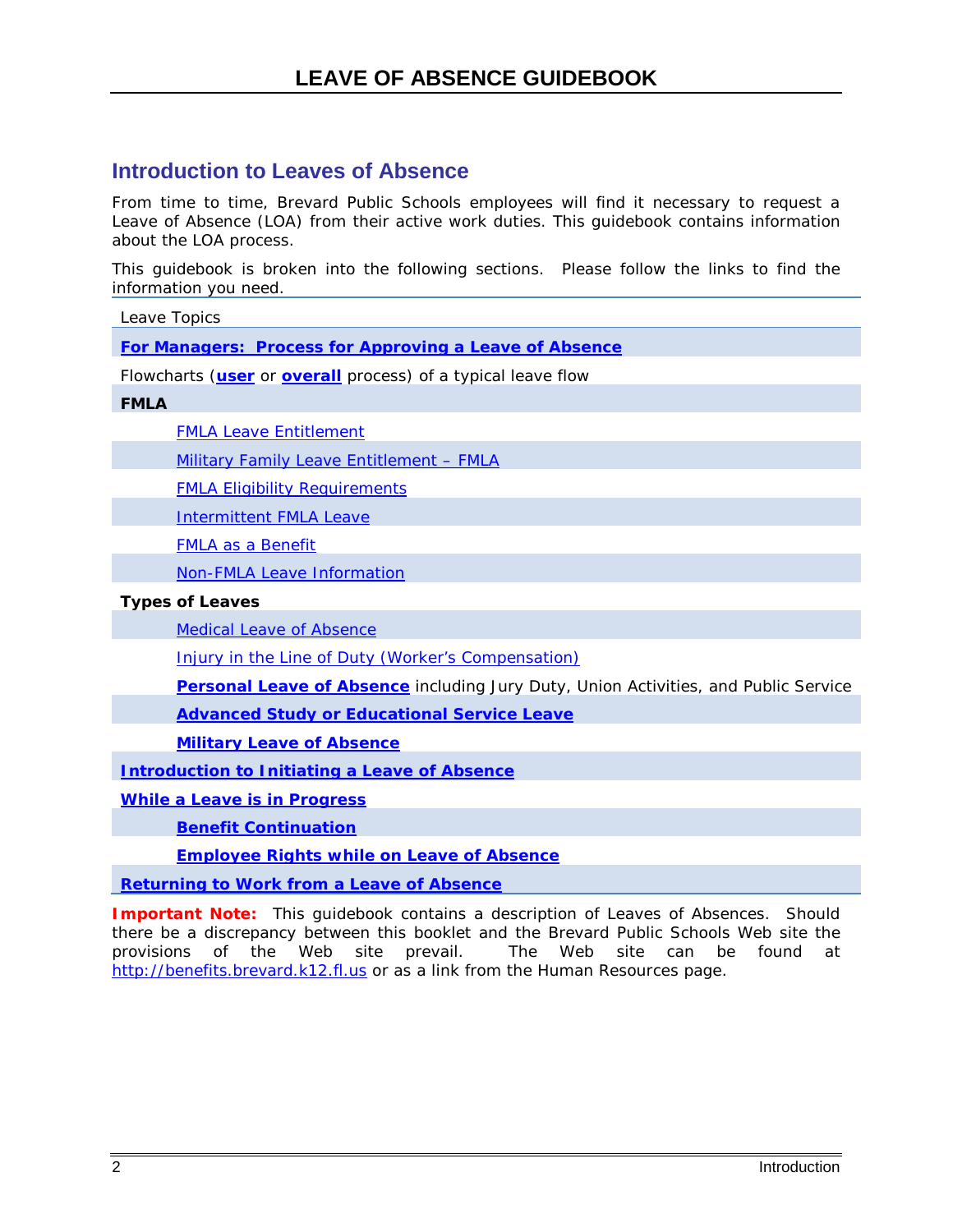# LEAVE OF ABSENCE GUIDEBOOK

## Introduction to Leaves of Absence

From time to time, Brevard Public Schools employees will find it necessary to request a Leave of Absence (LOA) from their active work duties. This guidebook contains information about the LOA process.

This guidebook is broken into the following sections. Please follow the links to find the information you need.

| Leave Topics |
|---|
| **For Managers: Process for Approving a Leave of Absence** |
| Flowcharts (**user** or **overall** process) of a typical leave flow |
| **FMLA** |
|     FMLA Leave Entitlement |
|     Military Family Leave Entitlement – FMLA |
|     FMLA Eligibility Requirements |
|     Intermittent FMLA Leave |
|     FMLA as a Benefit |
|     Non-FMLA Leave Information |
| **Types of Leaves** |
|     Medical Leave of Absence |
|     Injury in the Line of Duty (Worker's Compensation) |
|     **Personal Leave of Absence** including Jury Duty, Union Activities, and Public Service |
|     **Advanced Study or Educational Service Leave** |
|     **Military Leave of Absence** |
| **Introduction to Initiating a Leave of Absence** |
| **While a Leave is in Progress** |
|     **Benefit Continuation** |
|     **Employee Rights while on Leave of Absence** |
| **Returning to Work from a Leave of Absence** |

**Important Note:** This guidebook contains a description of Leaves of Absences. Should there be a discrepancy between this booklet and the Brevard Public Schools Web site the provisions of the Web site prevail. The Web site can be found at http://benefits.brevard.k12.fl.us or as a link from the Human Resources page.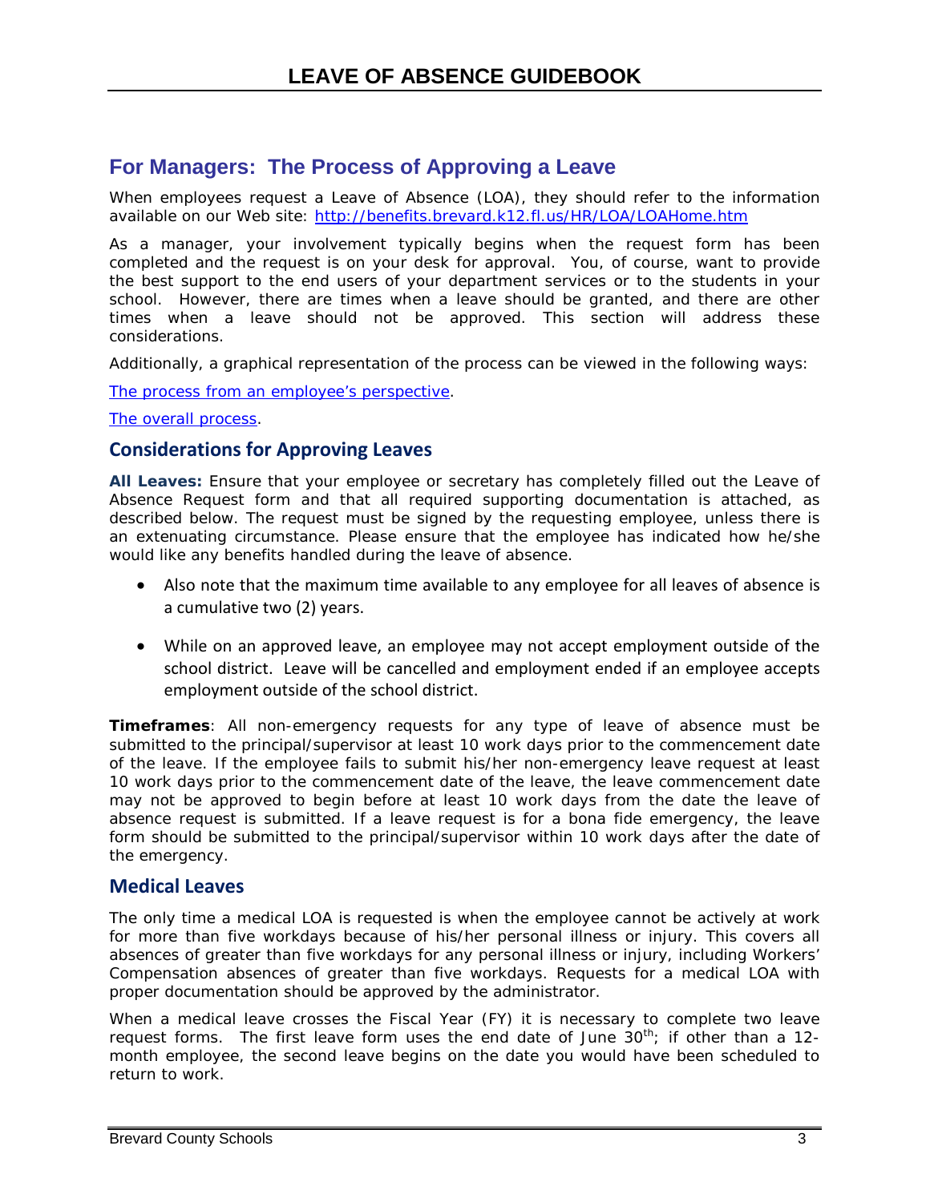# LEAVE OF ABSENCE GUIDEBOOK

## For Managers: The Process of Approving a Leave

When employees request a Leave of Absence (LOA), they should refer to the information available on our Web site: [http://benefits.brevard.k12.fl.us/HR/LOA/LOAHome.htm](http://benefits.brevard.k12.fl.us/HR/LOA/LOAHome.htm)

As a manager, your involvement typically begins when the request form has been completed and the request is on your desk for approval. You, of course, want to provide the best support to the end users of your department services or to the students in your school. However, there are times when a leave should be granted, and there are other times when a leave should not be approved. This section will address these considerations.

Additionally, a graphical representation of the process can be viewed in the following ways:

The process from an employee's perspective.

The overall process.

### Considerations for Approving Leaves

**All Leaves:** Ensure that your employee or secretary has completely filled out the Leave of Absence Request form and that all required supporting documentation is attached, as described below. The request must be signed by the requesting employee, unless there is an extenuating circumstance. Please ensure that the employee has indicated how he/she would like any benefits handled during the leave of absence.

- Also note that the maximum time available to any employee for all leaves of absence is a cumulative two (2) years.
- While on an approved leave, an employee may not accept employment outside of the school district. Leave will be cancelled and employment ended if an employee accepts employment outside of the school district.

**Timeframes**: All non-emergency requests for any type of leave of absence must be submitted to the principal/supervisor at least 10 work days prior to the commencement date of the leave. If the employee fails to submit his/her non-emergency leave request at least 10 work days prior to the commencement date of the leave, the leave commencement date may not be approved to begin before at least 10 work days from the date the leave of absence request is submitted. If a leave request is for a bona fide emergency, the leave form should be submitted to the principal/supervisor within 10 work days after the date of the emergency.

### Medical Leaves

The only time a medical LOA is requested is when the employee cannot be actively at work for more than five workdays because of his/her personal illness or injury. This covers all absences of greater than five workdays for any personal illness or injury, including Workers' Compensation absences of greater than five workdays. Requests for a medical LOA with proper documentation should be approved by the administrator.

When a medical leave crosses the Fiscal Year (FY) it is necessary to complete two leave request forms. The first leave form uses the end date of June 30th; if other than a 12-month employee, the second leave begins on the date you would have been scheduled to return to work.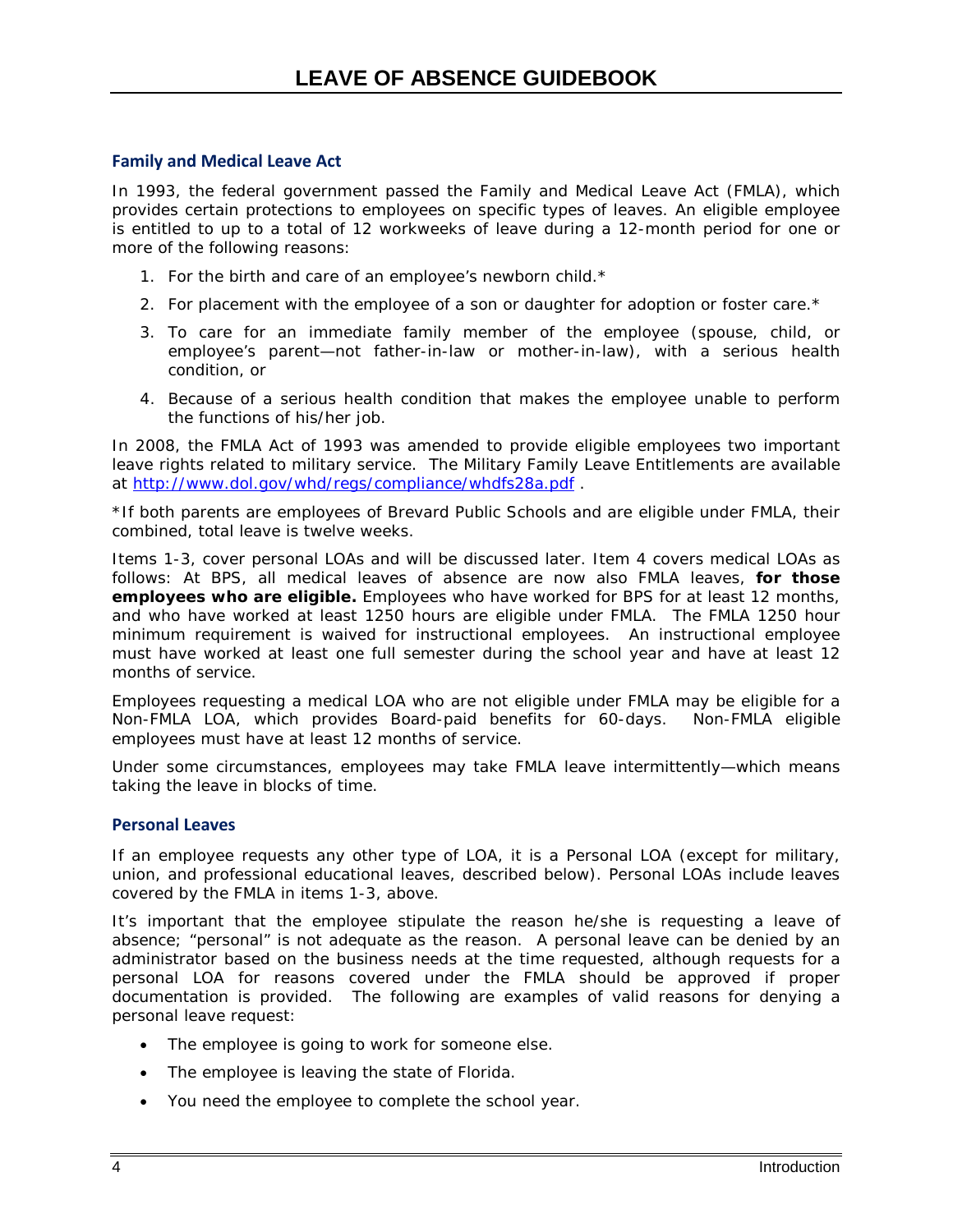## Family and Medical Leave Act

In 1993, the federal government passed the Family and Medical Leave Act (FMLA), which provides certain protections to employees on specific types of leaves. An eligible employee is entitled to up to a total of 12 workweeks of leave during a 12-month period for one or more of the following reasons:

1. For the birth and care of an employee's newborn child.*
2. For placement with the employee of a son or daughter for adoption or foster care.*
3. To care for an immediate family member of the employee (spouse, child, or employee's parent—not father-in-law or mother-in-law), with a serious health condition, or
4. Because of a serious health condition that makes the employee unable to perform the functions of his/her job.

In 2008, the FMLA Act of 1993 was amended to provide eligible employees two important leave rights related to military service. The Military Family Leave Entitlements are available at http://www.dol.gov/whd/regs/compliance/whdfs28a.pdf .

*If both parents are employees of Brevard Public Schools and are eligible under FMLA, their combined, total leave is twelve weeks.

Items 1-3, cover personal LOAs and will be discussed later. Item 4 covers medical LOAs as follows: At BPS, all medical leaves of absence are now also FMLA leaves, **for those employees who are eligible.** Employees who have worked for BPS for at least 12 months, and who have worked at least 1250 hours are eligible under FMLA. The FMLA 1250 hour minimum requirement is waived for instructional employees. An instructional employee must have worked at least one full semester during the school year and have at least 12 months of service.

Employees requesting a medical LOA who are not eligible under FMLA may be eligible for a Non-FMLA LOA, which provides Board-paid benefits for 60-days. Non-FMLA eligible employees must have at least 12 months of service.

Under some circumstances, employees may take FMLA leave intermittently—which means taking the leave in blocks of time.

## Personal Leaves

If an employee requests any other type of LOA, it is a Personal LOA (except for military, union, and professional educational leaves, described below). Personal LOAs include leaves covered by the FMLA in items 1-3, above.

It's important that the employee stipulate the reason he/she is requesting a leave of absence; "personal" is not adequate as the reason. A personal leave can be denied by an administrator based on the business needs at the time requested, although requests for a personal LOA for reasons covered under the FMLA should be approved if proper documentation is provided. The following are examples of valid reasons for denying a personal leave request:

- The employee is going to work for someone else.
- The employee is leaving the state of Florida.
- You need the employee to complete the school year.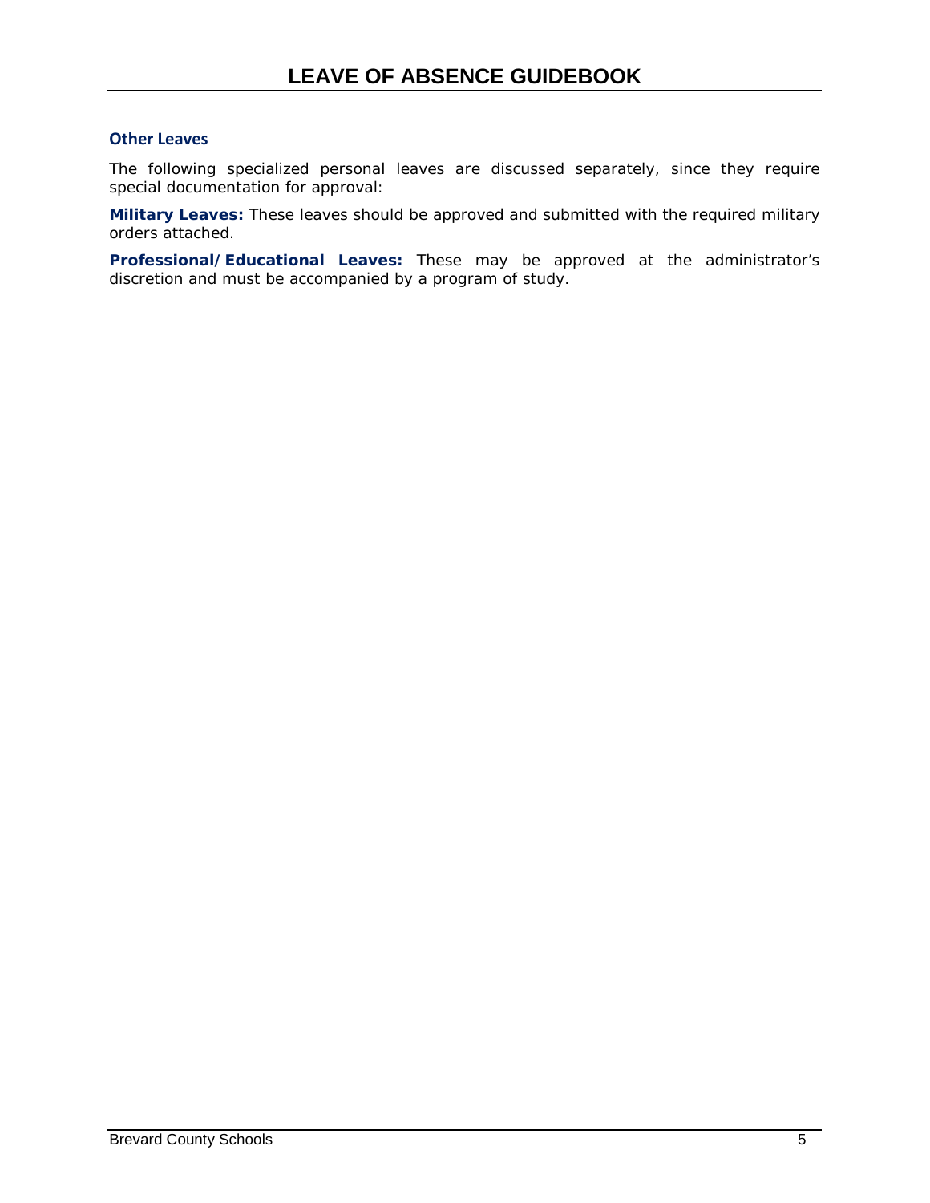### Other Leaves

The following specialized personal leaves are discussed separately, since they require special documentation for approval:

**Military Leaves:** *These leaves should be approved and submitted with the required military orders attached.*

**Professional/Educational Leaves:** *These may be approved at the administrator's discretion and must be accompanied by a program of study.*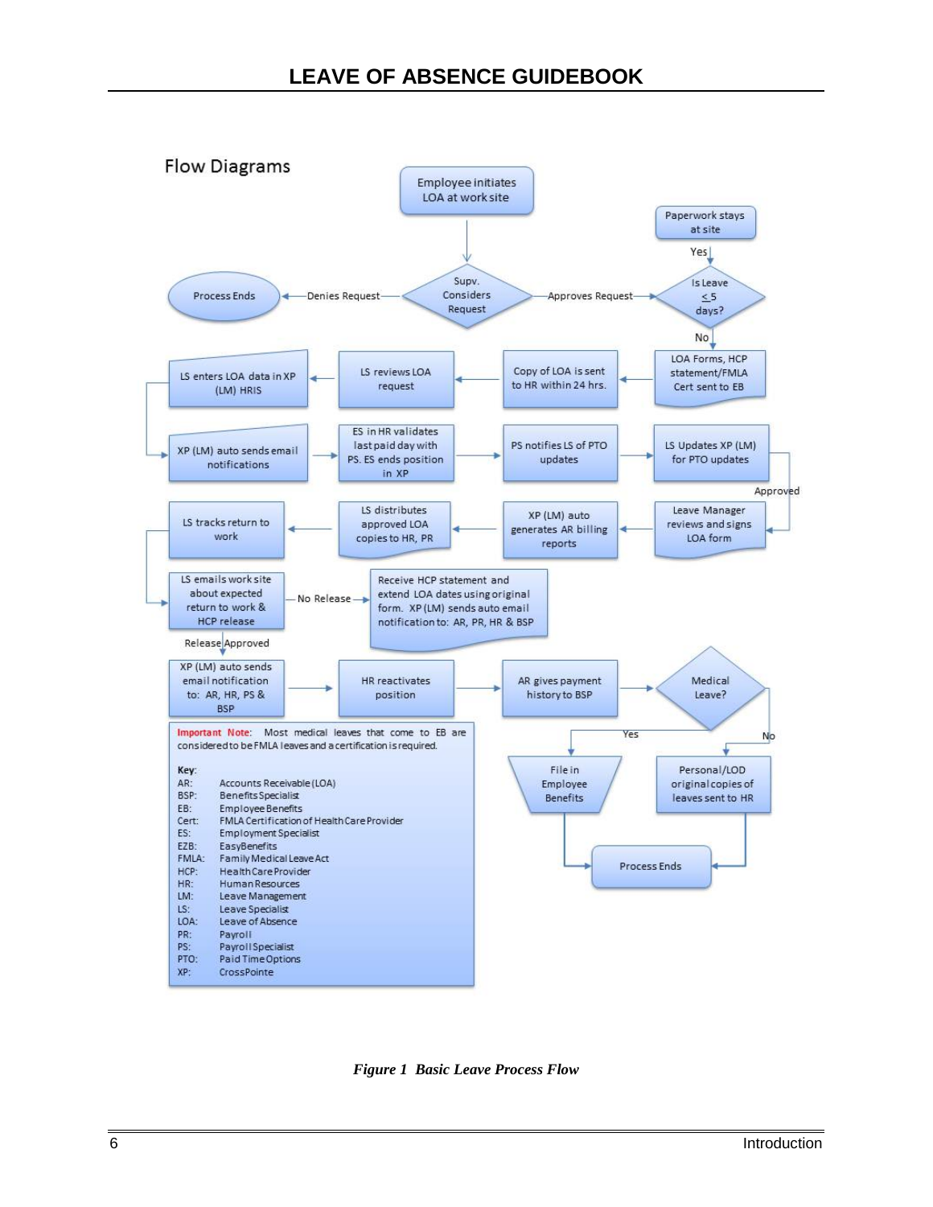## Flow Diagrams

Employee initiates LOA at work site

Supv. Considers Request

- Denies Request → Process Ends
- Approves Request → Is Leave ≤ 5 days?
  - Yes → Paperwork stays at site
  - No → LOA Forms, HCP statement/FMLA Cert sent to EB

Copy of LOA is sent to HR within 24 hrs.

LS reviews LOA request

LS enters LOA data in XP (LM) HRIS

XP (LM) auto sends email notifications

ES in HR validates last paid day with PS. ES ends position in XP

PS notifies LS of PTO updates

LS Updates XP (LM) for PTO updates

Approved

Leave Manager reviews and signs LOA form

XP (LM) auto generates AR billing reports

LS distributes approved LOA copies to HR, PR

LS tracks return to work

LS emails work site about expected return to work & HCP release

- No Release → Receive HCP statement and extend LOA dates using original form. XP (LM) sends auto email notification to: AR, PR, HR & BSP
- Release Approved → XP (LM) auto sends email notification to: AR, HR, PS & BSP

HR reactivates position

AR gives payment history to BSP

Medical Leave?

- Yes → File in Employee Benefits → Process Ends
- No → Personal/LOD original copies of leaves sent to HR → Process Ends

**Important Note:** Most medical leaves that come to EB are considered to be FMLA leaves and a certification is required.

**Key:**

| | |
|---|---|
| AR: | Accounts Receivable (LOA) |
| BSP: | Benefits Specialist |
| EB: | Employee Benefits |
| Cert: | FMLA Certification of Health Care Provider |
| ES: | Employment Specialist |
| EZB: | EasyBenefits |
| FMLA: | Family Medical Leave Act |
| HCP: | Health Care Provider |
| HR: | Human Resources |
| LM: | Leave Management |
| LS: | Leave Specialist |
| LOA: | Leave of Absence |
| PR: | Payroll |
| PS: | Payroll Specialist |
| PTO: | Paid Time Options |
| XP: | CrossPointe |

*Figure 1 Basic Leave Process Flow*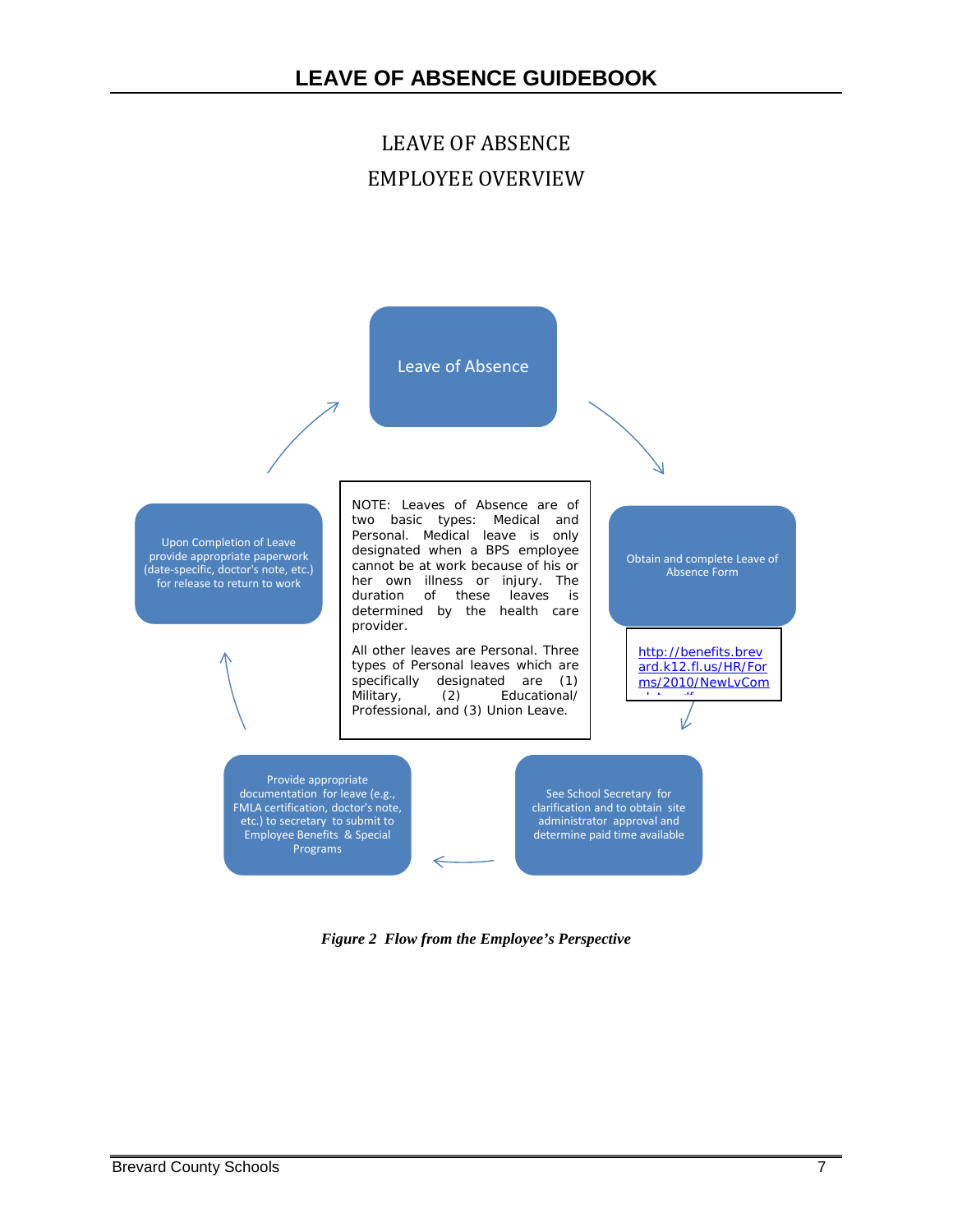# LEAVE OF ABSENCE
## EMPLOYEE OVERVIEW

Leave of Absence

Obtain and complete Leave of Absence Form

http://benefits.brevard.k12.fl.us/HR/Forms/2010/NewLvCom

See School Secretary for clarification and to obtain site administrator approval and determine paid time available

Provide appropriate documentation for leave (e.g., FMLA certification, doctor's note, etc.) to secretary to submit to Employee Benefits & Special Programs

Upon Completion of Leave provide appropriate paperwork (date-specific, doctor's note, etc.) for release to return to work

NOTE: Leaves of Absence are of two basic types: Medical and Personal. Medical leave is only designated when a BPS employee cannot be at work because of his or her own illness or injury. The duration of these leaves is determined by the health care provider.

All other leaves are Personal. Three types of Personal leaves which are specifically designated are (1) Military, (2) Educational/ Professional, and (3) Union Leave.

*Figure 2 Flow from the Employee's Perspective*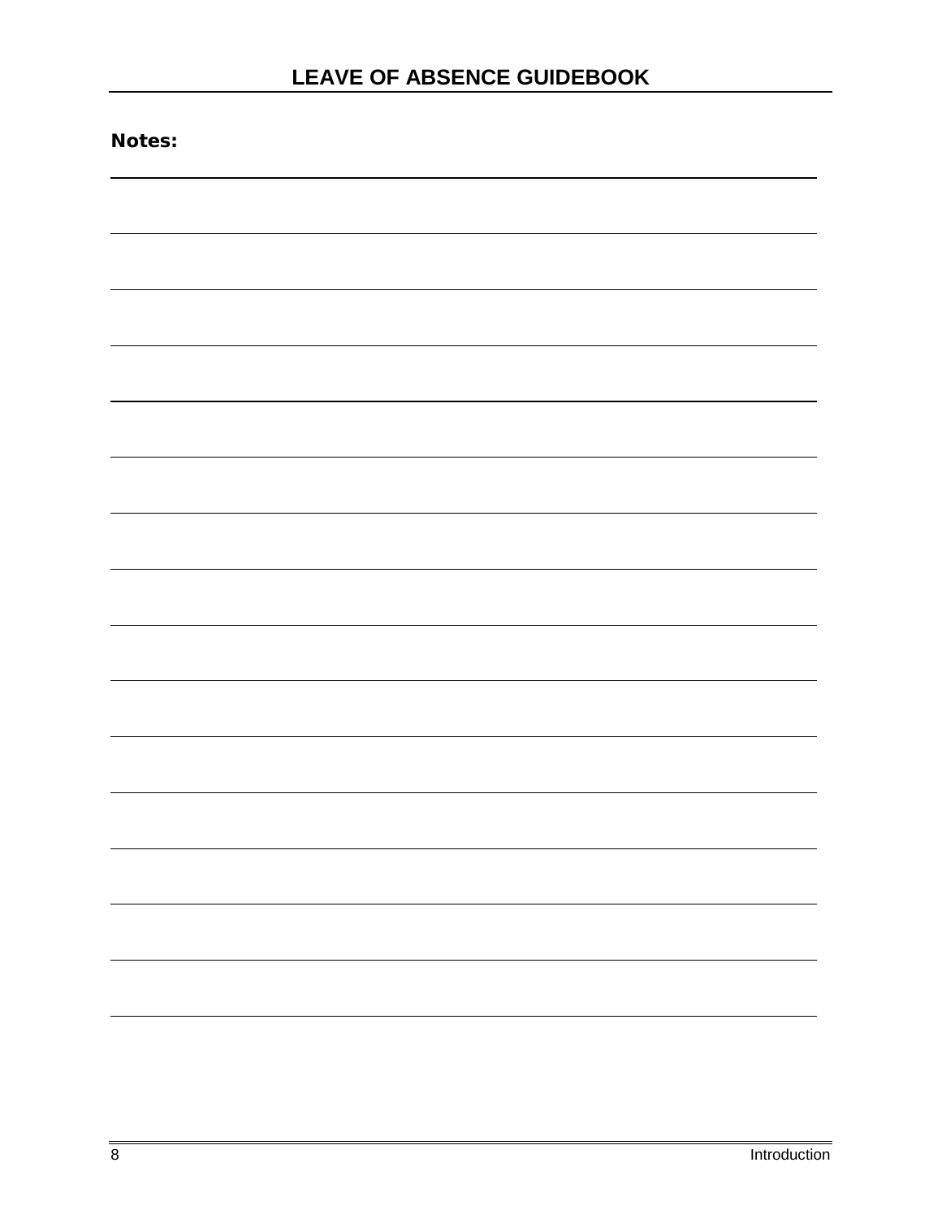**Notes:**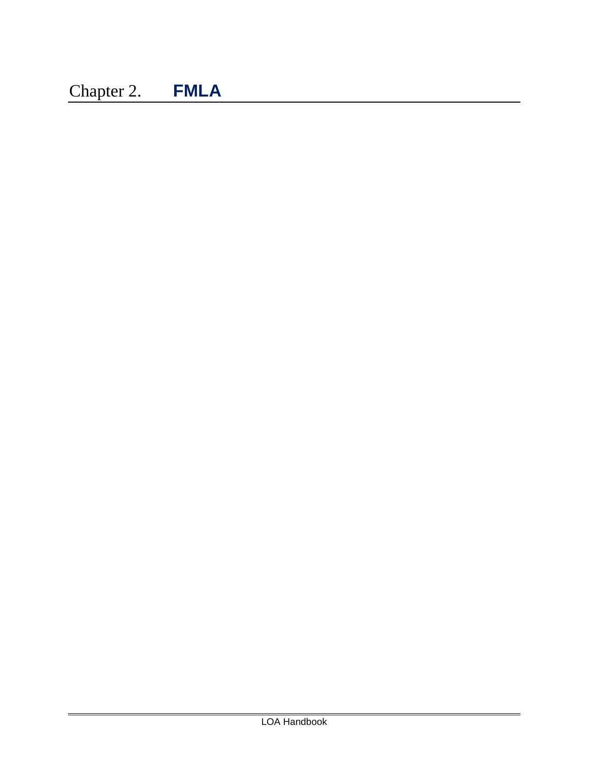# Chapter 2. FMLA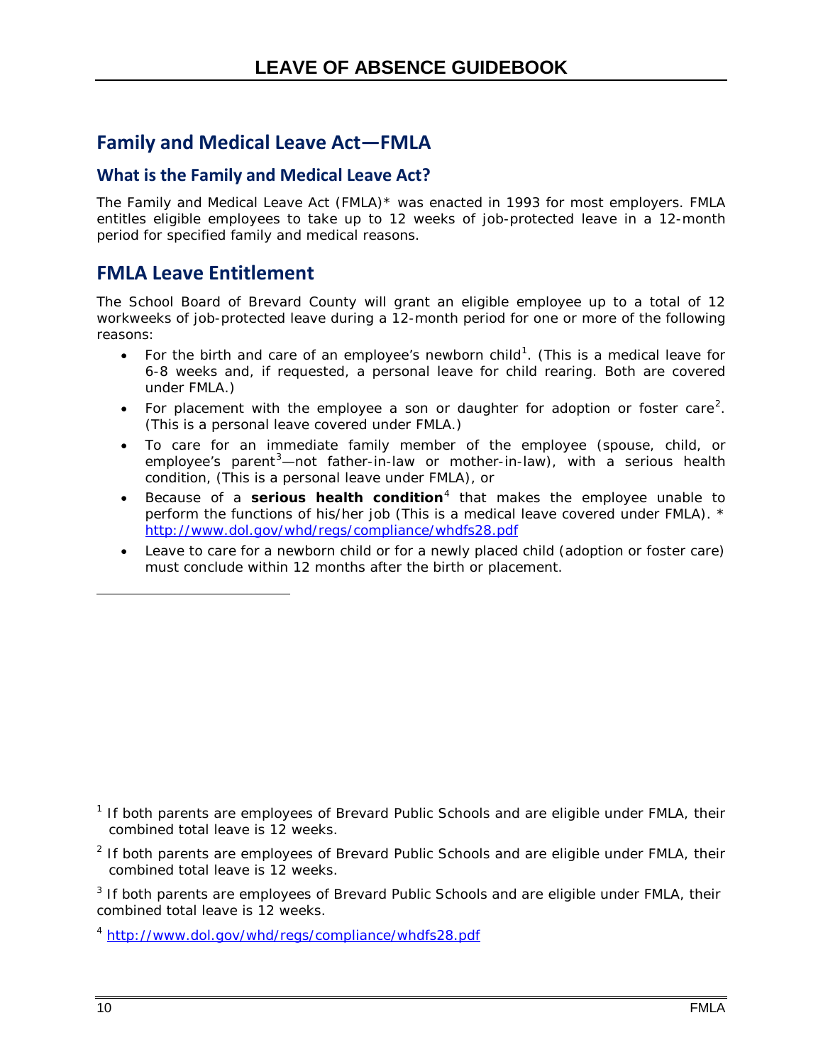## Family and Medical Leave Act—FMLA

### What is the Family and Medical Leave Act?

The Family and Medical Leave Act (FMLA)* was enacted in 1993 for most employers. FMLA entitles eligible employees to take up to 12 weeks of job-protected leave in a 12-month period for specified family and medical reasons.

## FMLA Leave Entitlement

The School Board of Brevard County will grant an eligible employee up to a total of 12 workweeks of job-protected leave during a 12-month period for one or more of the following reasons:

- For the birth and care of an employee's newborn child[1]. (This is a medical leave for 6-8 weeks and, if requested, a personal leave for child rearing. Both are covered under FMLA.)
- For placement with the employee a son or daughter for adoption or foster care[2]. (This is a personal leave covered under FMLA.)
- To care for an immediate family member of the employee (spouse, child, or employee's parent[3]—not father-in-law or mother-in-law), with a serious health condition, (This is a personal leave under FMLA), or
- Because of a **serious health condition**[4] that makes the employee unable to perform the functions of his/her job (This is a medical leave covered under FMLA). * http://www.dol.gov/whd/regs/compliance/whdfs28.pdf
- Leave to care for a newborn child or for a newly placed child (adoption or foster care) must conclude within 12 months after the birth or placement.

---

[1] If both parents are employees of Brevard Public Schools and are eligible under FMLA, their combined total leave is 12 weeks.

[2] If both parents are employees of Brevard Public Schools and are eligible under FMLA, their combined total leave is 12 weeks.

[3] If both parents are employees of Brevard Public Schools and are eligible under FMLA, their combined total leave is 12 weeks.

[4] http://www.dol.gov/whd/regs/compliance/whdfs28.pdf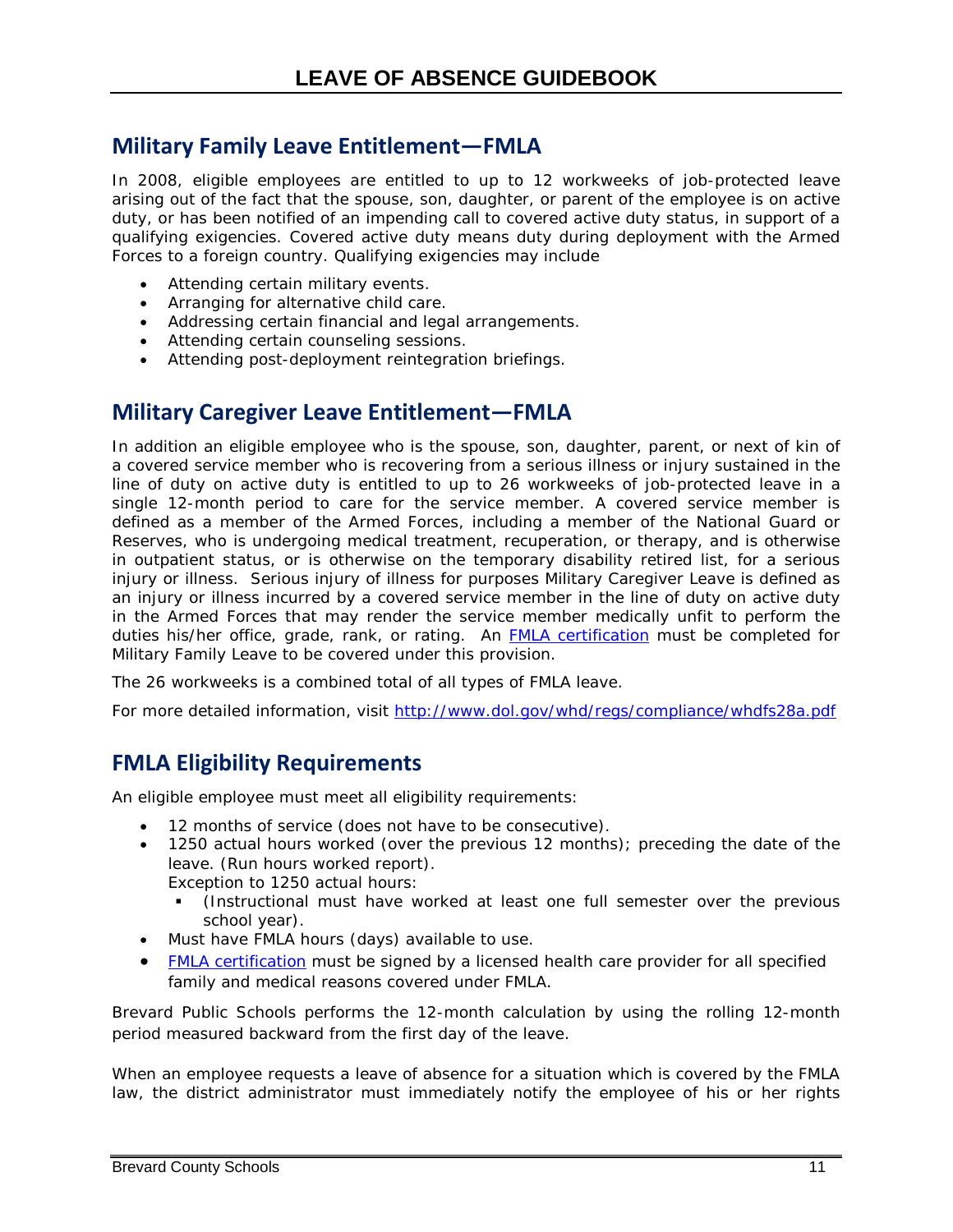## Military Family Leave Entitlement—FMLA

In 2008, eligible employees are entitled to up to 12 workweeks of job-protected leave arising out of the fact that the spouse, son, daughter, or parent of the employee is on active duty, or has been notified of an impending call to covered active duty status, in support of a qualifying exigencies. Covered active duty means duty during deployment with the Armed Forces to a foreign country. Qualifying exigencies may include

- Attending certain military events.
- Arranging for alternative child care.
- Addressing certain financial and legal arrangements.
- Attending certain counseling sessions.
- Attending post-deployment reintegration briefings.

## Military Caregiver Leave Entitlement—FMLA

In addition an eligible employee who is the spouse, son, daughter, parent, or next of kin of a covered service member who is recovering from a serious illness or injury sustained in the line of duty on active duty is entitled to up to 26 workweeks of job-protected leave in a single 12-month period to care for the service member. A covered service member is defined as a member of the Armed Forces, including a member of the National Guard or Reserves, who is undergoing medical treatment, recuperation, or therapy, and is otherwise in outpatient status, or is otherwise on the temporary disability retired list, for a serious injury or illness. Serious injury of illness for purposes Military Caregiver Leave is defined as an injury or illness incurred by a covered service member in the line of duty on active duty in the Armed Forces that may render the service member medically unfit to perform the duties his/her office, grade, rank, or rating. An [FMLA certification]() must be completed for Military Family Leave to be covered under this provision.

The 26 workweeks is a combined total of all types of FMLA leave.

For more detailed information, visit [http://www.dol.gov/whd/regs/compliance/whdfs28a.pdf](http://www.dol.gov/whd/regs/compliance/whdfs28a.pdf)

## FMLA Eligibility Requirements

An eligible employee must meet all eligibility requirements:

- 12 months of service (does not have to be consecutive).
- 1250 actual hours worked (over the previous 12 months); preceding the date of the leave. (Run hours worked report).
  Exception to 1250 actual hours:
  - (Instructional must have worked at least one full semester over the previous school year).
- Must have FMLA hours (days) available to use.
- [FMLA certification]() must be signed by a licensed health care provider for all specified family and medical reasons covered under FMLA.

Brevard Public Schools performs the 12-month calculation by using the rolling 12-month period measured backward from the first day of the leave.

When an employee requests a leave of absence for a situation which is covered by the FMLA law, the district administrator must immediately notify the employee of his or her rights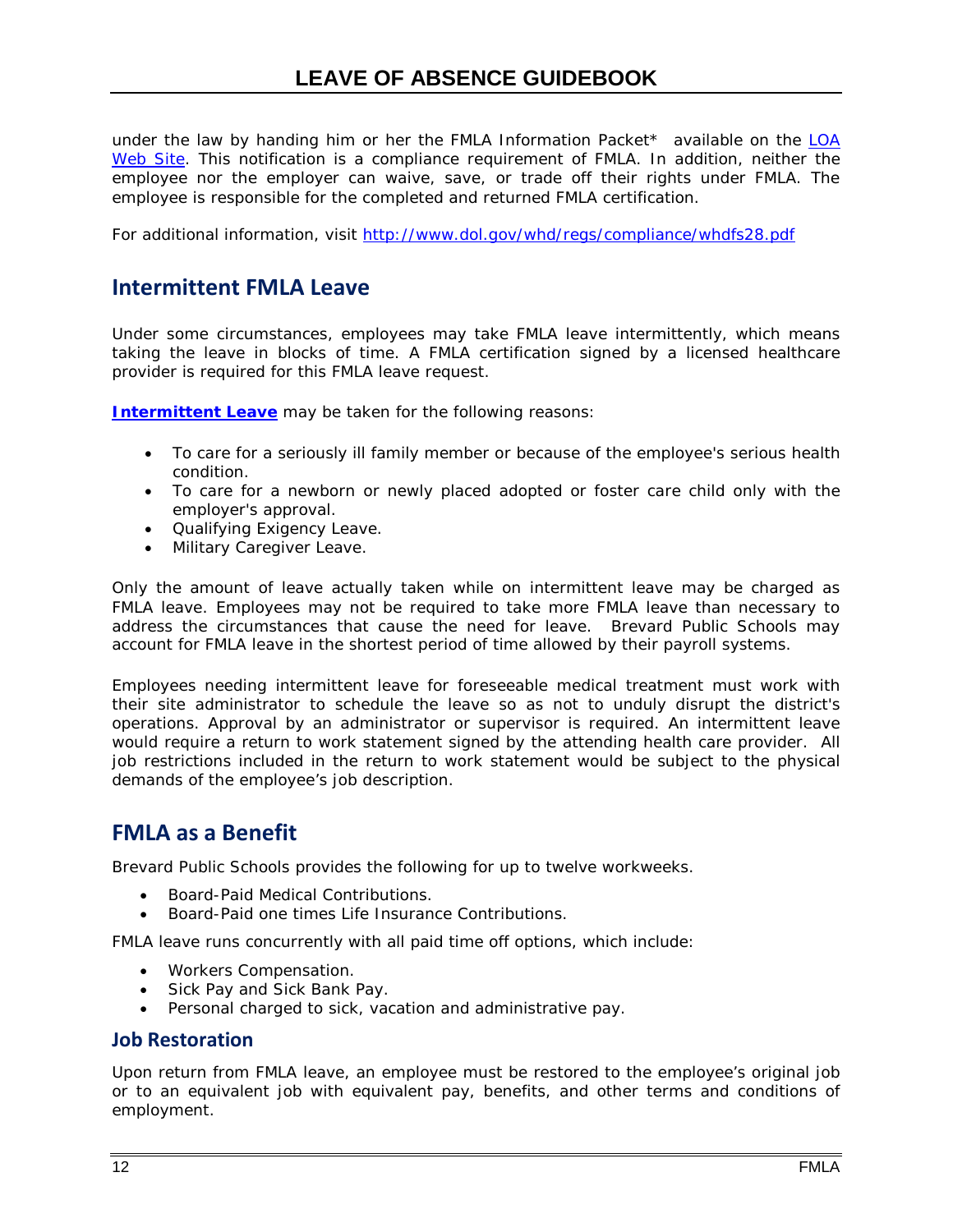under the law by handing him or her the FMLA Information Packet* available on the [LOA Web Site](). This notification is a compliance requirement of FMLA. In addition, neither the employee nor the employer can waive, save, or trade off their rights under FMLA. The employee is responsible for the completed and returned FMLA certification.

For additional information, visit http://www.dol.gov/whd/regs/compliance/whdfs28.pdf

## Intermittent FMLA Leave

Under some circumstances, employees may take FMLA leave intermittently, which means taking the leave in blocks of time. A FMLA certification signed by a licensed healthcare provider is required for this FMLA leave request.

**Intermittent Leave** may be taken for the following reasons:

- To care for a seriously ill family member or because of the employee's serious health condition.
- To care for a newborn or newly placed adopted or foster care child only with the employer's approval.
- Qualifying Exigency Leave.
- Military Caregiver Leave.

Only the amount of leave actually taken while on intermittent leave may be charged as FMLA leave. Employees may not be required to take more FMLA leave than necessary to address the circumstances that cause the need for leave. Brevard Public Schools may account for FMLA leave in the shortest period of time allowed by their payroll systems.

Employees needing intermittent leave for foreseeable medical treatment must work with their site administrator to schedule the leave so as not to unduly disrupt the district's operations. Approval by an administrator or supervisor is required. An intermittent leave would require a return to work statement signed by the attending health care provider. All job restrictions included in the return to work statement would be subject to the physical demands of the employee's job description.

## FMLA as a Benefit

Brevard Public Schools provides the following for up to twelve workweeks.

- Board-Paid Medical Contributions.
- Board-Paid one times Life Insurance Contributions.

FMLA leave runs concurrently with all paid time off options, which include:

- Workers Compensation.
- Sick Pay and Sick Bank Pay.
- Personal charged to sick, vacation and administrative pay.

### Job Restoration

Upon return from FMLA leave, an employee must be restored to the employee's original job or to an equivalent job with equivalent pay, benefits, and other terms and conditions of employment.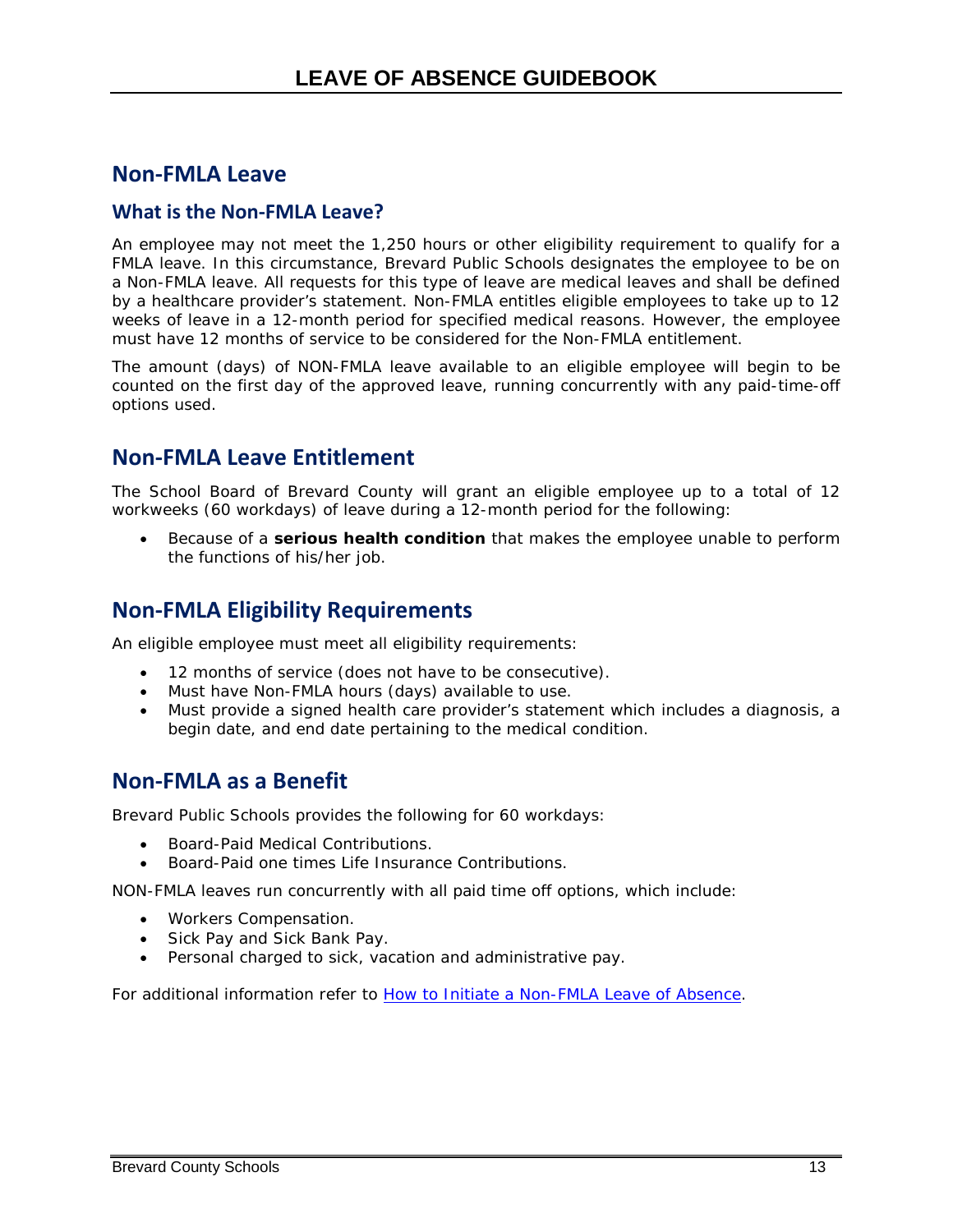## Non-FMLA Leave

### What is the Non-FMLA Leave?

An employee may not meet the 1,250 hours or other eligibility requirement to qualify for a FMLA leave. In this circumstance, Brevard Public Schools designates the employee to be on a Non-FMLA leave. All requests for this type of leave are medical leaves and shall be defined by a healthcare provider's statement. Non-FMLA entitles eligible employees to take up to 12 weeks of leave in a 12-month period for specified medical reasons. However, the employee must have 12 months of service to be considered for the Non-FMLA entitlement.

The amount (days) of NON-FMLA leave available to an eligible employee will begin to be counted on the first day of the approved leave, running concurrently with any paid-time-off options used.

## Non-FMLA Leave Entitlement

The School Board of Brevard County will grant an eligible employee up to a total of 12 workweeks (60 workdays) of leave during a 12-month period for the following:

- Because of a **serious health condition** that makes the employee unable to perform the functions of his/her job.

## Non-FMLA Eligibility Requirements

An eligible employee must meet all eligibility requirements:

- 12 months of service (does not have to be consecutive).
- Must have Non-FMLA hours (days) available to use.
- Must provide a signed health care provider's statement which includes a diagnosis, a begin date, and end date pertaining to the medical condition.

## Non-FMLA as a Benefit

Brevard Public Schools provides the following for 60 workdays:

- Board-Paid Medical Contributions.
- Board-Paid one times Life Insurance Contributions.

NON-FMLA leaves run concurrently with all paid time off options, which include:

- Workers Compensation.
- Sick Pay and Sick Bank Pay.
- Personal charged to sick, vacation and administrative pay.

For additional information refer to How to Initiate a Non-FMLA Leave of Absence.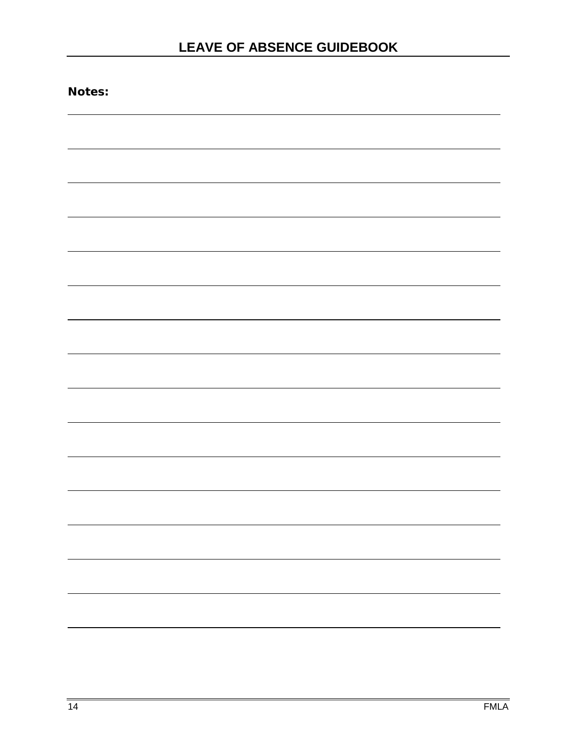**Notes:**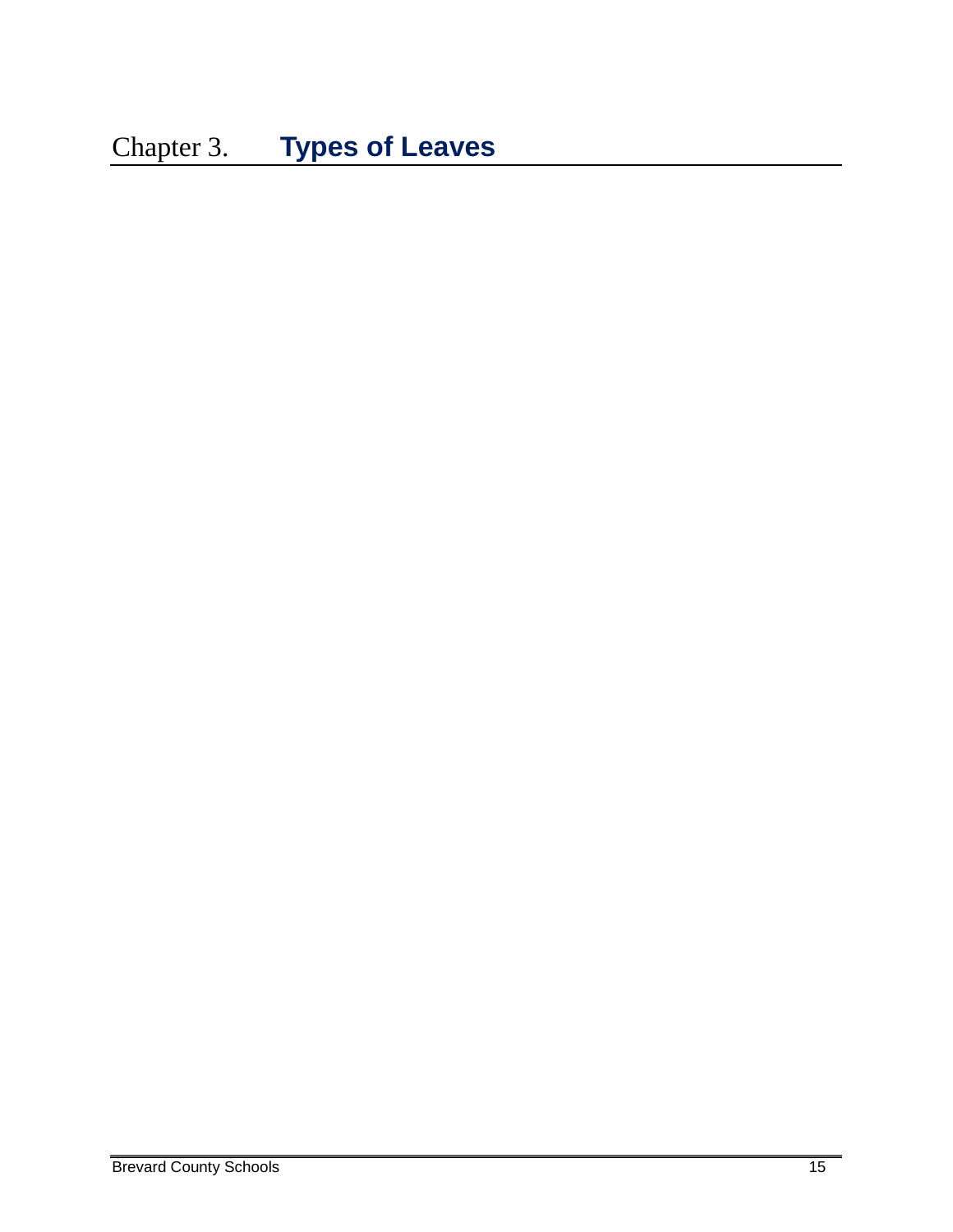# Chapter 3. Types of Leaves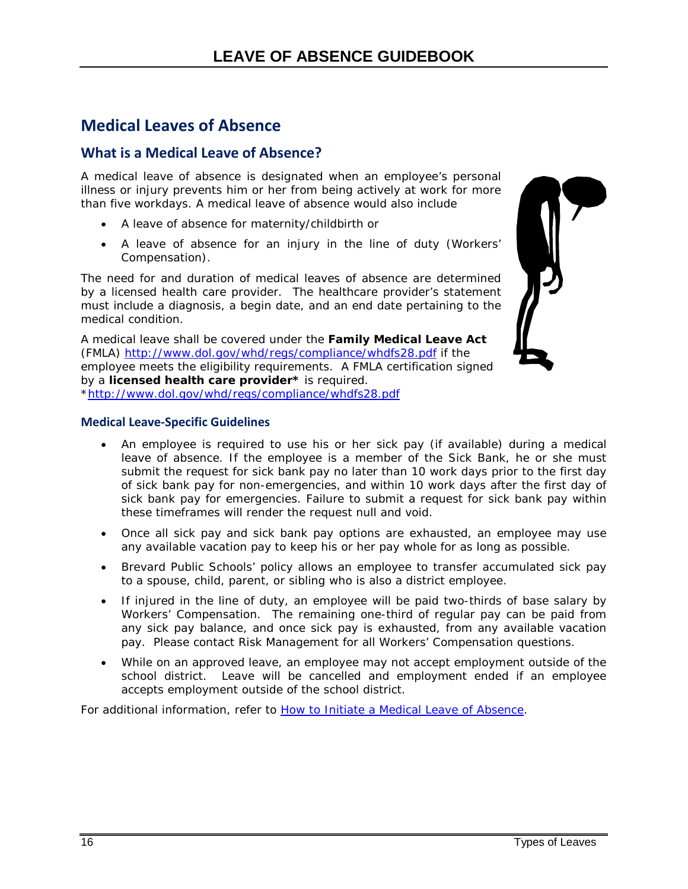# Medical Leaves of Absence

## What is a Medical Leave of Absence?

A medical leave of absence is designated when an employee's personal illness or injury prevents him or her from being actively at work for more than five workdays. A medical leave of absence would also include

- A leave of absence for maternity/childbirth or
- A leave of absence for an injury in the line of duty (Workers' Compensation).

The need for and duration of medical leaves of absence are determined by a licensed health care provider. The healthcare provider's statement must include a diagnosis, a begin date, and an end date pertaining to the medical condition.

A medical leave shall be covered under the **Family Medical Leave Act** (FMLA) [http://www.dol.gov/whd/regs/compliance/whdfs28.pdf](http://www.dol.gov/whd/regs/compliance/whdfs28.pdf) if the employee meets the eligibility requirements. A FMLA certification signed by a **licensed health care provider*** is required.
*[http://www.dol.gov/whd/regs/compliance/whdfs28.pdf](http://www.dol.gov/whd/regs/compliance/whdfs28.pdf)

### Medical Leave-Specific Guidelines

- An employee is required to use his or her sick pay (if available) during a medical leave of absence. If the employee is a member of the Sick Bank, he or she must submit the request for sick bank pay no later than 10 work days prior to the first day of sick bank pay for non-emergencies, and within 10 work days after the first day of sick bank pay for emergencies. Failure to submit a request for sick bank pay within these timeframes will render the request null and void.
- Once all sick pay and sick bank pay options are exhausted, an employee may use any available vacation pay to keep his or her pay whole for as long as possible.
- Brevard Public Schools' policy allows an employee to transfer accumulated sick pay to a spouse, child, parent, or sibling who is also a district employee.
- If injured in the line of duty, an employee will be paid two-thirds of base salary by Workers' Compensation. The remaining one-third of regular pay can be paid from any sick pay balance, and once sick pay is exhausted, from any available vacation pay. Please contact Risk Management for all Workers' Compensation questions.
- While on an approved leave, an employee may not accept employment outside of the school district. Leave will be cancelled and employment ended if an employee accepts employment outside of the school district.

For additional information, refer to How to Initiate a Medical Leave of Absence.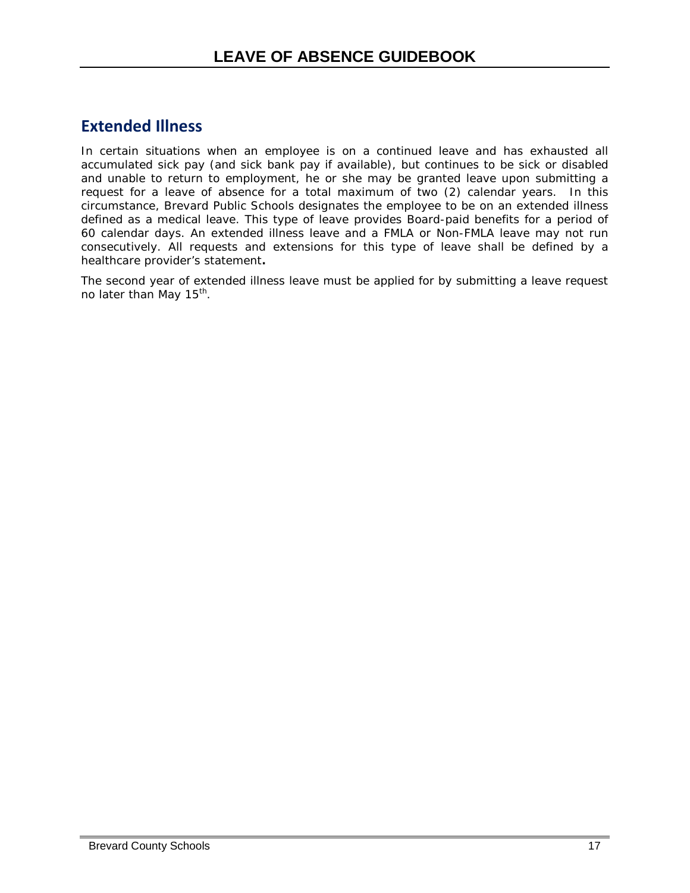## Extended Illness

In certain situations when an employee is on a continued leave and has exhausted all accumulated sick pay (and sick bank pay if available), but continues to be sick or disabled and unable to return to employment, he or she may be granted leave upon submitting a request for a leave of absence for a total maximum of two (2) calendar years. In this circumstance, Brevard Public Schools designates the employee to be on an extended illness defined as a medical leave. This type of leave provides Board-paid benefits for a period of 60 calendar days. An extended illness leave and a FMLA or Non-FMLA leave may not run consecutively. All requests and extensions for this type of leave shall be defined by a healthcare provider's statement**.**

The second year of extended illness leave must be applied for by submitting a leave request no later than May 15th.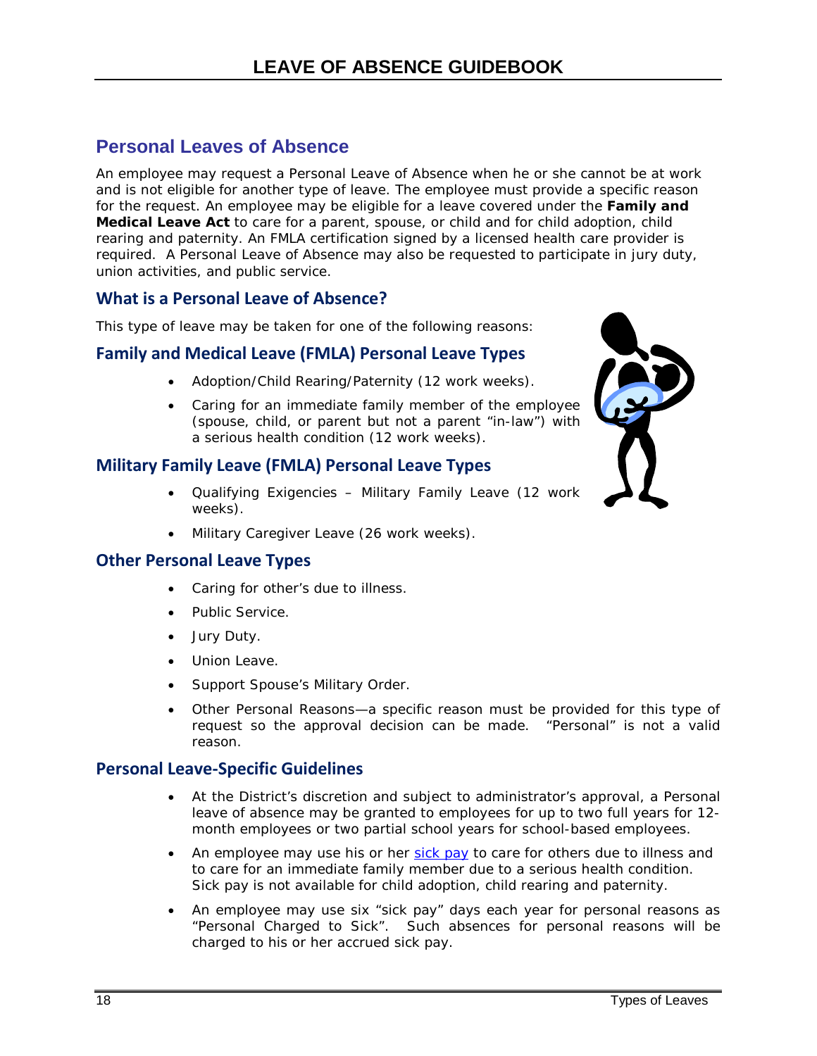# Personal Leaves of Absence

An employee may request a Personal Leave of Absence when he or she cannot be at work and is not eligible for another type of leave. The employee must provide a specific reason for the request. An employee may be eligible for a leave covered under the **Family and Medical Leave Act** to care for a parent, spouse, or child and for child adoption, child rearing and paternity. An FMLA certification signed by a licensed health care provider is required. A Personal Leave of Absence may also be requested to participate in jury duty, union activities, and public service.

## What is a Personal Leave of Absence?

This type of leave may be taken for one of the following reasons:

## Family and Medical Leave (FMLA) Personal Leave Types

- Adoption/Child Rearing/Paternity (12 work weeks).
- Caring for an immediate family member of the employee (spouse, child, or parent but not a parent "in-law") with a serious health condition (12 work weeks).

## Military Family Leave (FMLA) Personal Leave Types

- Qualifying Exigencies – Military Family Leave (12 work weeks).
- Military Caregiver Leave (26 work weeks).

## Other Personal Leave Types

- Caring for other's due to illness.
- Public Service.
- Jury Duty.
- Union Leave.
- Support Spouse's Military Order.
- Other Personal Reasons—a specific reason must be provided for this type of request so the approval decision can be made. "Personal" is not a valid reason.

## Personal Leave-Specific Guidelines

- At the District's discretion and subject to administrator's approval, a Personal leave of absence may be granted to employees for up to two full years for 12-month employees or two partial school years for school-based employees.
- An employee may use his or her sick pay to care for others due to illness and to care for an immediate family member due to a serious health condition. Sick pay is not available for child adoption, child rearing and paternity.
- An employee may use six "sick pay" days each year for personal reasons as "Personal Charged to Sick". Such absences for personal reasons will be charged to his or her accrued sick pay.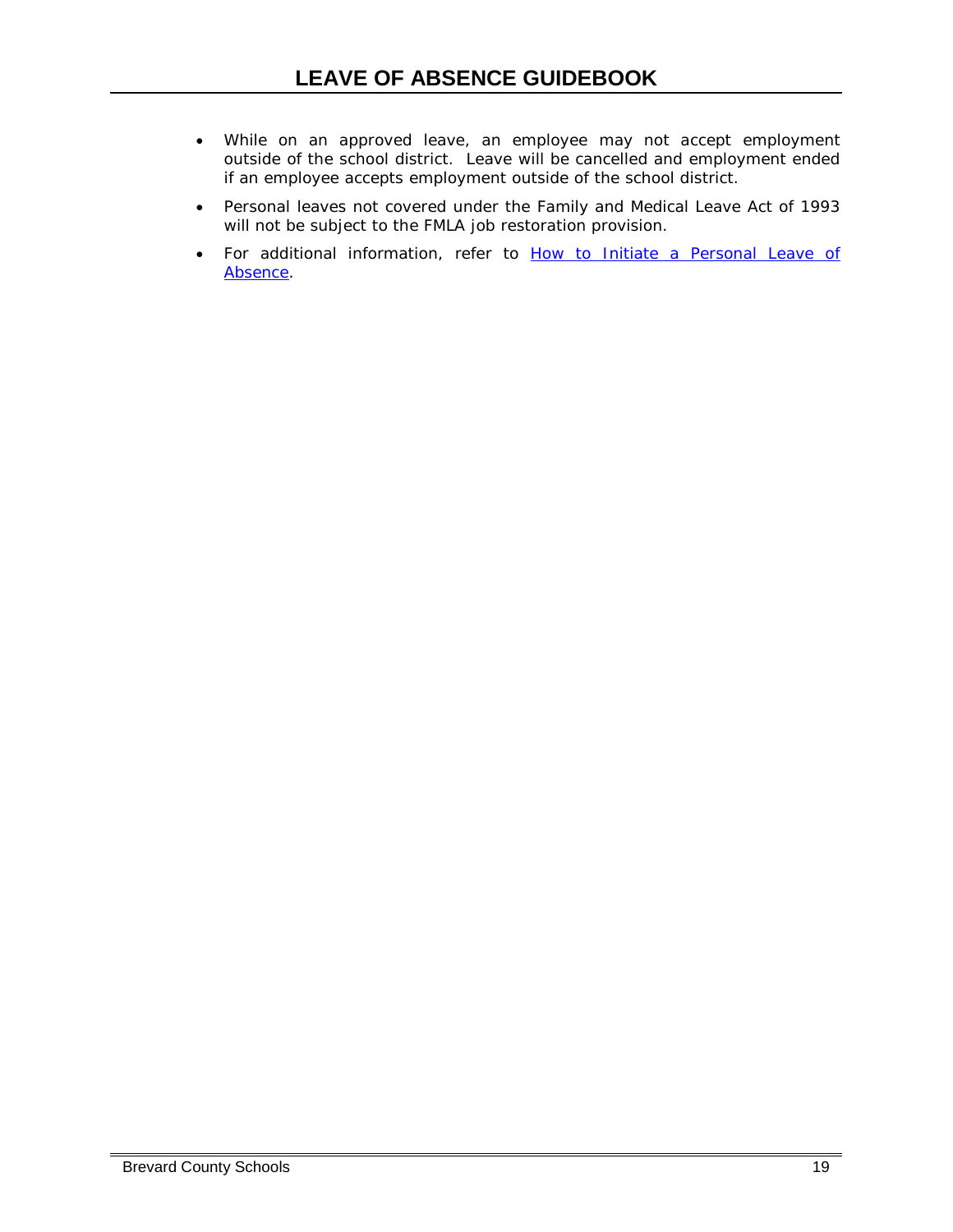- While on an approved leave, an employee may not accept employment outside of the school district. Leave will be cancelled and employment ended if an employee accepts employment outside of the school district.
- Personal leaves not covered under the Family and Medical Leave Act of 1993 will not be subject to the FMLA job restoration provision.
- For additional information, refer to How to Initiate a Personal Leave of Absence.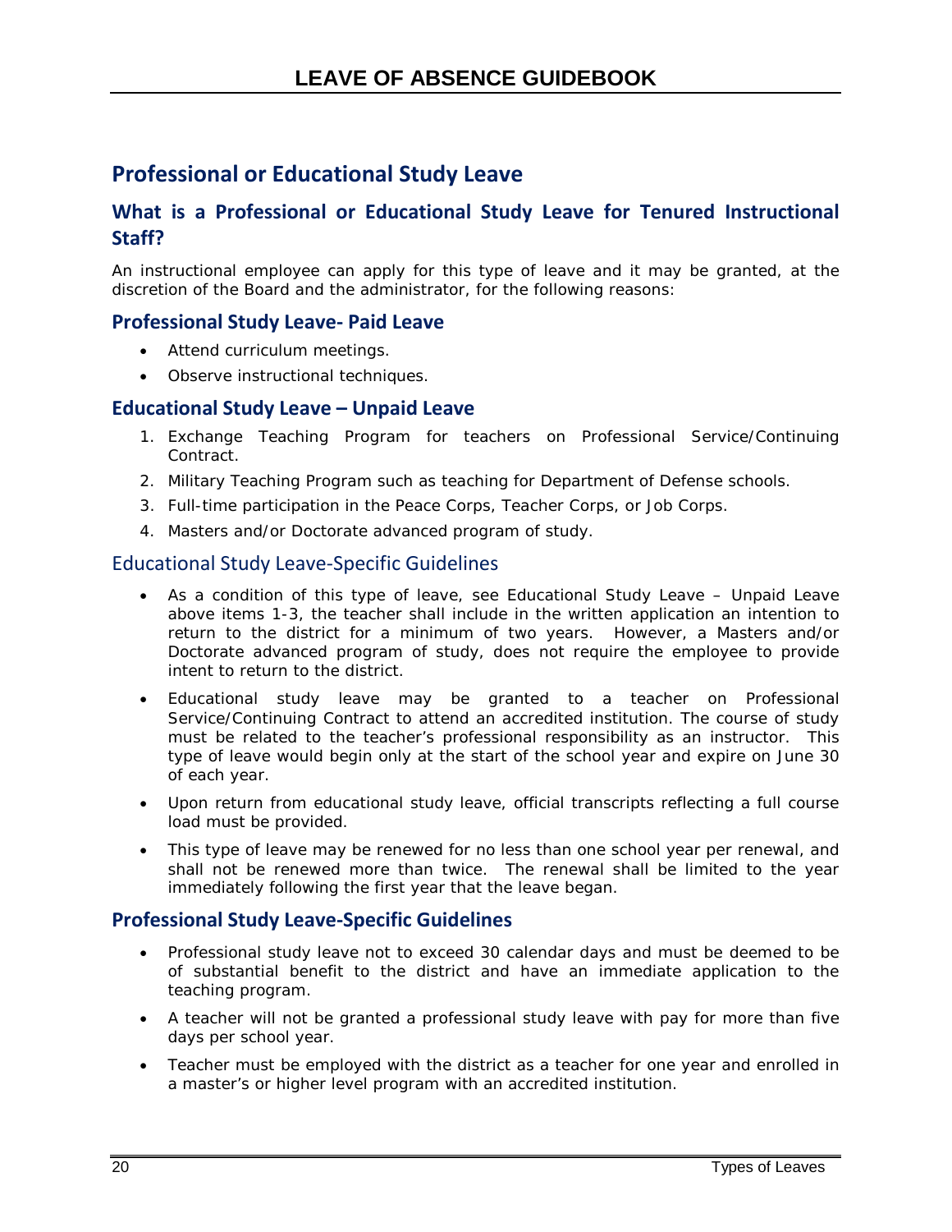# Professional or Educational Study Leave

## What is a Professional or Educational Study Leave for Tenured Instructional Staff?

An instructional employee can apply for this type of leave and it may be granted, at the discretion of the Board and the administrator, for the following reasons:

### Professional Study Leave- Paid Leave

- Attend curriculum meetings.
- Observe instructional techniques.

### Educational Study Leave – Unpaid Leave

1. Exchange Teaching Program for teachers on Professional Service/Continuing Contract.
2. Military Teaching Program such as teaching for Department of Defense schools.
3. Full-time participation in the Peace Corps, Teacher Corps, or Job Corps.
4. Masters and/or Doctorate advanced program of study.

### Educational Study Leave-Specific Guidelines

- As a condition of this type of leave, see Educational Study Leave – Unpaid Leave above items 1-3, the teacher shall include in the written application an intention to return to the district for a minimum of two years. However, a Masters and/or Doctorate advanced program of study, does not require the employee to provide intent to return to the district.
- Educational study leave may be granted to a teacher on Professional Service/Continuing Contract to attend an accredited institution. The course of study must be related to the teacher's professional responsibility as an instructor. This type of leave would begin only at the start of the school year and expire on June 30 of each year.
- Upon return from educational study leave, official transcripts reflecting a full course load must be provided.
- This type of leave may be renewed for no less than one school year per renewal, and shall not be renewed more than twice. The renewal shall be limited to the year immediately following the first year that the leave began.

### Professional Study Leave-Specific Guidelines

- Professional study leave not to exceed 30 calendar days and must be deemed to be of substantial benefit to the district and have an immediate application to the teaching program.
- A teacher will not be granted a professional study leave with pay for more than five days per school year.
- Teacher must be employed with the district as a teacher for one year and enrolled in a master's or higher level program with an accredited institution.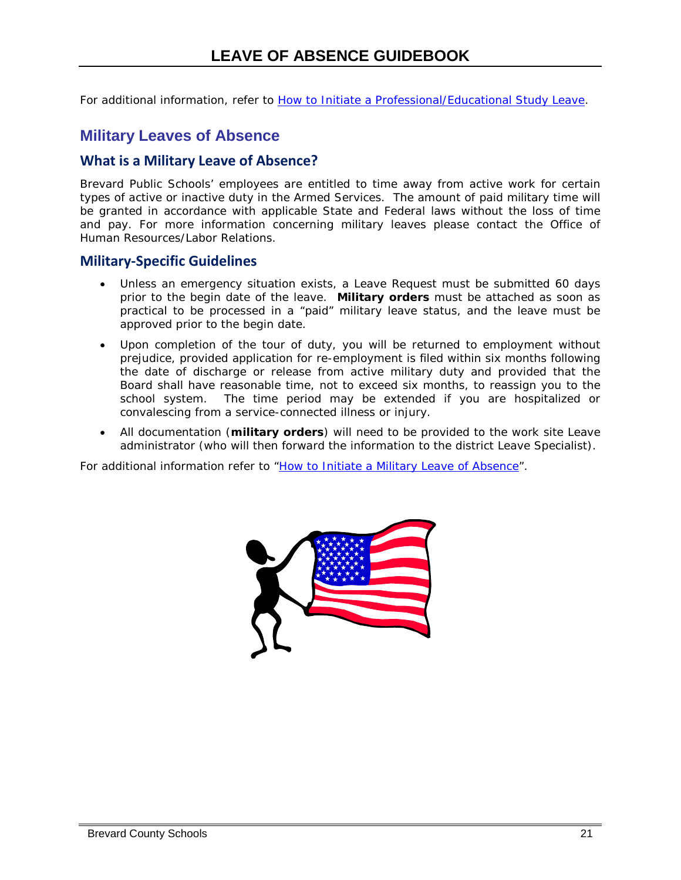For additional information, refer to How to Initiate a Professional/Educational Study Leave.

## Military Leaves of Absence

### What is a Military Leave of Absence?

Brevard Public Schools' employees are entitled to time away from active work for certain types of active or inactive duty in the Armed Services. The amount of paid military time will be granted in accordance with applicable State and Federal laws without the loss of time and pay. For more information concerning military leaves please contact the Office of Human Resources/Labor Relations.

### Military-Specific Guidelines

- Unless an emergency situation exists, a Leave Request must be submitted 60 days prior to the begin date of the leave. **Military orders** must be attached as soon as practical to be processed in a "paid" military leave status, and the leave must be approved prior to the begin date.
- Upon completion of the tour of duty, you will be returned to employment without prejudice, provided application for re-employment is filed within six months following the date of discharge or release from active military duty and provided that the Board shall have reasonable time, not to exceed six months, to reassign you to the school system. The time period may be extended if you are hospitalized or convalescing from a service-connected illness or injury.
- All documentation (**military orders**) will need to be provided to the work site Leave administrator (who will then forward the information to the district Leave Specialist).

For additional information refer to "How to Initiate a Military Leave of Absence".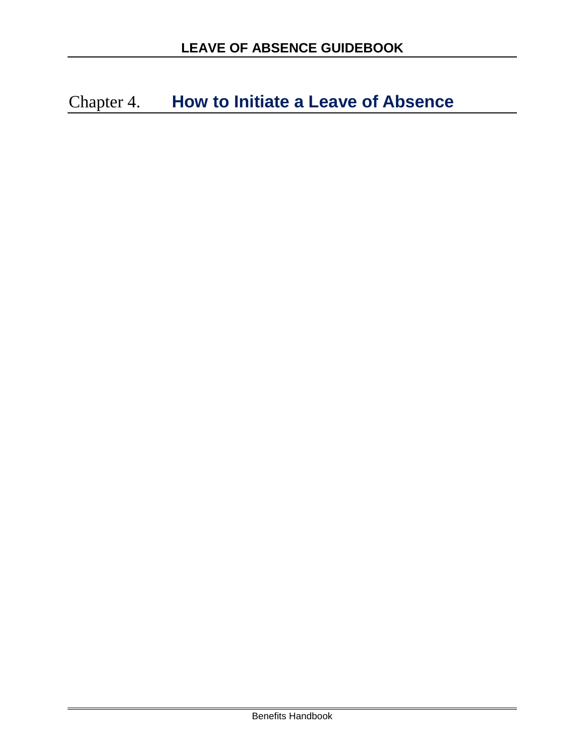# Chapter 4. How to Initiate a Leave of Absence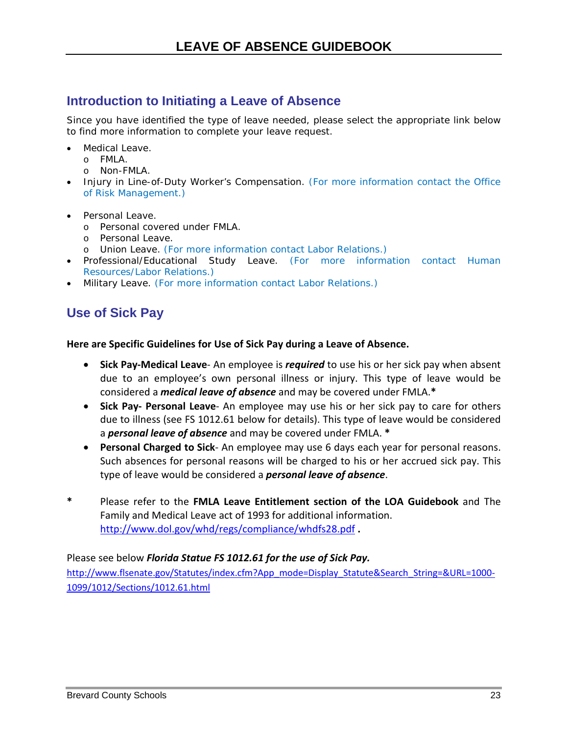## Introduction to Initiating a Leave of Absence

Since you have identified the type of leave needed, please select the appropriate link below to find more information to complete your leave request.

- Medical Leave.
  - FMLA.
  - Non-FMLA.
- Injury in Line-of-Duty Worker's Compensation. (For more information contact the Office of Risk Management.)
- Personal Leave.
  - Personal covered under FMLA.
  - Personal Leave.
  - Union Leave. (For more information contact Labor Relations.)
- Professional/Educational Study Leave. (For more information contact Human Resources/Labor Relations.)
- Military Leave. (For more information contact Labor Relations.)

## Use of Sick Pay

**Here are Specific Guidelines for Use of Sick Pay during a Leave of Absence.**

- **Sick Pay-Medical Leave**- An employee is ***required*** to use his or her sick pay when absent due to an employee's own personal illness or injury. This type of leave would be considered a ***medical leave of absence*** and may be covered under FMLA.**\***
- **Sick Pay- Personal Leave**- An employee may use his or her sick pay to care for others due to illness (see FS 1012.61 below for details). This type of leave would be considered a ***personal leave of absence*** and may be covered under FMLA. **\***
- **Personal Charged to Sick**- An employee may use 6 days each year for personal reasons. Such absences for personal reasons will be charged to his or her accrued sick pay. This type of leave would be considered a ***personal leave of absence***.

**\*** Please refer to the **FMLA Leave Entitlement section of the LOA Guidebook** and The Family and Medical Leave act of 1993 for additional information. http://www.dol.gov/whd/regs/compliance/whdfs28.pdf **.**

Please see below ***Florida Statue FS 1012.61 for the use of Sick Pay.***

http://www.flsenate.gov/Statutes/index.cfm?App_mode=Display_Statute&Search_String=&URL=1000-1099/1012/Sections/1012.61.html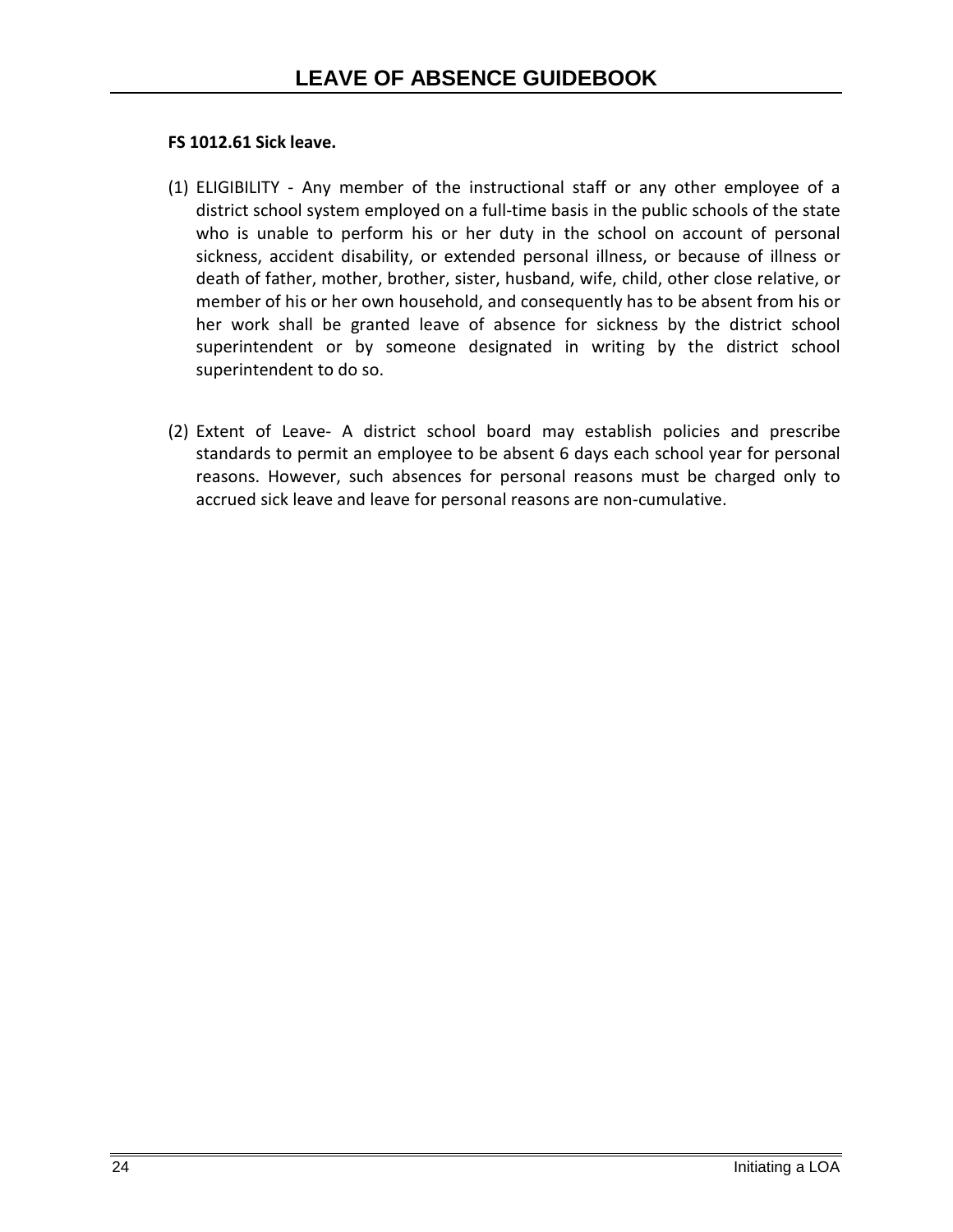**FS 1012.61 Sick leave.**

(1) ELIGIBILITY - Any member of the instructional staff or any other employee of a district school system employed on a full-time basis in the public schools of the state who is unable to perform his or her duty in the school on account of personal sickness, accident disability, or extended personal illness, or because of illness or death of father, mother, brother, sister, husband, wife, child, other close relative, or member of his or her own household, and consequently has to be absent from his or her work shall be granted leave of absence for sickness by the district school superintendent or by someone designated in writing by the district school superintendent to do so.

(2) Extent of Leave- A district school board may establish policies and prescribe standards to permit an employee to be absent 6 days each school year for personal reasons. However, such absences for personal reasons must be charged only to accrued sick leave and leave for personal reasons are non-cumulative.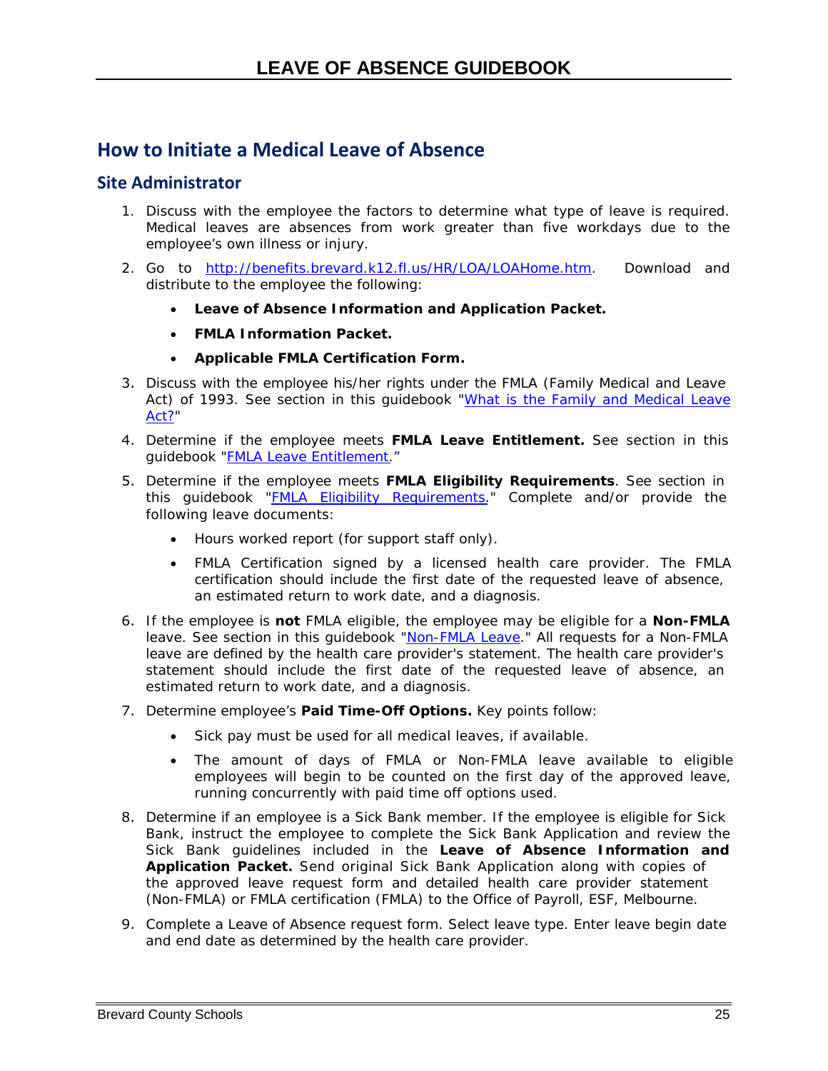## How to Initiate a Medical Leave of Absence

### Site Administrator

1. Discuss with the employee the factors to determine what type of leave is required. Medical leaves are absences from work greater than five workdays due to the employee's own illness or injury.
2. Go to [http://benefits.brevard.k12.fl.us/HR/LOA/LOAHome.htm](http://benefits.brevard.k12.fl.us/HR/LOA/LOAHome.htm). Download and distribute to the employee the following:
   - **Leave of Absence Information and Application Packet.**
   - **FMLA Information Packet.**
   - **Applicable FMLA Certification Form.**
3. Discuss with the employee his/her rights under the FMLA (Family Medical and Leave Act) of 1993. See section in this guidebook "What is the Family and Medical Leave Act?"
4. Determine if the employee meets **FMLA Leave Entitlement.** See section in this guidebook "FMLA Leave Entitlement."
5. Determine if the employee meets **FMLA Eligibility Requirements**. See section in this guidebook "FMLA Eligibility Requirements." Complete and/or provide the following leave documents:
   - Hours worked report (for support staff only).
   - FMLA Certification signed by a licensed health care provider. The FMLA certification should include the first date of the requested leave of absence, an estimated return to work date, and a diagnosis.
6. If the employee is **not** FMLA eligible, the employee may be eligible for a **Non-FMLA** leave. See section in this guidebook "Non-FMLA Leave." All requests for a Non-FMLA leave are defined by the health care provider's statement. The health care provider's statement should include the first date of the requested leave of absence, an estimated return to work date, and a diagnosis.
7. Determine employee's **Paid Time-Off Options.** Key points follow:
   - Sick pay must be used for all medical leaves, if available.
   - The amount of days of FMLA or Non-FMLA leave available to eligible employees will begin to be counted on the first day of the approved leave, running concurrently with paid time off options used.
8. Determine if an employee is a Sick Bank member. If the employee is eligible for Sick Bank, instruct the employee to complete the Sick Bank Application and review the Sick Bank guidelines included in the **Leave of Absence Information and Application Packet.** Send original Sick Bank Application along with copies of the approved leave request form and detailed health care provider statement (Non-FMLA) or FMLA certification (FMLA) to the Office of Payroll, ESF, Melbourne.
9. Complete a Leave of Absence request form. Select leave type. Enter leave begin date and end date as determined by the health care provider.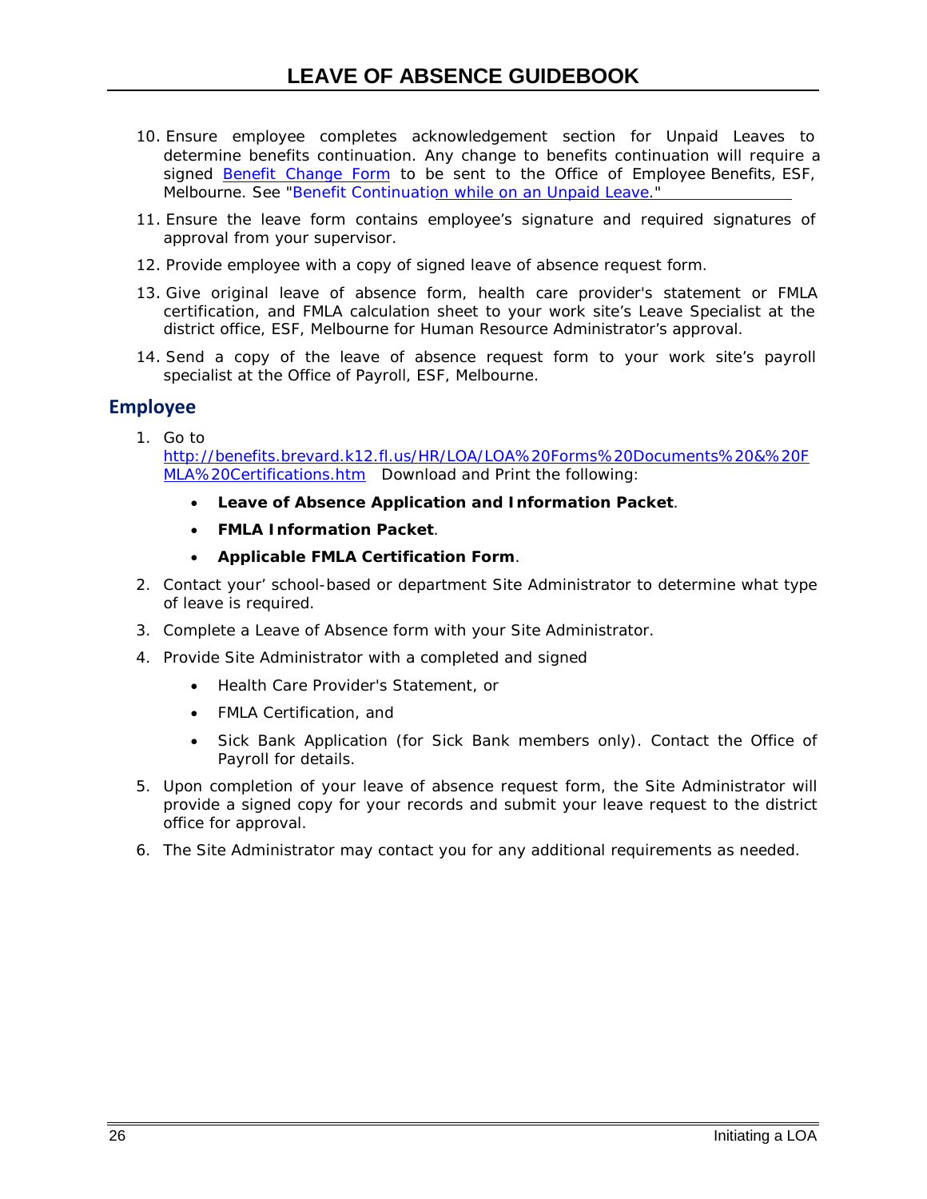10. Ensure employee completes acknowledgement section for Unpaid Leaves to determine benefits continuation. Any change to benefits continuation will require a signed Benefit Change Form to be sent to the Office of Employee Benefits, ESF, Melbourne. See "Benefit Continuation while on an Unpaid Leave."

11. Ensure the leave form contains employee's signature and required signatures of approval from your supervisor.

12. Provide employee with a copy of signed leave of absence request form.

13. Give original leave of absence form, health care provider's statement or FMLA certification, and FMLA calculation sheet to your work site's Leave Specialist at the district office, ESF, Melbourne for Human Resource Administrator's approval.

14. Send a copy of the leave of absence request form to your work site's payroll specialist at the Office of Payroll, ESF, Melbourne.

## Employee

1. Go to http://benefits.brevard.k12.fl.us/HR/LOA/LOA%20Forms%20Documents%20&%20FMLA%20Certifications.htm Download and Print the following:
   - **Leave of Absence Application and Information Packet**.
   - **FMLA Information Packet**.
   - **Applicable FMLA Certification Form**.
2. Contact your' school-based or department Site Administrator to determine what type of leave is required.
3. Complete a Leave of Absence form with your Site Administrator.
4. Provide Site Administrator with a completed and signed
   - Health Care Provider's Statement, or
   - FMLA Certification, and
   - Sick Bank Application (for Sick Bank members only). Contact the Office of Payroll for details.
5. Upon completion of your leave of absence request form, the Site Administrator will provide a signed copy for your records and submit your leave request to the district office for approval.
6. The Site Administrator may contact you for any additional requirements as needed.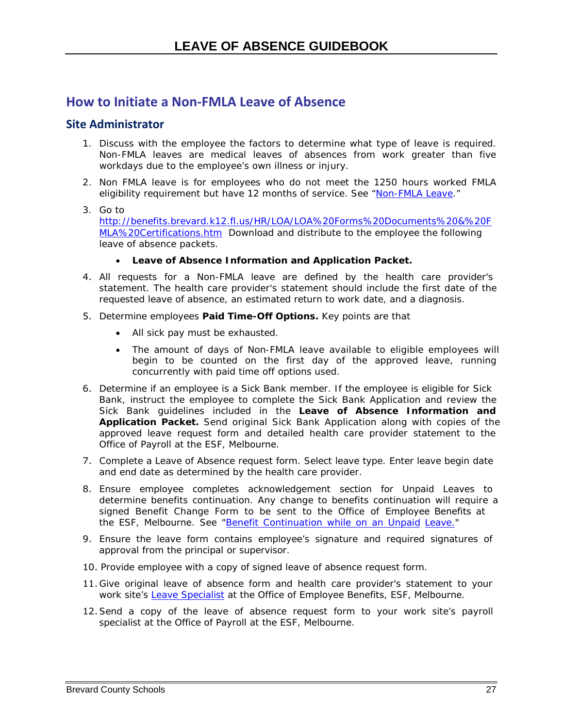## How to Initiate a Non-FMLA Leave of Absence

### Site Administrator

1. Discuss with the employee the factors to determine what type of leave is required. Non-FMLA leaves are medical leaves of absences from work greater than five workdays due to the employee's own illness or injury.
2. Non FMLA leave is for employees who do not meet the 1250 hours worked FMLA eligibility requirement but have 12 months of service. See "Non-FMLA Leave."
3. Go to http://benefits.brevard.k12.fl.us/HR/LOA/LOA%20Forms%20Documents%20&%20FMLA%20Certifications.htm Download and distribute to the employee the following leave of absence packets.
   - **Leave of Absence Information and Application Packet.**
4. All requests for a Non-FMLA leave are defined by the health care provider's statement. The health care provider's statement should include the first date of the requested leave of absence, an estimated return to work date, and a diagnosis.
5. Determine employees **Paid Time-Off Options.** Key points are that
   - All sick pay must be exhausted.
   - The amount of days of Non-FMLA leave available to eligible employees will begin to be counted on the first day of the approved leave, running concurrently with paid time off options used.
6. Determine if an employee is a Sick Bank member. If the employee is eligible for Sick Bank, instruct the employee to complete the Sick Bank Application and review the Sick Bank guidelines included in the **Leave of Absence Information and Application Packet.** Send original Sick Bank Application along with copies of the approved leave request form and detailed health care provider statement to the Office of Payroll at the ESF, Melbourne.
7. Complete a Leave of Absence request form. Select leave type. Enter leave begin date and end date as determined by the health care provider.
8. Ensure employee completes acknowledgement section for Unpaid Leaves to determine benefits continuation. Any change to benefits continuation will require a signed Benefit Change Form to be sent to the Office of Employee Benefits at the ESF, Melbourne. See "Benefit Continuation while on an Unpaid Leave."
9. Ensure the leave form contains employee's signature and required signatures of approval from the principal or supervisor.
10. Provide employee with a copy of signed leave of absence request form.
11. Give original leave of absence form and health care provider's statement to your work site's Leave Specialist at the Office of Employee Benefits, ESF, Melbourne.
12. Send a copy of the leave of absence request form to your work site's payroll specialist at the Office of Payroll at the ESF, Melbourne.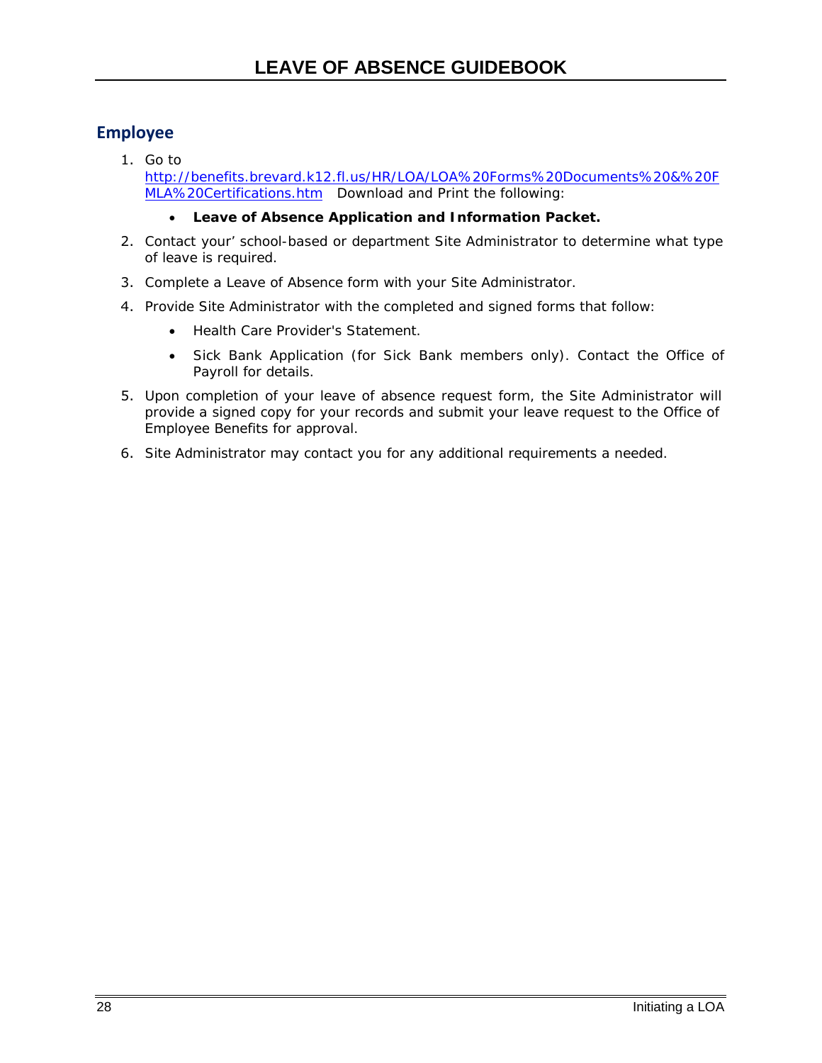## Employee

1. Go to http://benefits.brevard.k12.fl.us/HR/LOA/LOA%20Forms%20Documents%20&%20FMLA%20Certifications.htm Download and Print the following:
   - **Leave of Absence Application and Information Packet.**
2. Contact your' school-based or department Site Administrator to determine what type of leave is required.
3. Complete a Leave of Absence form with your Site Administrator.
4. Provide Site Administrator with the completed and signed forms that follow:
   - Health Care Provider's Statement.
   - Sick Bank Application (for Sick Bank members only). Contact the Office of Payroll for details.
5. Upon completion of your leave of absence request form, the Site Administrator will provide a signed copy for your records and submit your leave request to the Office of Employee Benefits for approval.
6. Site Administrator may contact you for any additional requirements a needed.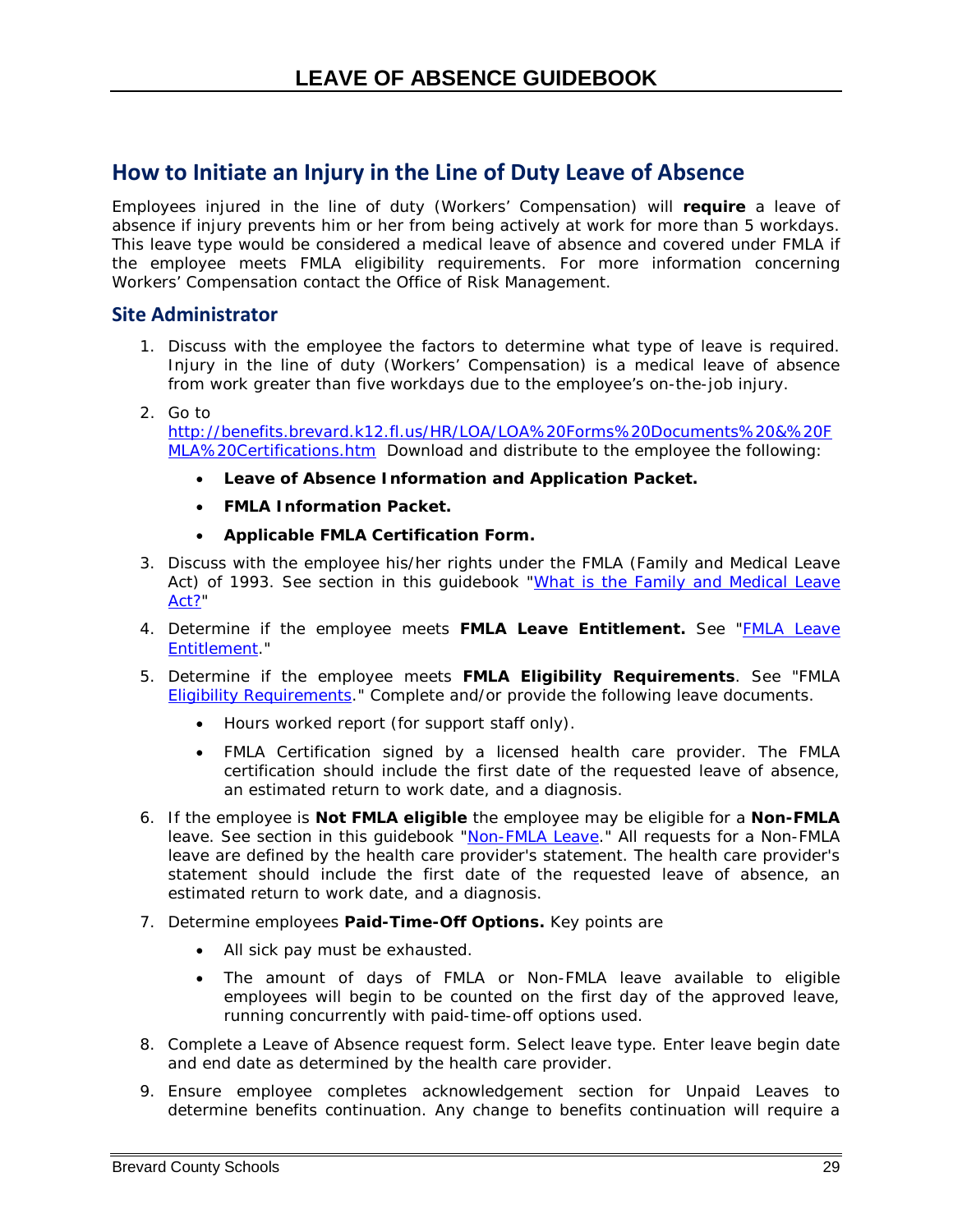## How to Initiate an Injury in the Line of Duty Leave of Absence

Employees injured in the line of duty (Workers' Compensation) will **require** a leave of absence if injury prevents him or her from being actively at work for more than 5 workdays. This leave type would be considered a medical leave of absence and covered under FMLA if the employee meets FMLA eligibility requirements. For more information concerning Workers' Compensation contact the Office of Risk Management.

### Site Administrator

1. Discuss with the employee the factors to determine what type of leave is required. Injury in the line of duty (Workers' Compensation) is a medical leave of absence from work greater than five workdays due to the employee's on-the-job injury.
2. Go to http://benefits.brevard.k12.fl.us/HR/LOA/LOA%20Forms%20Documents%20&%20FMLA%20Certifications.htm Download and distribute to the employee the following:
   - **Leave of Absence Information and Application Packet.**
   - **FMLA Information Packet.**
   - **Applicable FMLA Certification Form.**
3. Discuss with the employee his/her rights under the FMLA (Family and Medical Leave Act) of 1993. See section in this guidebook "What is the Family and Medical Leave Act?"
4. Determine if the employee meets **FMLA Leave Entitlement.** See "FMLA Leave Entitlement."
5. Determine if the employee meets **FMLA Eligibility Requirements**. See "FMLA Eligibility Requirements." Complete and/or provide the following leave documents.
   - Hours worked report (for support staff only).
   - FMLA Certification signed by a licensed health care provider. The FMLA certification should include the first date of the requested leave of absence, an estimated return to work date, and a diagnosis.
6. If the employee is **Not FMLA eligible** the employee may be eligible for a **Non-FMLA** leave. See section in this guidebook "Non-FMLA Leave." All requests for a Non-FMLA leave are defined by the health care provider's statement. The health care provider's statement should include the first date of the requested leave of absence, an estimated return to work date, and a diagnosis.
7. Determine employees **Paid-Time-Off Options.** Key points are
   - All sick pay must be exhausted.
   - The amount of days of FMLA or Non-FMLA leave available to eligible employees will begin to be counted on the first day of the approved leave, running concurrently with paid-time-off options used.
8. Complete a Leave of Absence request form. Select leave type. Enter leave begin date and end date as determined by the health care provider.
9. Ensure employee completes acknowledgement section for Unpaid Leaves to determine benefits continuation. Any change to benefits continuation will require a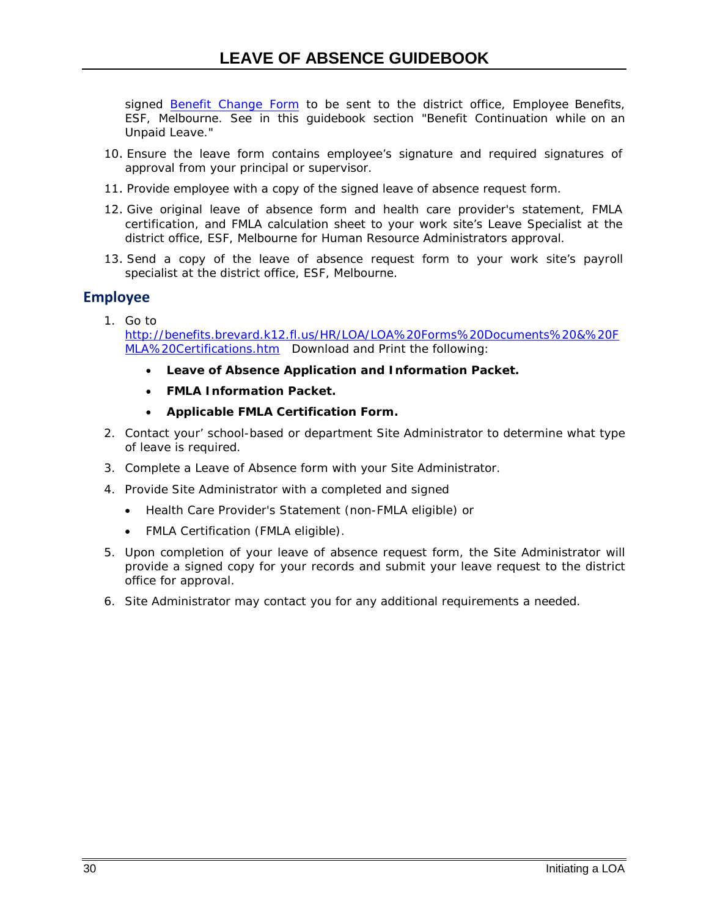signed [Benefit Change Form](#) to be sent to the district office, Employee Benefits, ESF, Melbourne. See in this guidebook section "Benefit Continuation while on an Unpaid Leave."

10. Ensure the leave form contains employee's signature and required signatures of approval from your principal or supervisor.
11. Provide employee with a copy of the signed leave of absence request form.
12. Give original leave of absence form and health care provider's statement, FMLA certification, and FMLA calculation sheet to your work site's Leave Specialist at the district office, ESF, Melbourne for Human Resource Administrators approval.
13. Send a copy of the leave of absence request form to your work site's payroll specialist at the district office, ESF, Melbourne.

## Employee

1. Go to http://benefits.brevard.k12.fl.us/HR/LOA/LOA%20Forms%20Documents%20&%20FMLA%20Certifications.htm Download and Print the following:
   - **Leave of Absence Application and Information Packet.**
   - **FMLA Information Packet.**
   - **Applicable FMLA Certification Form.**
2. Contact your' school-based or department Site Administrator to determine what type of leave is required.
3. Complete a Leave of Absence form with your Site Administrator.
4. Provide Site Administrator with a completed and signed
   - Health Care Provider's Statement (non-FMLA eligible) or
   - FMLA Certification (FMLA eligible).
5. Upon completion of your leave of absence request form, the Site Administrator will provide a signed copy for your records and submit your leave request to the district office for approval.
6. Site Administrator may contact you for any additional requirements a needed.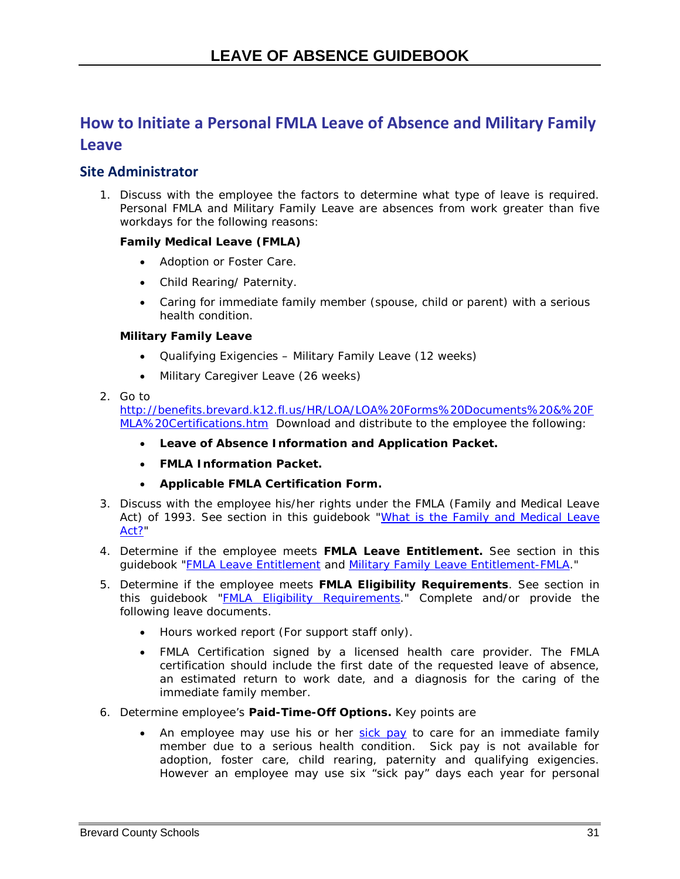## How to Initiate a Personal FMLA Leave of Absence and Military Family Leave

### Site Administrator

1. Discuss with the employee the factors to determine what type of leave is required. Personal FMLA and Military Family Leave are absences from work greater than five workdays for the following reasons:

   **Family Medical Leave (FMLA)**

   - Adoption or Foster Care.
   - Child Rearing/ Paternity.
   - Caring for immediate family member (spouse, child or parent) with a serious health condition.

   **Military Family Leave**

   - Qualifying Exigencies – Military Family Leave (12 weeks)
   - Military Caregiver Leave (26 weeks)

2. Go to [http://benefits.brevard.k12.fl.us/HR/LOA/LOA%20Forms%20Documents%20&%20FMLA%20Certifications.htm](http://benefits.brevard.k12.fl.us/HR/LOA/LOA%20Forms%20Documents%20&%20FMLA%20Certifications.htm) Download and distribute to the employee the following:

   - **Leave of Absence Information and Application Packet.**
   - **FMLA Information Packet.**
   - **Applicable FMLA Certification Form.**

3. Discuss with the employee his/her rights under the FMLA (Family and Medical Leave Act) of 1993. See section in this guidebook "What is the Family and Medical Leave Act?"

4. Determine if the employee meets **FMLA Leave Entitlement.** See section in this guidebook "FMLA Leave Entitlement and Military Family Leave Entitlement-FMLA."

5. Determine if the employee meets **FMLA Eligibility Requirements**. See section in this guidebook "FMLA Eligibility Requirements." Complete and/or provide the following leave documents.

   - Hours worked report (For support staff only).
   - FMLA Certification signed by a licensed health care provider. The FMLA certification should include the first date of the requested leave of absence, an estimated return to work date, and a diagnosis for the caring of the immediate family member.

6. Determine employee's **Paid-Time-Off Options.** Key points are

   - An employee may use his or her sick pay to care for an immediate family member due to a serious health condition. Sick pay is not available for adoption, foster care, child rearing, paternity and qualifying exigencies. However an employee may use six "sick pay" days each year for personal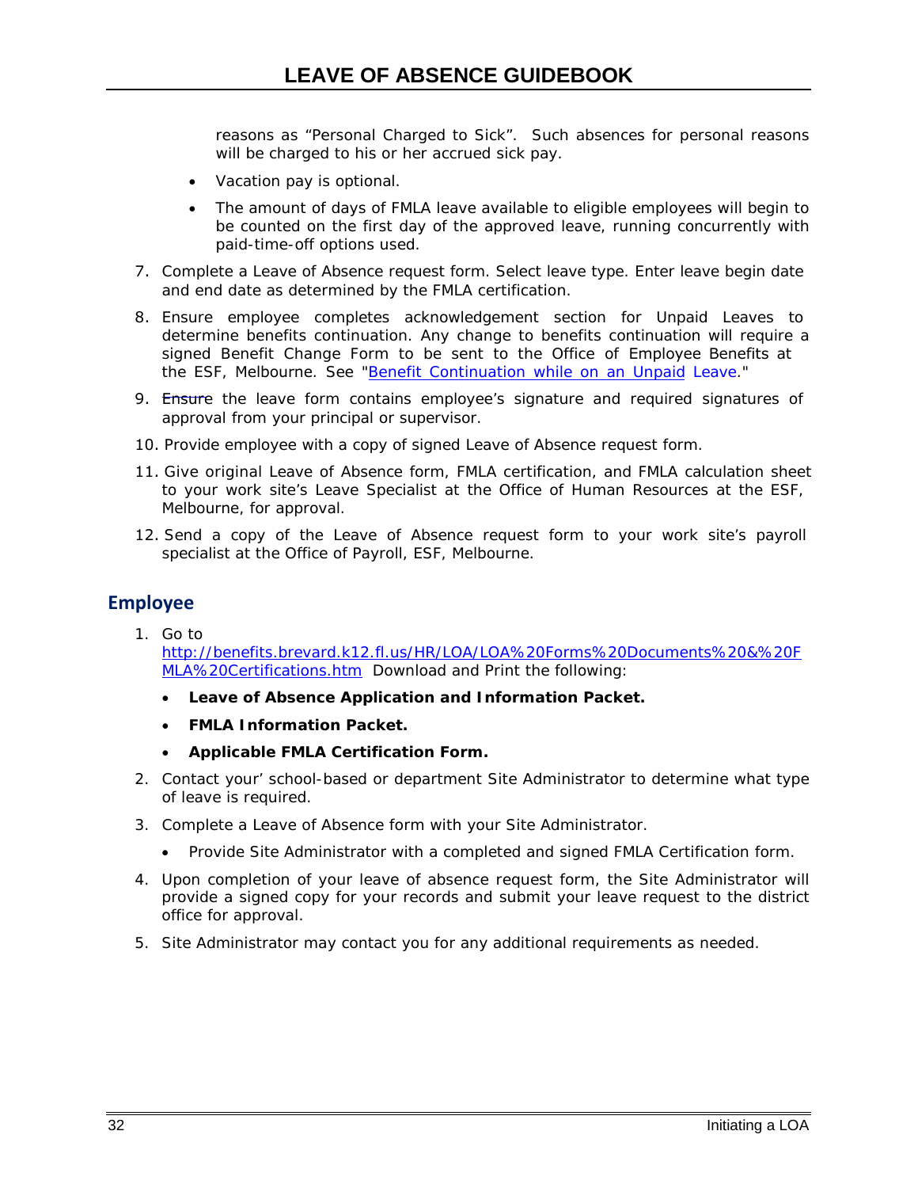reasons as "Personal Charged to Sick". Such absences for personal reasons will be charged to his or her accrued sick pay.

- Vacation pay is optional.
- The amount of days of FMLA leave available to eligible employees will begin to be counted on the first day of the approved leave, running concurrently with paid-time-off options used.

7. Complete a Leave of Absence request form. Select leave type. Enter leave begin date and end date as determined by the FMLA certification.
8. Ensure employee completes acknowledgement section for Unpaid Leaves to determine benefits continuation. Any change to benefits continuation will require a signed Benefit Change Form to be sent to the Office of Employee Benefits at the ESF, Melbourne. See "Benefit Continuation while on an Unpaid Leave."
9. Ensure the leave form contains employee's signature and required signatures of approval from your principal or supervisor.
10. Provide employee with a copy of signed Leave of Absence request form.
11. Give original Leave of Absence form, FMLA certification, and FMLA calculation sheet to your work site's Leave Specialist at the Office of Human Resources at the ESF, Melbourne, for approval.
12. Send a copy of the Leave of Absence request form to your work site's payroll specialist at the Office of Payroll, ESF, Melbourne.

## Employee

1. Go to http://benefits.brevard.k12.fl.us/HR/LOA/LOA%20Forms%20Documents%20&%20FMLA%20Certifications.htm Download and Print the following:
   - **Leave of Absence Application and Information Packet.**
   - **FMLA Information Packet.**
   - **Applicable FMLA Certification Form.**
2. Contact your' school-based or department Site Administrator to determine what type of leave is required.
3. Complete a Leave of Absence form with your Site Administrator.
   - Provide Site Administrator with a completed and signed FMLA Certification form.
4. Upon completion of your leave of absence request form, the Site Administrator will provide a signed copy for your records and submit your leave request to the district office for approval.
5. Site Administrator may contact you for any additional requirements as needed.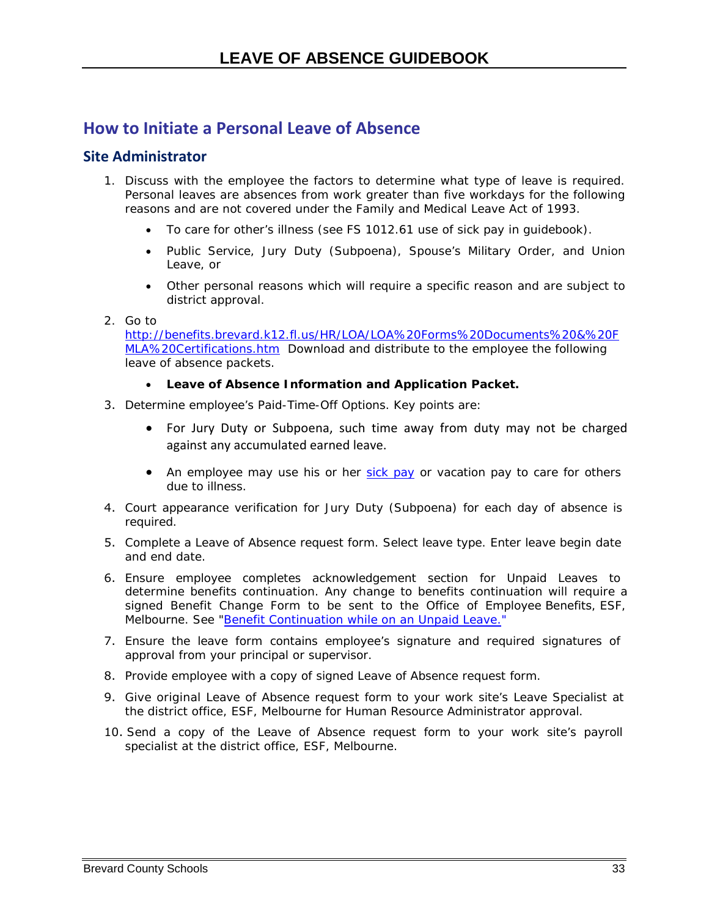## How to Initiate a Personal Leave of Absence

### Site Administrator

1. Discuss with the employee the factors to determine what type of leave is required. Personal leaves are absences from work greater than five workdays for the following reasons and are not covered under the Family and Medical Leave Act of 1993.
   - To care for other's illness (see FS 1012.61 use of sick pay in guidebook).
   - Public Service, Jury Duty (Subpoena), Spouse's Military Order, and Union Leave, or
   - Other personal reasons which will require a specific reason and are subject to district approval.
2. Go to http://benefits.brevard.k12.fl.us/HR/LOA/LOA%20Forms%20Documents%20&%20FMLA%20Certifications.htm Download and distribute to the employee the following leave of absence packets.
   - **Leave of Absence Information and Application Packet.**
3. Determine employee's Paid-Time-Off Options. Key points are:
   - For Jury Duty or Subpoena, such time away from duty may not be charged against any accumulated earned leave.
   - An employee may use his or her sick pay or vacation pay to care for others due to illness.
4. Court appearance verification for Jury Duty (Subpoena) for each day of absence is required.
5. Complete a Leave of Absence request form. Select leave type. Enter leave begin date and end date.
6. Ensure employee completes acknowledgement section for Unpaid Leaves to determine benefits continuation. Any change to benefits continuation will require a signed Benefit Change Form to be sent to the Office of Employee Benefits, ESF, Melbourne. See "Benefit Continuation while on an Unpaid Leave."
7. Ensure the leave form contains employee's signature and required signatures of approval from your principal or supervisor.
8. Provide employee with a copy of signed Leave of Absence request form.
9. Give original Leave of Absence request form to your work site's Leave Specialist at the district office, ESF, Melbourne for Human Resource Administrator approval.
10. Send a copy of the Leave of Absence request form to your work site's payroll specialist at the district office, ESF, Melbourne.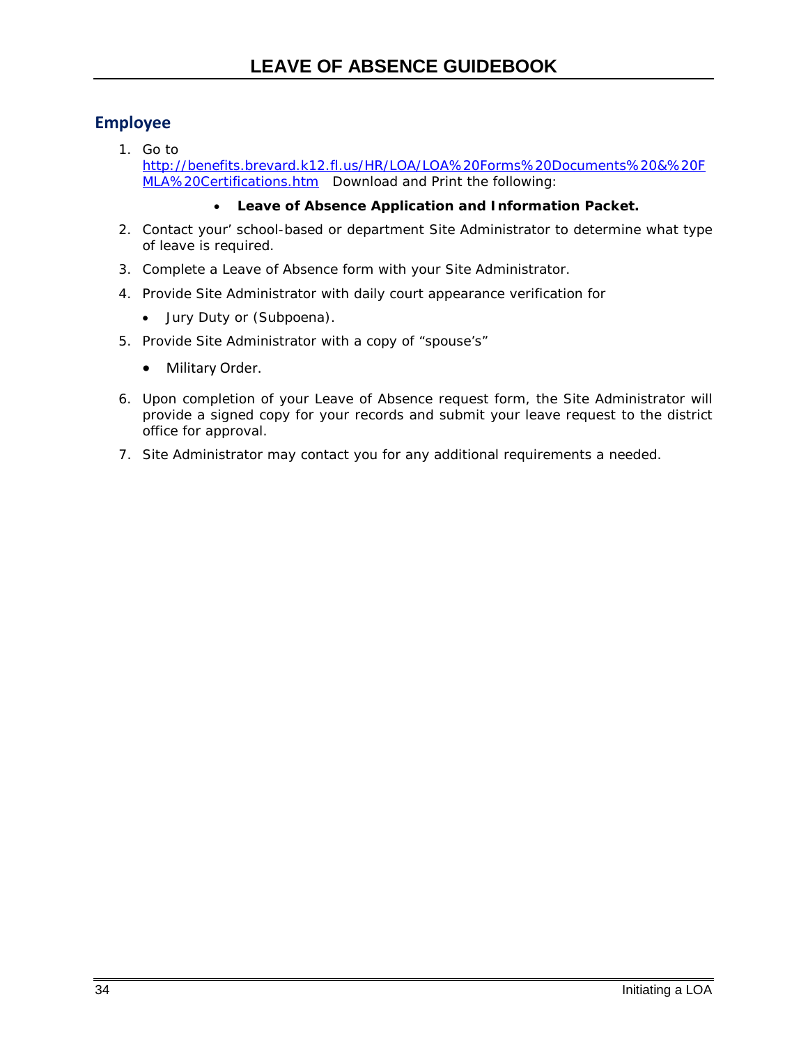## Employee

1. Go to [http://benefits.brevard.k12.fl.us/HR/LOA/LOA%20Forms%20Documents%20&%20FMLA%20Certifications.htm](http://benefits.brevard.k12.fl.us/HR/LOA/LOA%20Forms%20Documents%20&%20FMLA%20Certifications.htm) Download and Print the following:
   - **Leave of Absence Application and Information Packet.**
2. Contact your' school-based or department Site Administrator to determine what type of leave is required.
3. Complete a Leave of Absence form with your Site Administrator.
4. Provide Site Administrator with daily court appearance verification for
   - Jury Duty or (Subpoena).
5. Provide Site Administrator with a copy of "spouse's"
   - Military Order.
6. Upon completion of your Leave of Absence request form, the Site Administrator will provide a signed copy for your records and submit your leave request to the district office for approval.
7. Site Administrator may contact you for any additional requirements a needed.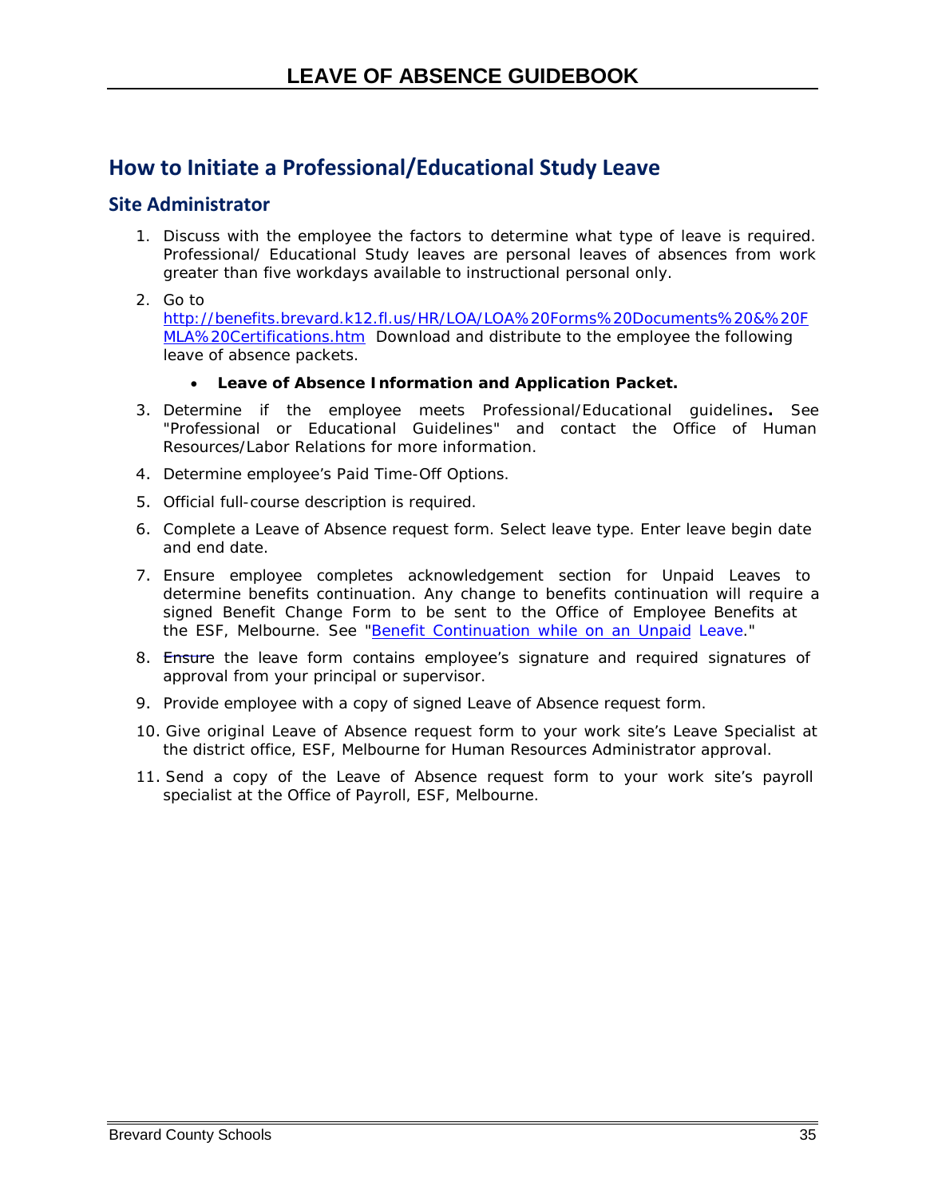# How to Initiate a Professional/Educational Study Leave

## Site Administrator

1. Discuss with the employee the factors to determine what type of leave is required. Professional/ Educational Study leaves are personal leaves of absences from work greater than five workdays available to instructional personal only.
2. Go to http://benefits.brevard.k12.fl.us/HR/LOA/LOA%20Forms%20Documents%20&%20FMLA%20Certifications.htm Download and distribute to the employee the following leave of absence packets.
   - **Leave of Absence Information and Application Packet.**
3. Determine if the employee meets Professional/Educational guidelines**.** See "Professional or Educational Guidelines" and contact the Office of Human Resources/Labor Relations for more information.
4. Determine employee's Paid Time-Off Options.
5. Official full-course description is required.
6. Complete a Leave of Absence request form. Select leave type. Enter leave begin date and end date.
7. Ensure employee completes acknowledgement section for Unpaid Leaves to determine benefits continuation. Any change to benefits continuation will require a signed Benefit Change Form to be sent to the Office of Employee Benefits at the ESF, Melbourne. See "Benefit Continuation while on an Unpaid Leave."
8. Ensure the leave form contains employee's signature and required signatures of approval from your principal or supervisor.
9. Provide employee with a copy of signed Leave of Absence request form.
10. Give original Leave of Absence request form to your work site's Leave Specialist at the district office, ESF, Melbourne for Human Resources Administrator approval.
11. Send a copy of the Leave of Absence request form to your work site's payroll specialist at the Office of Payroll, ESF, Melbourne.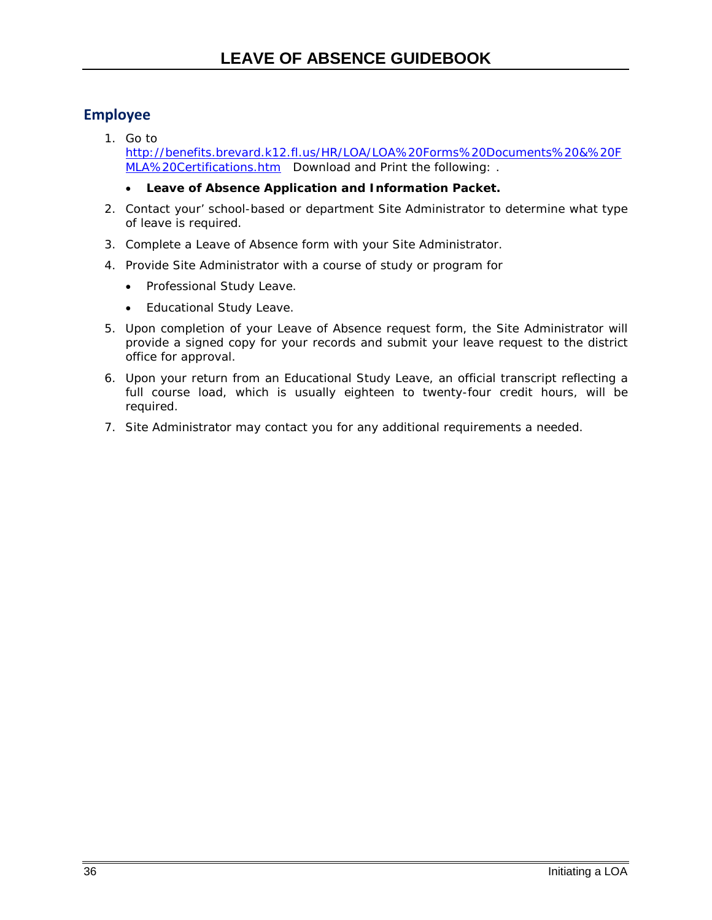## Employee

1. Go to http://benefits.brevard.k12.fl.us/HR/LOA/LOA%20Forms%20Documents%20&%20FMLA%20Certifications.htm Download and Print the following: .
   - **Leave of Absence Application and Information Packet.**
2. Contact your' school-based or department Site Administrator to determine what type of leave is required.
3. Complete a Leave of Absence form with your Site Administrator.
4. Provide Site Administrator with a course of study or program for
   - Professional Study Leave.
   - Educational Study Leave.
5. Upon completion of your Leave of Absence request form, the Site Administrator will provide a signed copy for your records and submit your leave request to the district office for approval.
6. Upon your return from an Educational Study Leave, an official transcript reflecting a full course load, which is usually eighteen to twenty-four credit hours, will be required.
7. Site Administrator may contact you for any additional requirements a needed.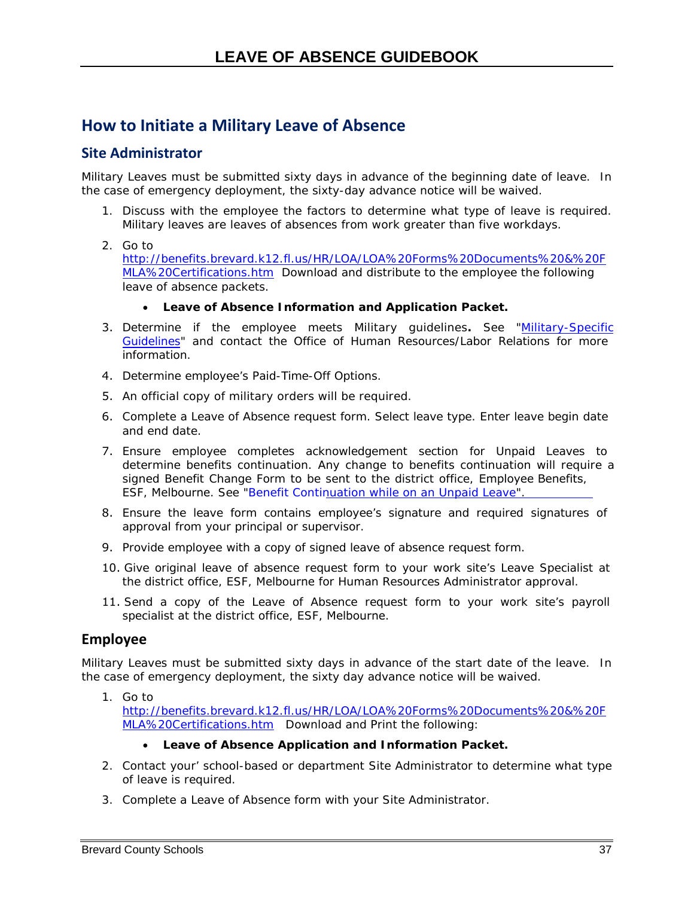## How to Initiate a Military Leave of Absence

### Site Administrator

Military Leaves must be submitted sixty days in advance of the beginning date of leave. In the case of emergency deployment, the sixty-day advance notice will be waived.

1. Discuss with the employee the factors to determine what type of leave is required. Military leaves are leaves of absences from work greater than five workdays.
2. Go to http://benefits.brevard.k12.fl.us/HR/LOA/LOA%20Forms%20Documents%20&%20FMLA%20Certifications.htm Download and distribute to the employee the following leave of absence packets.
   - **Leave of Absence Information and Application Packet.**
3. Determine if the employee meets Military guidelines**.** See "Military-Specific Guidelines" and contact the Office of Human Resources/Labor Relations for more information.
4. Determine employee's Paid-Time-Off Options.
5. An official copy of military orders will be required.
6. Complete a Leave of Absence request form. Select leave type. Enter leave begin date and end date.
7. Ensure employee completes acknowledgement section for Unpaid Leaves to determine benefits continuation. Any change to benefits continuation will require a signed Benefit Change Form to be sent to the district office, Employee Benefits, ESF, Melbourne. See "Benefit Continuation while on an Unpaid Leave".
8. Ensure the leave form contains employee's signature and required signatures of approval from your principal or supervisor.
9. Provide employee with a copy of signed leave of absence request form.
10. Give original leave of absence request form to your work site's Leave Specialist at the district office, ESF, Melbourne for Human Resources Administrator approval.
11. Send a copy of the Leave of Absence request form to your work site's payroll specialist at the district office, ESF, Melbourne.

### Employee

Military Leaves must be submitted sixty days in advance of the start date of the leave. In the case of emergency deployment, the sixty day advance notice will be waived.

1. Go to http://benefits.brevard.k12.fl.us/HR/LOA/LOA%20Forms%20Documents%20&%20FMLA%20Certifications.htm Download and Print the following:
   - **Leave of Absence Application and Information Packet.**
2. Contact your' school-based or department Site Administrator to determine what type of leave is required.
3. Complete a Leave of Absence form with your Site Administrator.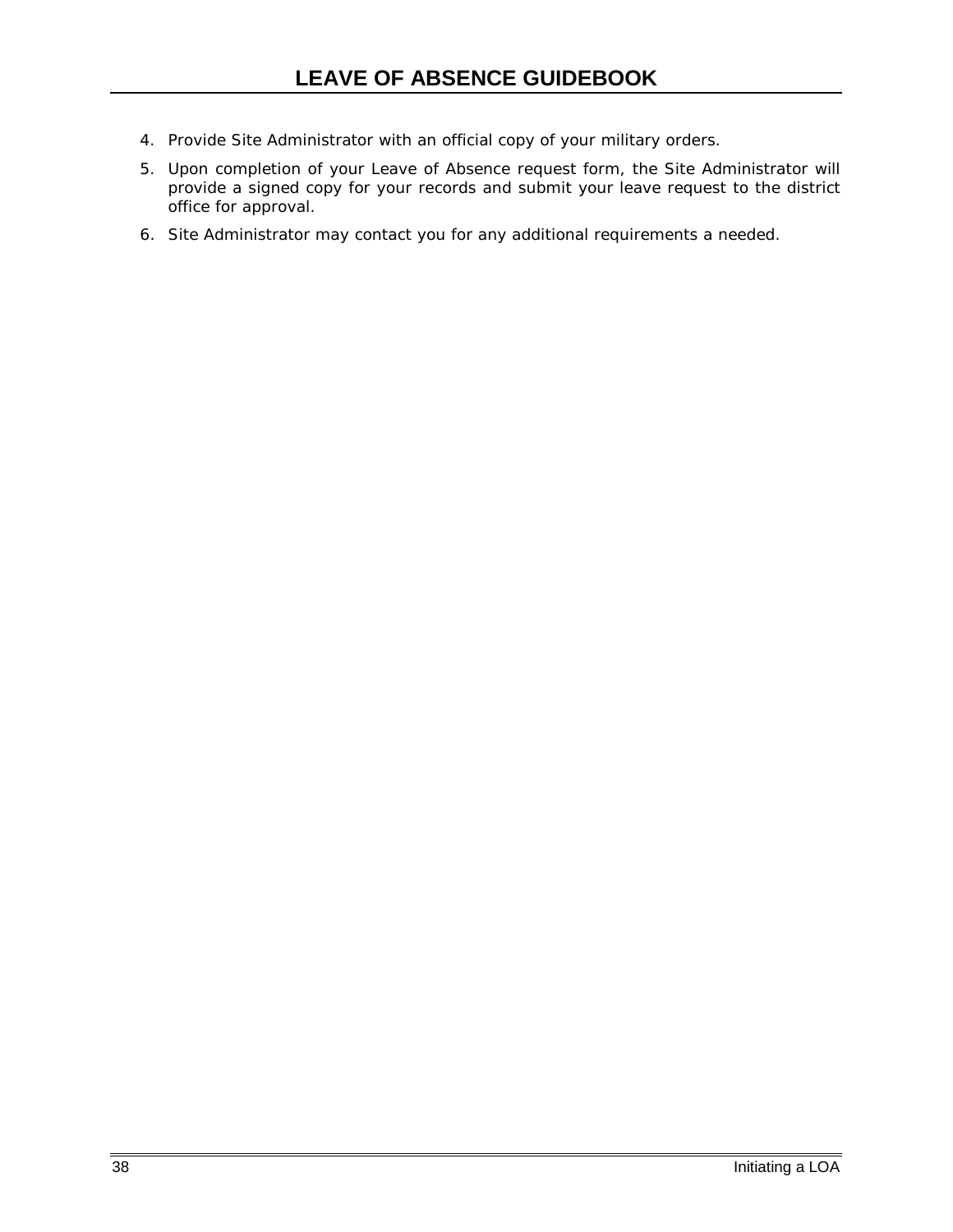4. Provide Site Administrator with an official copy of your military orders.
5. Upon completion of your Leave of Absence request form, the Site Administrator will provide a signed copy for your records and submit your leave request to the district office for approval.
6. Site Administrator may contact you for any additional requirements a needed.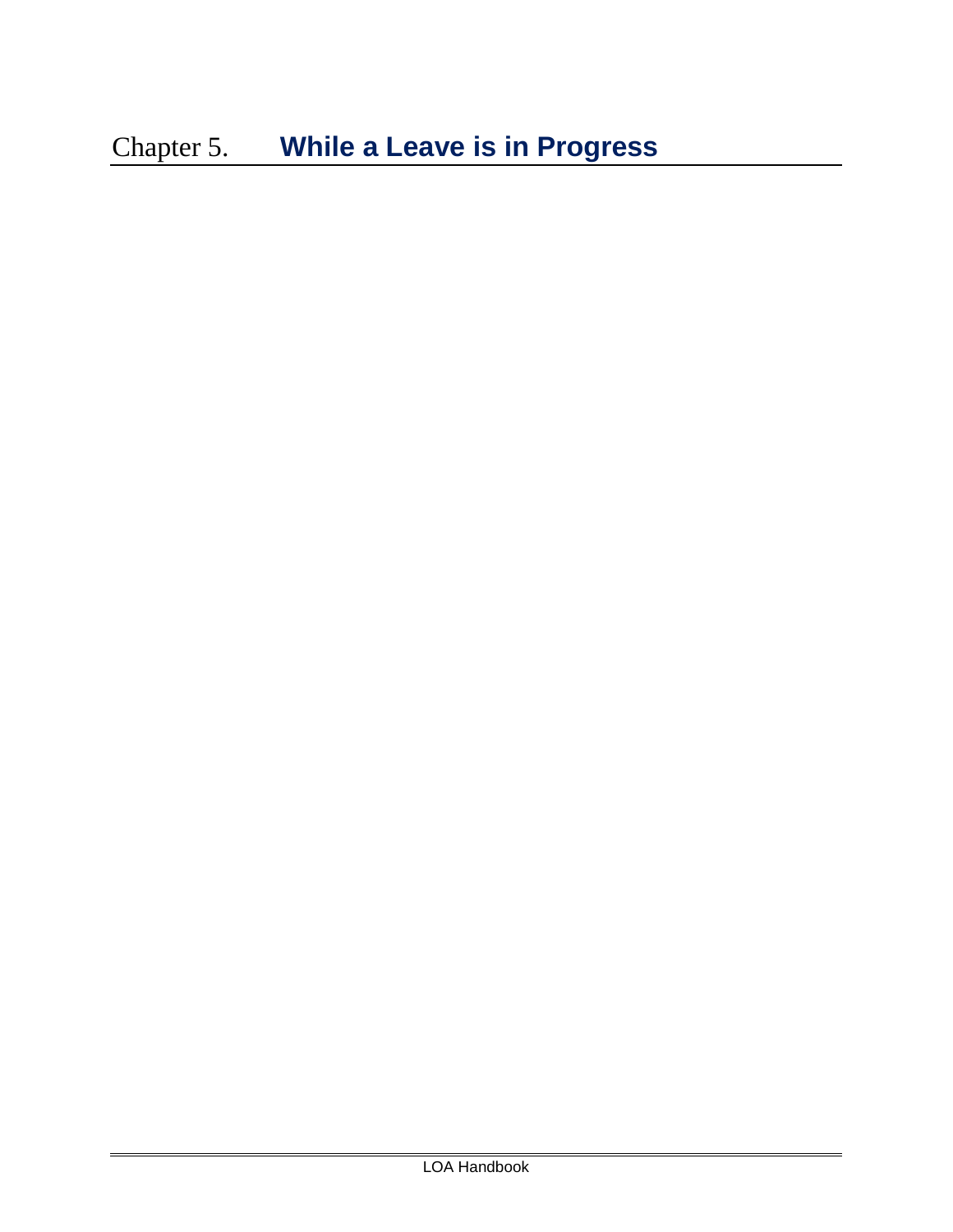# Chapter 5. While a Leave is in Progress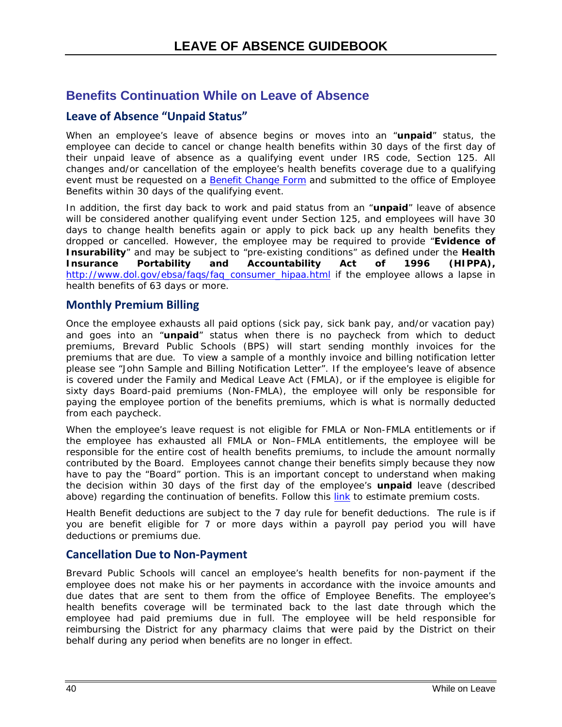## Benefits Continuation While on Leave of Absence

### Leave of Absence "Unpaid Status"

When an employee's leave of absence begins or moves into an "**unpaid**" status, the employee can decide to cancel or change health benefits within 30 days of the first day of their unpaid leave of absence as a qualifying event under IRS code, Section 125. All changes and/or cancellation of the employee's health benefits coverage due to a qualifying event must be requested on a Benefit Change Form and submitted to the office of Employee Benefits within 30 days of the qualifying event.

In addition, the first day back to work and paid status from an "**unpaid**" leave of absence will be considered another qualifying event under Section 125, and employees will have 30 days to change health benefits again or apply to pick back up any health benefits they dropped or cancelled. However, the employee may be required to provide "**Evidence of Insurability**" and may be subject to "pre-existing conditions" as defined under the **Health Insurance Portability and Accountability Act of 1996 (HIPPA),** http://www.dol.gov/ebsa/faqs/faq_consumer_hipaa.html if the employee allows a lapse in health benefits of 63 days or more.

### Monthly Premium Billing

Once the employee exhausts all paid options (sick pay, sick bank pay, and/or vacation pay) and goes into an "**unpaid**" status when there is no paycheck from which to deduct premiums, Brevard Public Schools (BPS) will start sending monthly invoices for the premiums that are due. To view a sample of a monthly invoice and billing notification letter please see "John Sample and Billing Notification Letter". If the employee's leave of absence is covered under the Family and Medical Leave Act (FMLA), or if the employee is eligible for sixty days Board-paid premiums (Non-FMLA), the employee will only be responsible for paying the employee portion of the benefits premiums, which is what is normally deducted from each paycheck.

When the employee's leave request is not eligible for FMLA or Non-FMLA entitlements or if the employee has exhausted all FMLA or Non–FMLA entitlements, the employee will be responsible for the entire cost of health benefits premiums, to include the amount normally contributed by the Board. Employees cannot change their benefits simply because they now have to pay the "Board" portion. This is an important concept to understand when making the decision within 30 days of the first day of the employee's **unpaid** leave (described above) regarding the continuation of benefits. Follow this link to estimate premium costs.

Health Benefit deductions are subject to the 7 day rule for benefit deductions. The rule is if you are benefit eligible for 7 or more days within a payroll pay period you will have deductions or premiums due.

### Cancellation Due to Non-Payment

Brevard Public Schools will cancel an employee's health benefits for non-payment if the employee does not make his or her payments in accordance with the invoice amounts and due dates that are sent to them from the office of Employee Benefits. The employee's health benefits coverage will be terminated back to the last date through which the employee had paid premiums due in full. The employee will be held responsible for reimbursing the District for any pharmacy claims that were paid by the District on their behalf during any period when benefits are no longer in effect.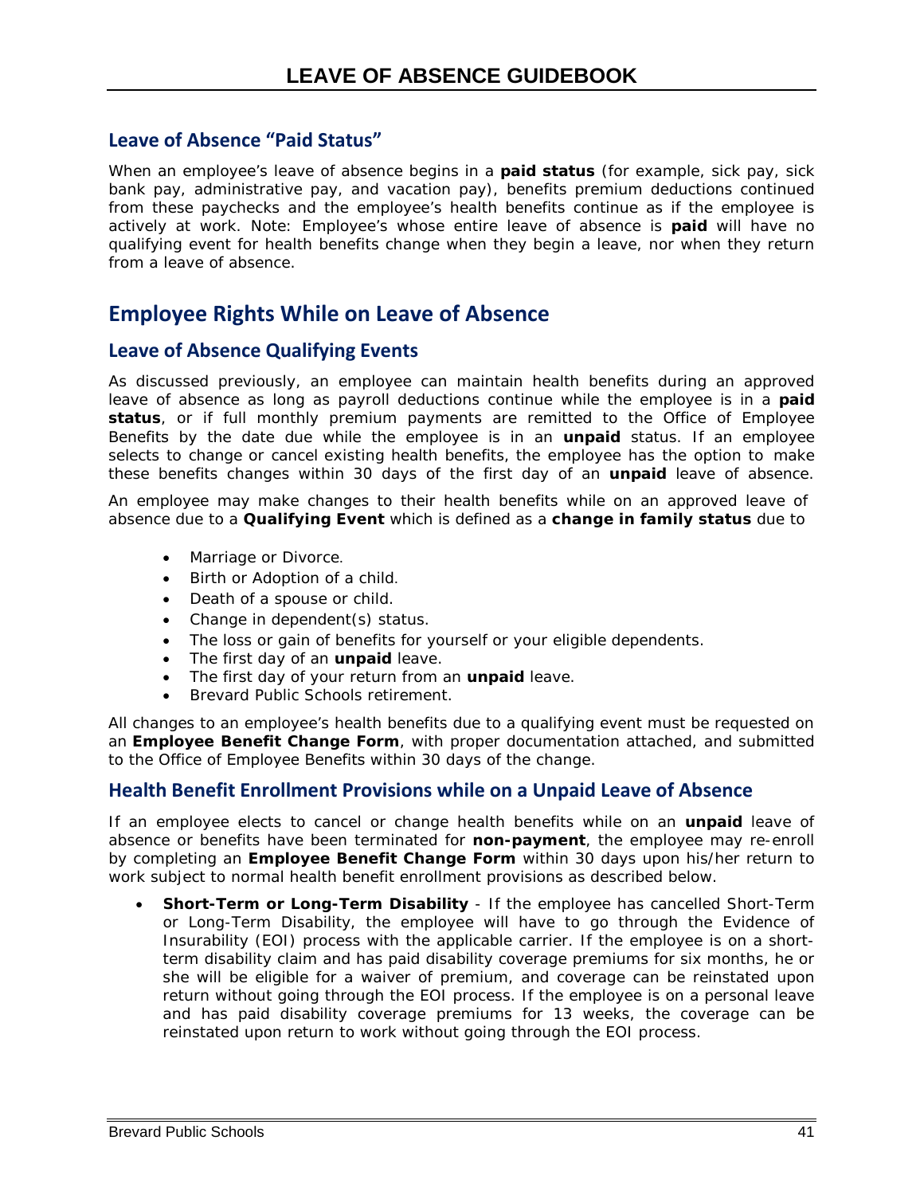### Leave of Absence "Paid Status"

When an employee's leave of absence begins in a **paid status** (for example, sick pay, sick bank pay, administrative pay, and vacation pay), benefits premium deductions continued from these paychecks and the employee's health benefits continue as if the employee is actively at work. Note: Employee's whose entire leave of absence is **paid** will have no qualifying event for health benefits change when they begin a leave, nor when they return from a leave of absence.

## Employee Rights While on Leave of Absence

### Leave of Absence Qualifying Events

As discussed previously, an employee can maintain health benefits during an approved leave of absence as long as payroll deductions continue while the employee is in a **paid status**, or if full monthly premium payments are remitted to the Office of Employee Benefits by the date due while the employee is in an **unpaid** status. If an employee selects to change or cancel existing health benefits, the employee has the option to make these benefits changes within 30 days of the first day of an **unpaid** leave of absence.

An employee may make changes to their health benefits while on an approved leave of absence due to a **Qualifying Event** which is defined as a **change in family status** due to

- Marriage or Divorce.
- Birth or Adoption of a child.
- Death of a spouse or child.
- Change in dependent(s) status.
- The loss or gain of benefits for yourself or your eligible dependents.
- The first day of an **unpaid** leave.
- The first day of your return from an **unpaid** leave.
- Brevard Public Schools retirement.

All changes to an employee's health benefits due to a qualifying event must be requested on an **Employee Benefit Change Form**, with proper documentation attached, and submitted to the Office of Employee Benefits within 30 days of the change.

### Health Benefit Enrollment Provisions while on a Unpaid Leave of Absence

If an employee elects to cancel or change health benefits while on an **unpaid** leave of absence or benefits have been terminated for **non-payment**, the employee may re-enroll by completing an **Employee Benefit Change Form** within 30 days upon his/her return to work subject to normal health benefit enrollment provisions as described below.

- **Short-Term or Long-Term Disability** - If the employee has cancelled Short-Term or Long-Term Disability, the employee will have to go through the Evidence of Insurability (EOI) process with the applicable carrier. If the employee is on a short-term disability claim and has paid disability coverage premiums for six months, he or she will be eligible for a waiver of premium, and coverage can be reinstated upon return without going through the EOI process. If the employee is on a personal leave and has paid disability coverage premiums for 13 weeks, the coverage can be reinstated upon return to work without going through the EOI process.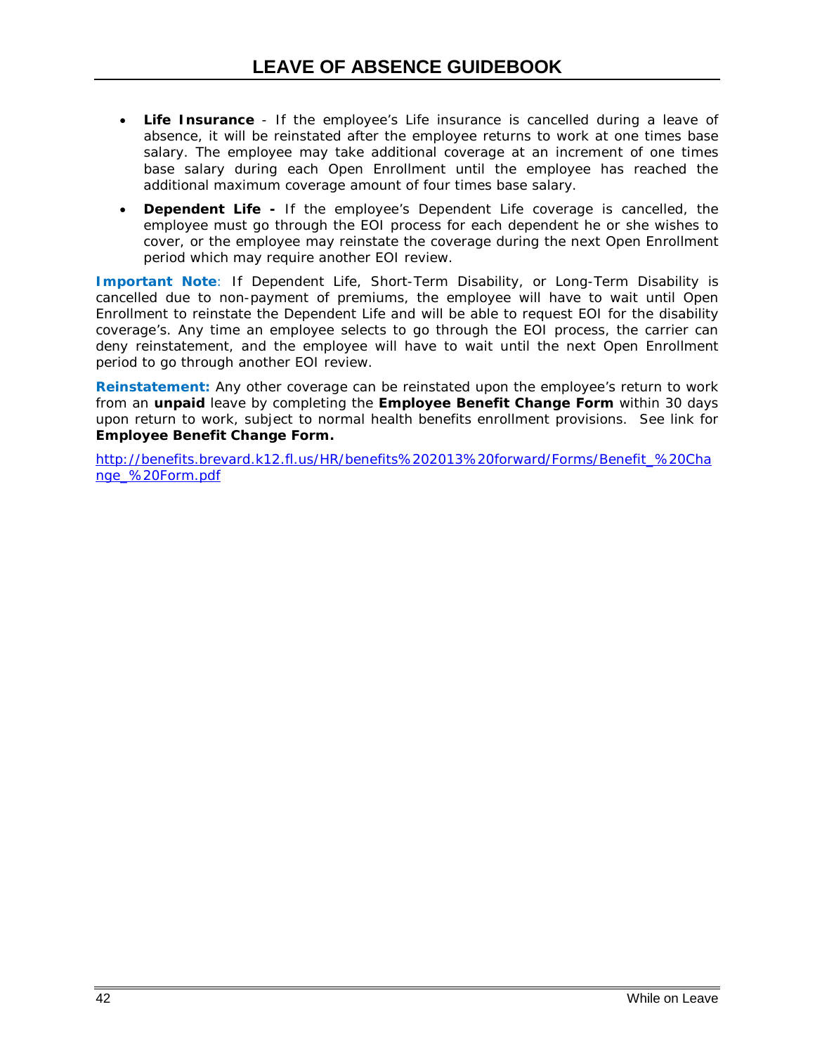- **Life Insurance** - If the employee's Life insurance is cancelled during a leave of absence, it will be reinstated after the employee returns to work at one times base salary. The employee may take additional coverage at an increment of one times base salary during each Open Enrollment until the employee has reached the additional maximum coverage amount of four times base salary.
- **Dependent Life -** If the employee's Dependent Life coverage is cancelled, the employee must go through the EOI process for each dependent he or she wishes to cover, or the employee may reinstate the coverage during the next Open Enrollment period which may require another EOI review.

**Important Note**: If Dependent Life, Short-Term Disability, or Long-Term Disability is cancelled due to non-payment of premiums, the employee will have to wait until Open Enrollment to reinstate the Dependent Life and will be able to request EOI for the disability coverage's. Any time an employee selects to go through the EOI process, the carrier can deny reinstatement, and the employee will have to wait until the next Open Enrollment period to go through another EOI review.

**Reinstatement:** Any other coverage can be reinstated upon the employee's return to work from an **unpaid** leave by completing the **Employee Benefit Change Form** within 30 days upon return to work, subject to normal health benefits enrollment provisions. See link for **Employee Benefit Change Form.**

http://benefits.brevard.k12.fl.us/HR/benefits%202013%20forward/Forms/Benefit_%20Change_%20Form.pdf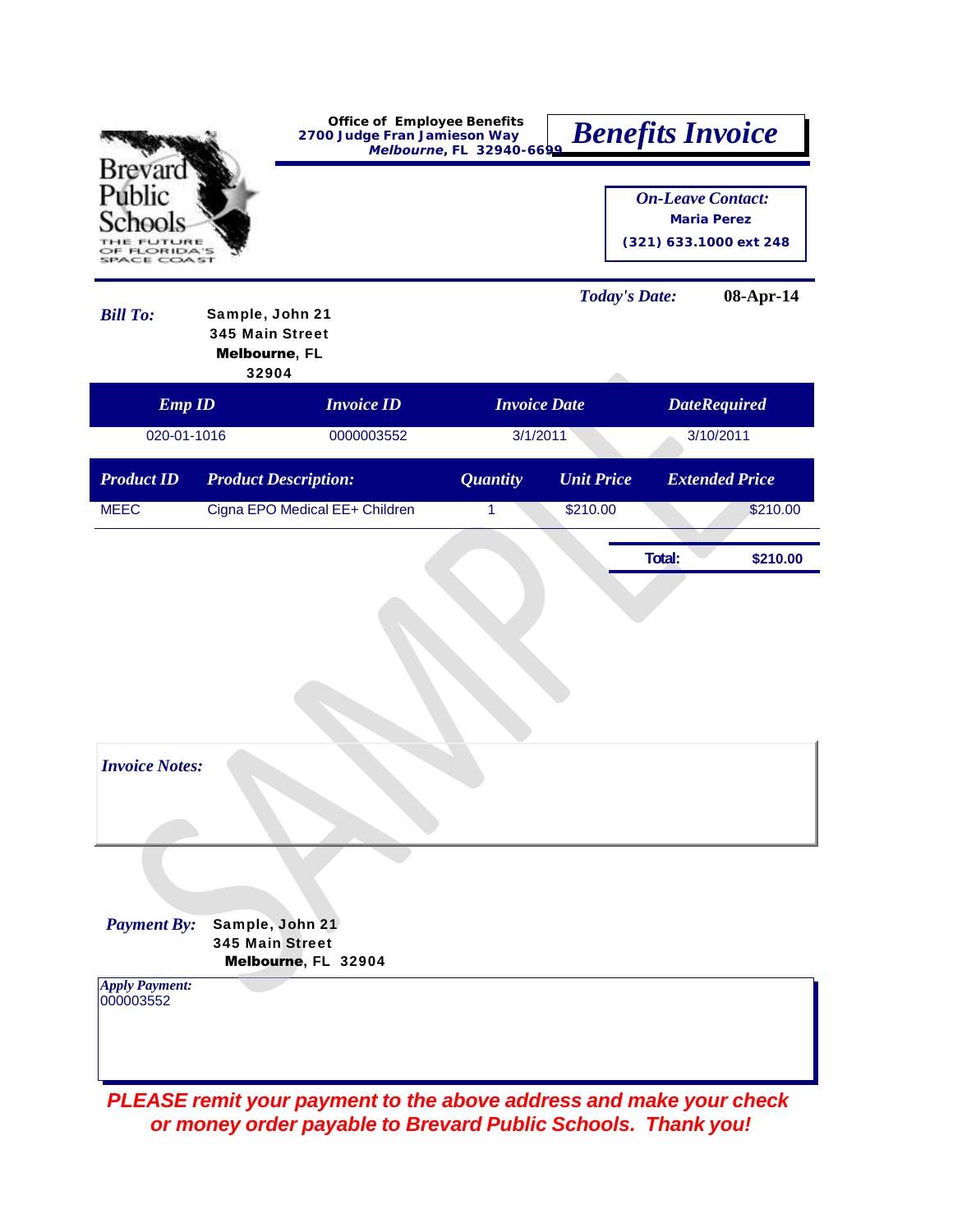Brevard Public Schools
THE FUTURE OF FLORIDA'S SPACE COAST

**Office of Employee Benefits**
**2700 Judge Fran Jamieson Way**
***Melbourne*, FL 32940-6699**

# *Benefits Invoice*

***On-Leave Contact:***
**Maria Perez**
**(321) 633.1000 ext 248**

***Today's Date:*** **08-Apr-14**

***Bill To:***
Sample, John 21
345 Main Street
**Melbourne**, FL
32904

| *Emp ID* | *Invoice ID* | *Invoice Date* | *DateRequired* |
|---|---|---|---|
| 020-01-1016 | 0000003552 | 3/1/2011 | 3/10/2011 |

| *Product ID* | *Product Description:* | *Quantity* | *Unit Price* | *Extended Price* |
|---|---|---|---|---|
| MEEC | Cigna EPO Medical EE+ Children | 1 | $210.00 | $210.00 |
| | | | **Total:** | **$210.00** |

***Invoice Notes:***

***Payment By:***
Sample, John 21
345 Main Street
**Melbourne**, FL 32904

***Apply Payment:***
000003552

***PLEASE remit your payment to the above address and make your check or money order payable to Brevard Public Schools. Thank you!***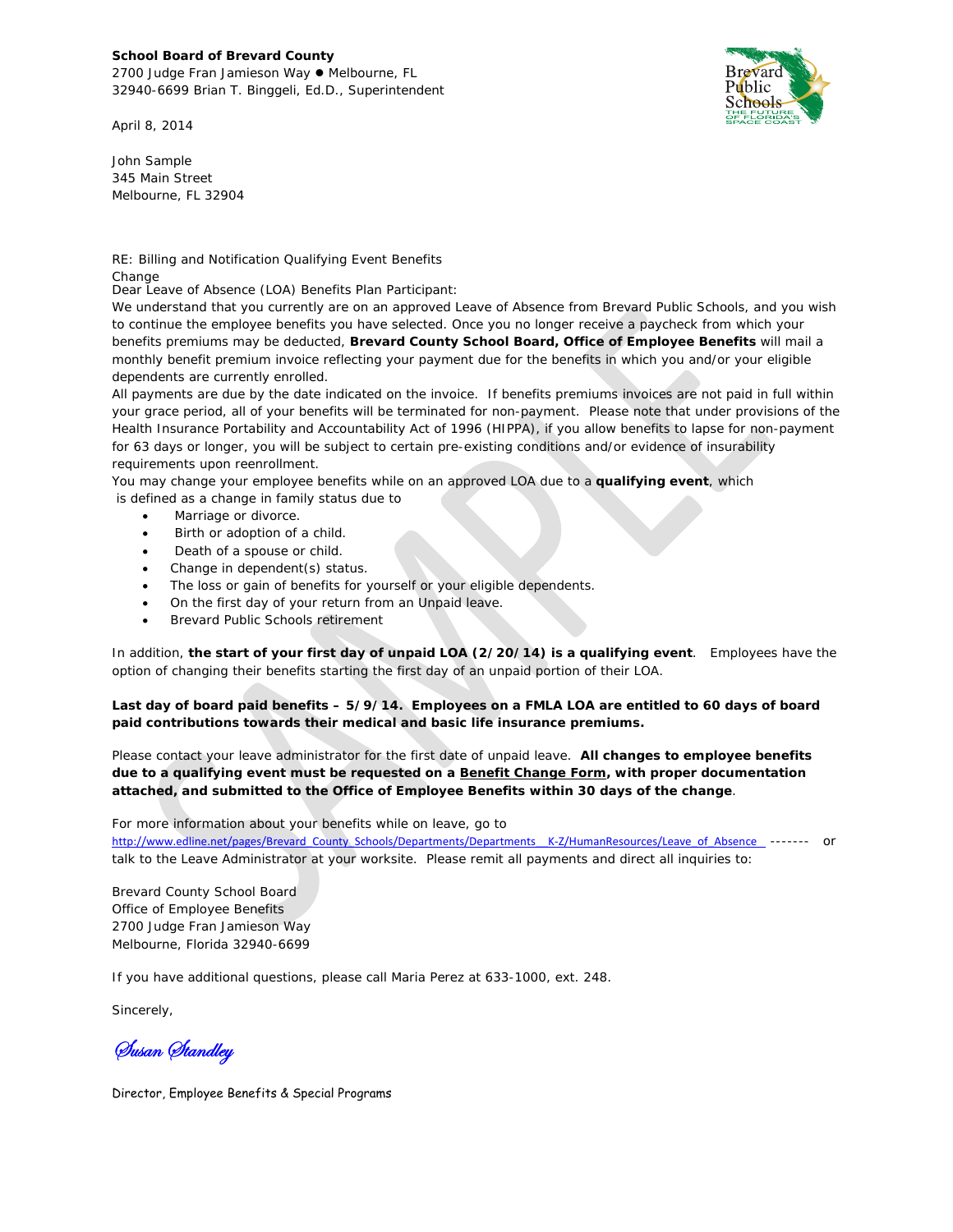**School Board of Brevard County**
2700 Judge Fran Jamieson Way ● Melbourne, FL
32940-6699 Brian T. Binggeli, Ed.D., Superintendent

April 8, 2014

John Sample
345 Main Street
Melbourne, FL 32904

RE: Billing and Notification Qualifying Event Benefits Change

Dear Leave of Absence (LOA) Benefits Plan Participant:

We understand that you currently are on an approved Leave of Absence from Brevard Public Schools, and you wish to continue the employee benefits you have selected. Once you no longer receive a paycheck from which your benefits premiums may be deducted, **Brevard County School Board, Office of Employee Benefits** will mail a monthly benefit premium invoice reflecting your payment due for the benefits in which you and/or your eligible dependents are currently enrolled.

All payments are due by the date indicated on the invoice. If benefits premiums invoices are not paid in full within your grace period, all of your benefits will be terminated for non-payment. Please note that under provisions of the Health Insurance Portability and Accountability Act of 1996 (HIPPA), if you allow benefits to lapse for non-payment for 63 days or longer, you will be subject to certain pre-existing conditions and/or evidence of insurability requirements upon reenrollment.

You may change your employee benefits while on an approved LOA due to a **qualifying event**, which is defined as a change in family status due to

- Marriage or divorce.
- Birth or adoption of a child.
- Death of a spouse or child.
- Change in dependent(s) status.
- The loss or gain of benefits for yourself or your eligible dependents.
- On the first day of your return from an Unpaid leave.
- Brevard Public Schools retirement

In addition, **the start of your first day of unpaid LOA (2/20/14) is a qualifying event**. Employees have the option of changing their benefits starting the first day of an unpaid portion of their LOA.

**Last day of board paid benefits – 5/9/14. Employees on a FMLA LOA are entitled to 60 days of board paid contributions towards their medical and basic life insurance premiums.**

Please contact your leave administrator for the first date of unpaid leave. **All changes to employee benefits due to a qualifying event must be requested on a <u>Benefit Change Form</u>, with proper documentation attached, and submitted to the Office of Employee Benefits within 30 days of the change**.

For more information about your benefits while on leave, go to http://www.edline.net/pages/Brevard_County_Schools/Departments/Departments__K-Z/HumanResources/Leave_of_Absence ------- or talk to the Leave Administrator at your worksite. Please remit all payments and direct all inquiries to:

Brevard County School Board
Office of Employee Benefits
2700 Judge Fran Jamieson Way
Melbourne, Florida 32940-6699

If you have additional questions, please call Maria Perez at 633-1000, ext. 248.

Sincerely,

*Susan Standley*

Director, Employee Benefits & Special Programs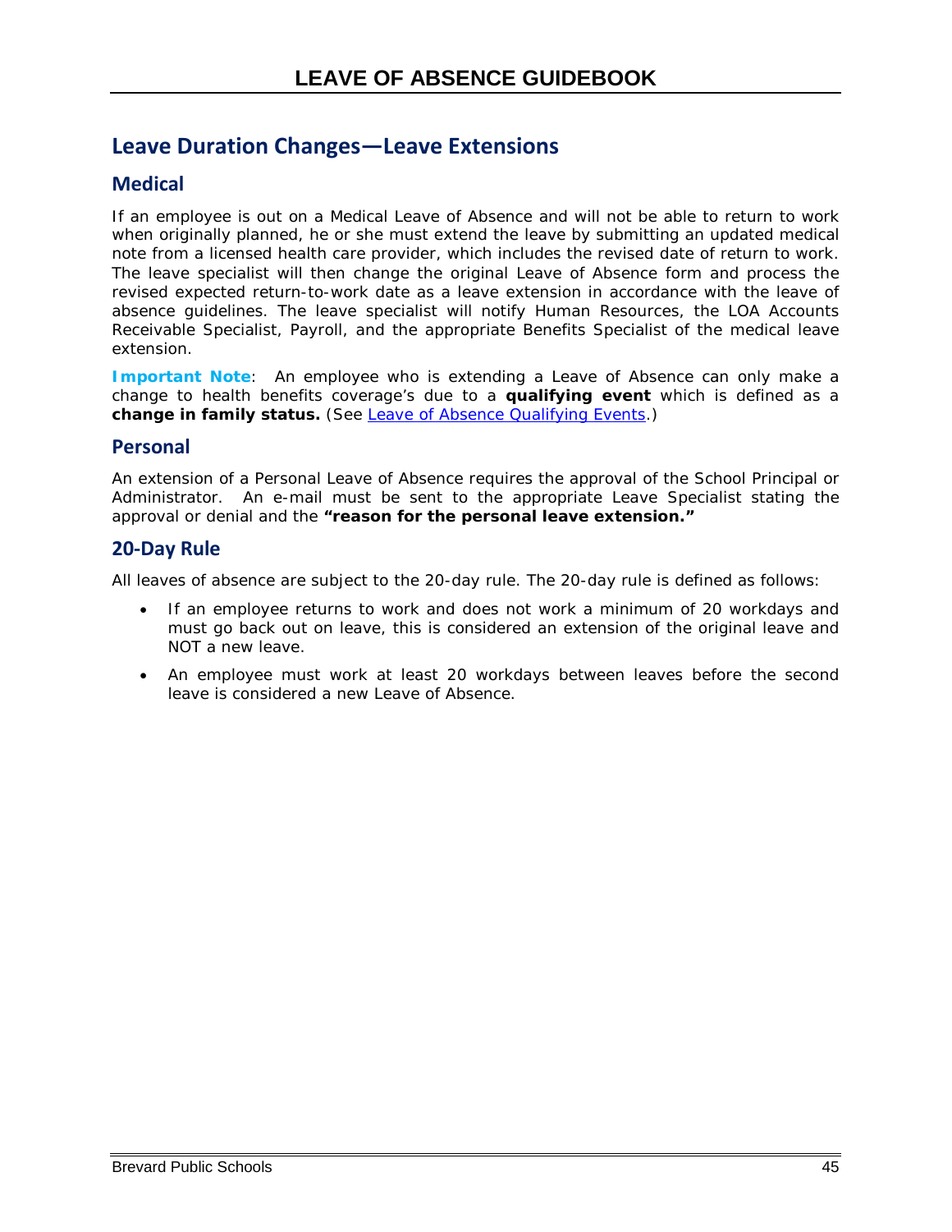## Leave Duration Changes—Leave Extensions

### Medical

If an employee is out on a Medical Leave of Absence and will not be able to return to work when originally planned, he or she must extend the leave by submitting an updated medical note from a licensed health care provider, which includes the revised date of return to work. The leave specialist will then change the original Leave of Absence form and process the revised expected return-to-work date as a leave extension in accordance with the leave of absence guidelines. The leave specialist will notify Human Resources, the LOA Accounts Receivable Specialist, Payroll, and the appropriate Benefits Specialist of the medical leave extension.

**Important Note**: An employee who is extending a Leave of Absence can only make a change to health benefits coverage's due to a **qualifying event** which is defined as a **change in family status.** (See Leave of Absence Qualifying Events.)

### Personal

An extension of a Personal Leave of Absence requires the approval of the School Principal or Administrator. An e-mail must be sent to the appropriate Leave Specialist stating the approval or denial and the **"reason for the personal leave extension."**

### 20-Day Rule

All leaves of absence are subject to the 20-day rule. The 20-day rule is defined as follows:

- If an employee returns to work and does not work a minimum of 20 workdays and must go back out on leave, this is considered an extension of the original leave and NOT a new leave.
- An employee must work at least 20 workdays between leaves before the second leave is considered a new Leave of Absence.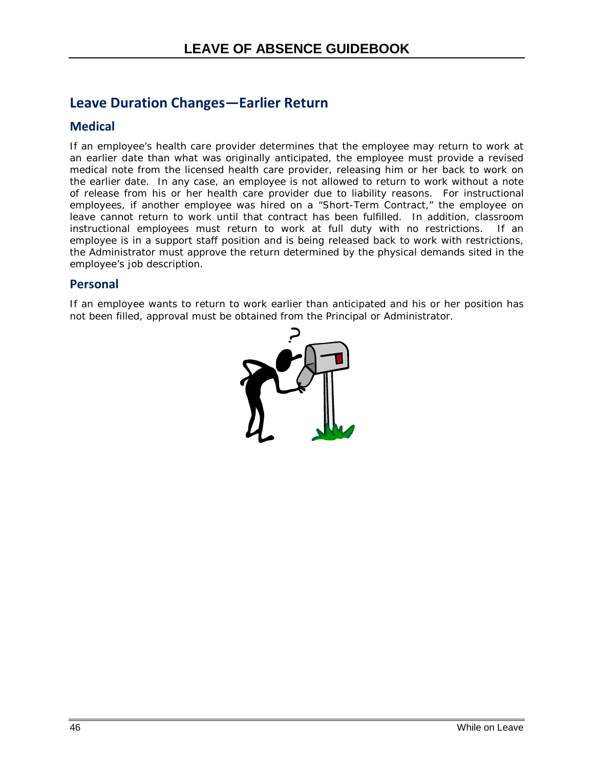## Leave Duration Changes—Earlier Return

### Medical

If an employee's health care provider determines that the employee may return to work at an earlier date than what was originally anticipated, the employee must provide a revised medical note from the licensed health care provider, releasing him or her back to work on the earlier date. In any case, an employee is not allowed to return to work without a note of release from his or her health care provider due to liability reasons. For instructional employees, if another employee was hired on a "Short-Term Contract," the employee on leave cannot return to work until that contract has been fulfilled. In addition, classroom instructional employees must return to work at full duty with no restrictions. If an employee is in a support staff position and is being released back to work with restrictions, the Administrator must approve the return determined by the physical demands sited in the employee's job description.

### Personal

If an employee wants to return to work earlier than anticipated and his or her position has not been filled, approval must be obtained from the Principal or Administrator.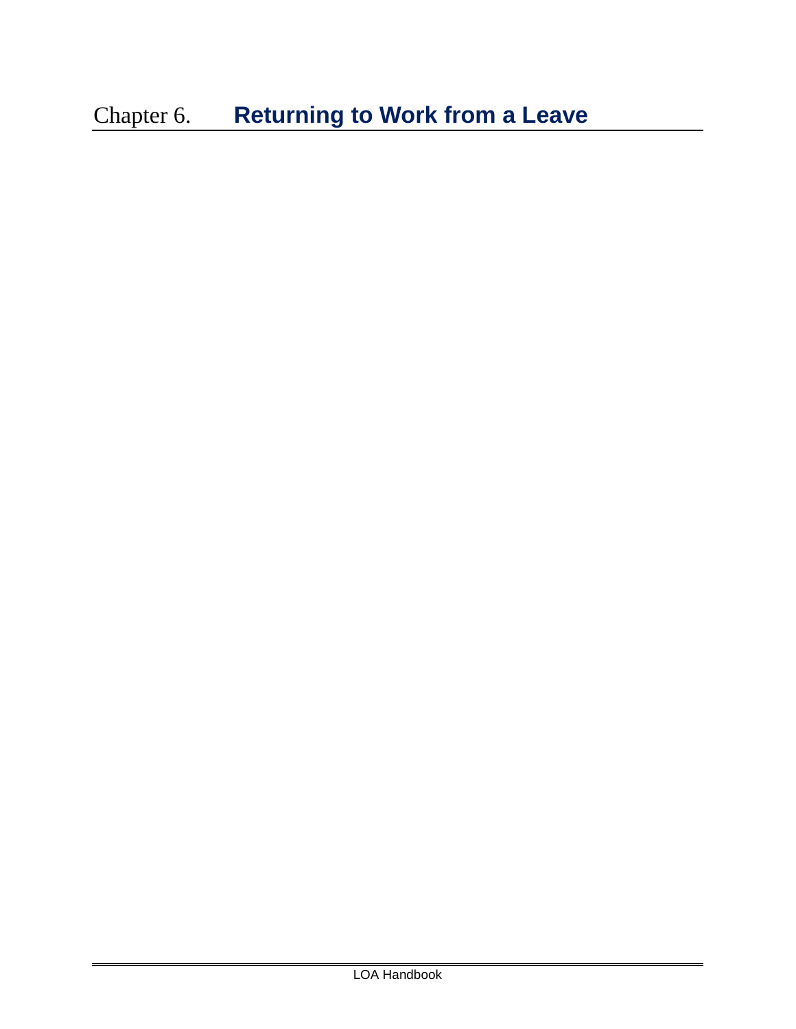# Chapter 6. Returning to Work from a Leave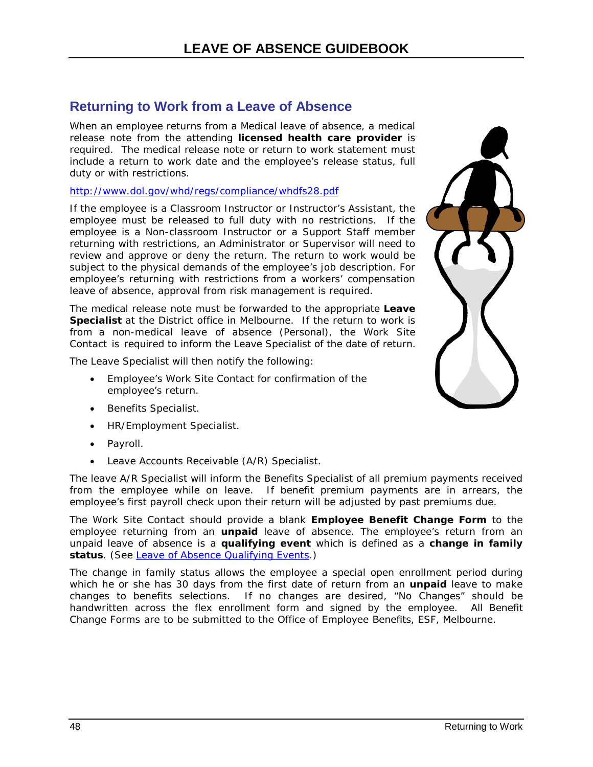## Returning to Work from a Leave of Absence

When an employee returns from a Medical leave of absence, a medical release note from the attending **licensed health care provider** is required. The medical release note or return to work statement must include a return to work date and the employee's release status, full duty or with restrictions.

http://www.dol.gov/whd/regs/compliance/whdfs28.pdf

If the employee is a Classroom Instructor or Instructor's Assistant, the employee must be released to full duty with no restrictions. If the employee is a Non-classroom Instructor or a Support Staff member returning with restrictions, an Administrator or Supervisor will need to review and approve or deny the return. The return to work would be subject to the physical demands of the employee's job description. For employee's returning with restrictions from a workers' compensation leave of absence, approval from risk management is required.

The medical release note must be forwarded to the appropriate **Leave Specialist** at the District office in Melbourne. If the return to work is from a non-medical leave of absence (Personal), the Work Site Contact is required to inform the Leave Specialist of the date of return.

The Leave Specialist will then notify the following:

- Employee's Work Site Contact for confirmation of the employee's return.
- Benefits Specialist.
- HR/Employment Specialist.
- Payroll.
- Leave Accounts Receivable (A/R) Specialist.

The leave A/R Specialist will inform the Benefits Specialist of all premium payments received from the employee while on leave. If benefit premium payments are in arrears, the employee's first payroll check upon their return will be adjusted by past premiums due.

The Work Site Contact should provide a blank **Employee Benefit Change Form** to the employee returning from an **unpaid** leave of absence. The employee's return from an unpaid leave of absence is a **qualifying event** which is defined as a **change in family status**. (See Leave of Absence Qualifying Events.)

The change in family status allows the employee a special open enrollment period during which he or she has 30 days from the first date of return from an **unpaid** leave to make changes to benefits selections. If no changes are desired, "No Changes" should be handwritten across the flex enrollment form and signed by the employee. All Benefit Change Forms are to be submitted to the Office of Employee Benefits, ESF, Melbourne.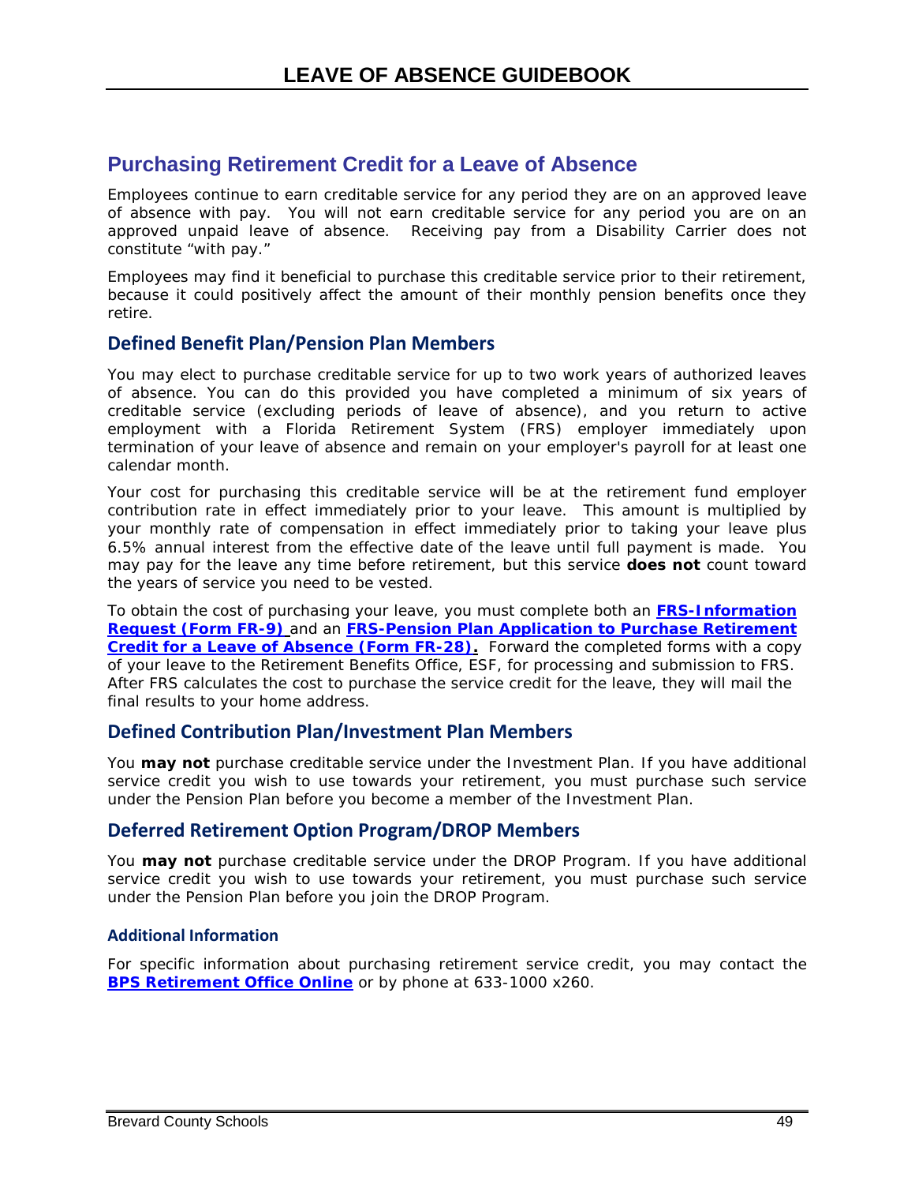## Purchasing Retirement Credit for a Leave of Absence

Employees continue to earn creditable service for any period they are on an approved leave of absence with pay. You will not earn creditable service for any period you are on an approved unpaid leave of absence. Receiving pay from a Disability Carrier does not constitute "with pay."

Employees may find it beneficial to purchase this creditable service prior to their retirement, because it could positively affect the amount of their monthly pension benefits once they retire.

### Defined Benefit Plan/Pension Plan Members

You may elect to purchase creditable service for up to two work years of authorized leaves of absence. You can do this provided you have completed a minimum of six years of creditable service (excluding periods of leave of absence), and you return to active employment with a Florida Retirement System (FRS) employer immediately upon termination of your leave of absence and remain on your employer's payroll for at least one calendar month.

Your cost for purchasing this creditable service will be at the retirement fund employer contribution rate in effect immediately prior to your leave. This amount is multiplied by your monthly rate of compensation in effect immediately prior to taking your leave plus 6.5% annual interest from the effective date of the leave until full payment is made. You may pay for the leave any time before retirement, but this service **does not** count toward the years of service you need to be vested.

To obtain the cost of purchasing your leave, you must complete both an **FRS-Information Request (Form FR-9)** and an **FRS-Pension Plan Application to Purchase Retirement Credit for a Leave of Absence (Form FR-28).** Forward the completed forms with a copy of your leave to the Retirement Benefits Office, ESF, for processing and submission to FRS. After FRS calculates the cost to purchase the service credit for the leave, they will mail the final results to your home address.

### Defined Contribution Plan/Investment Plan Members

You **may not** purchase creditable service under the Investment Plan. If you have additional service credit you wish to use towards your retirement, you must purchase such service under the Pension Plan before you become a member of the Investment Plan.

### Deferred Retirement Option Program/DROP Members

You **may not** purchase creditable service under the DROP Program. If you have additional service credit you wish to use towards your retirement, you must purchase such service under the Pension Plan before you join the DROP Program.

#### Additional Information

For specific information about purchasing retirement service credit, you may contact the **BPS Retirement Office Online** or by phone at 633-1000 x260.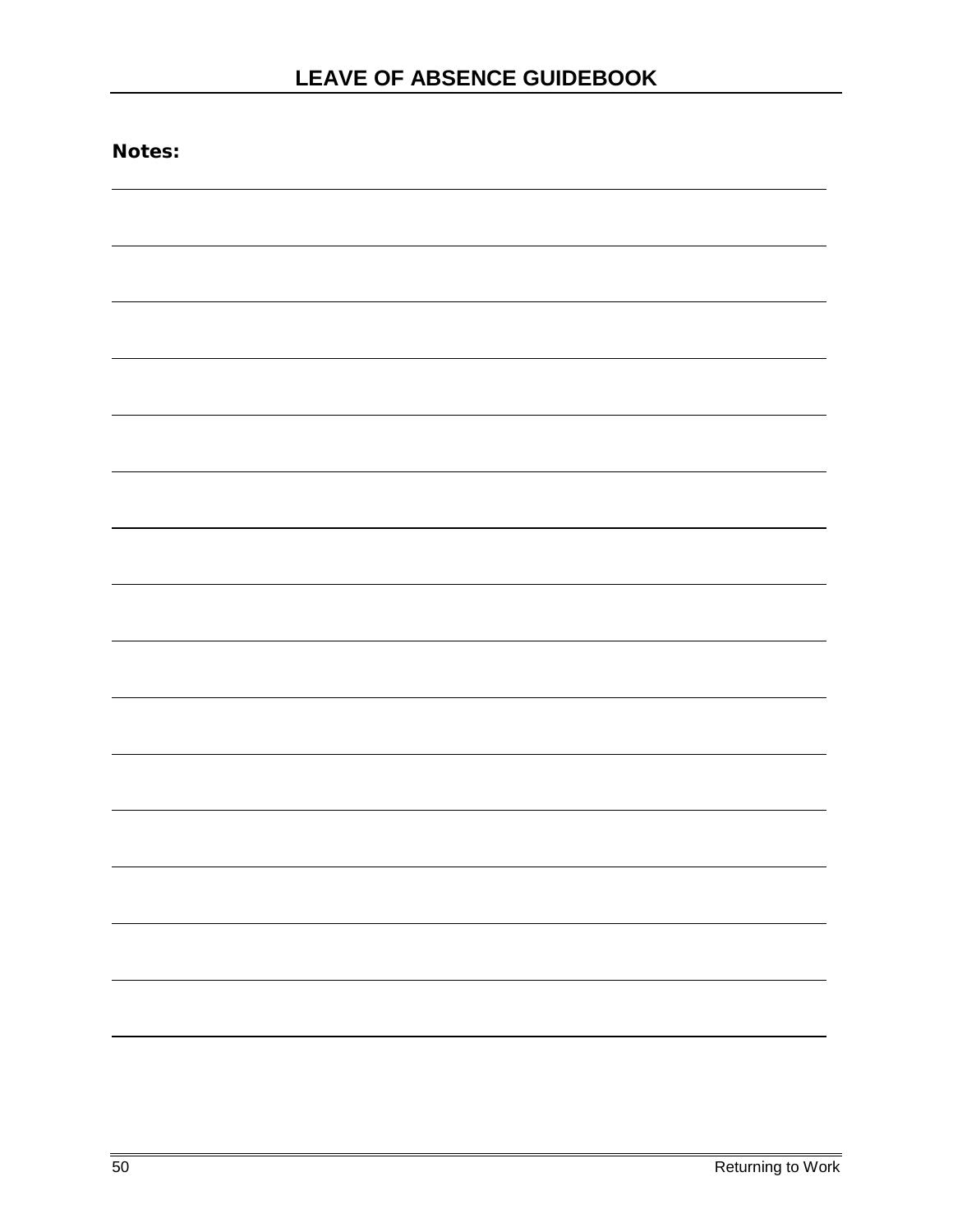**Notes:**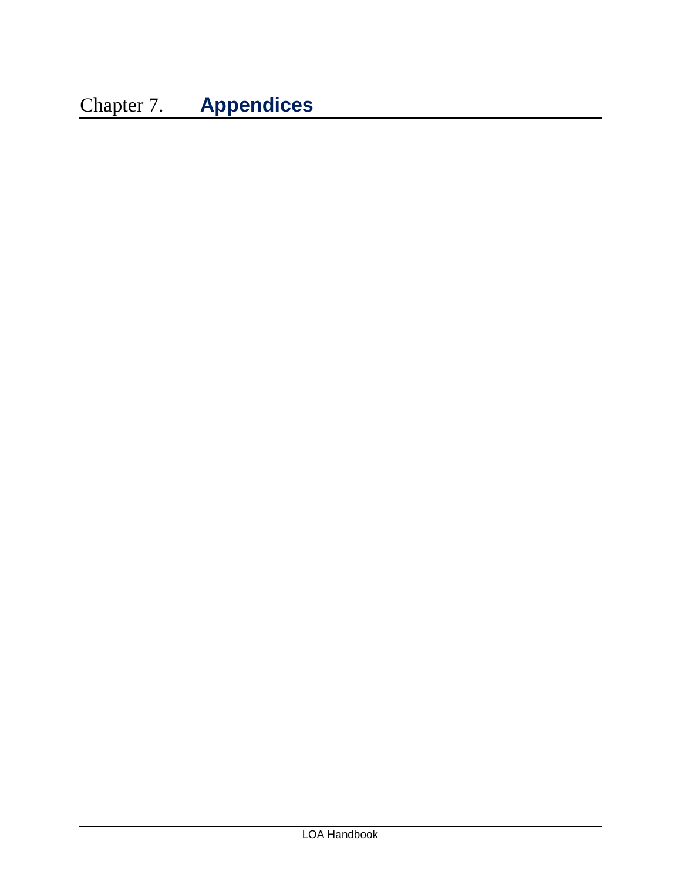# Chapter 7. Appendices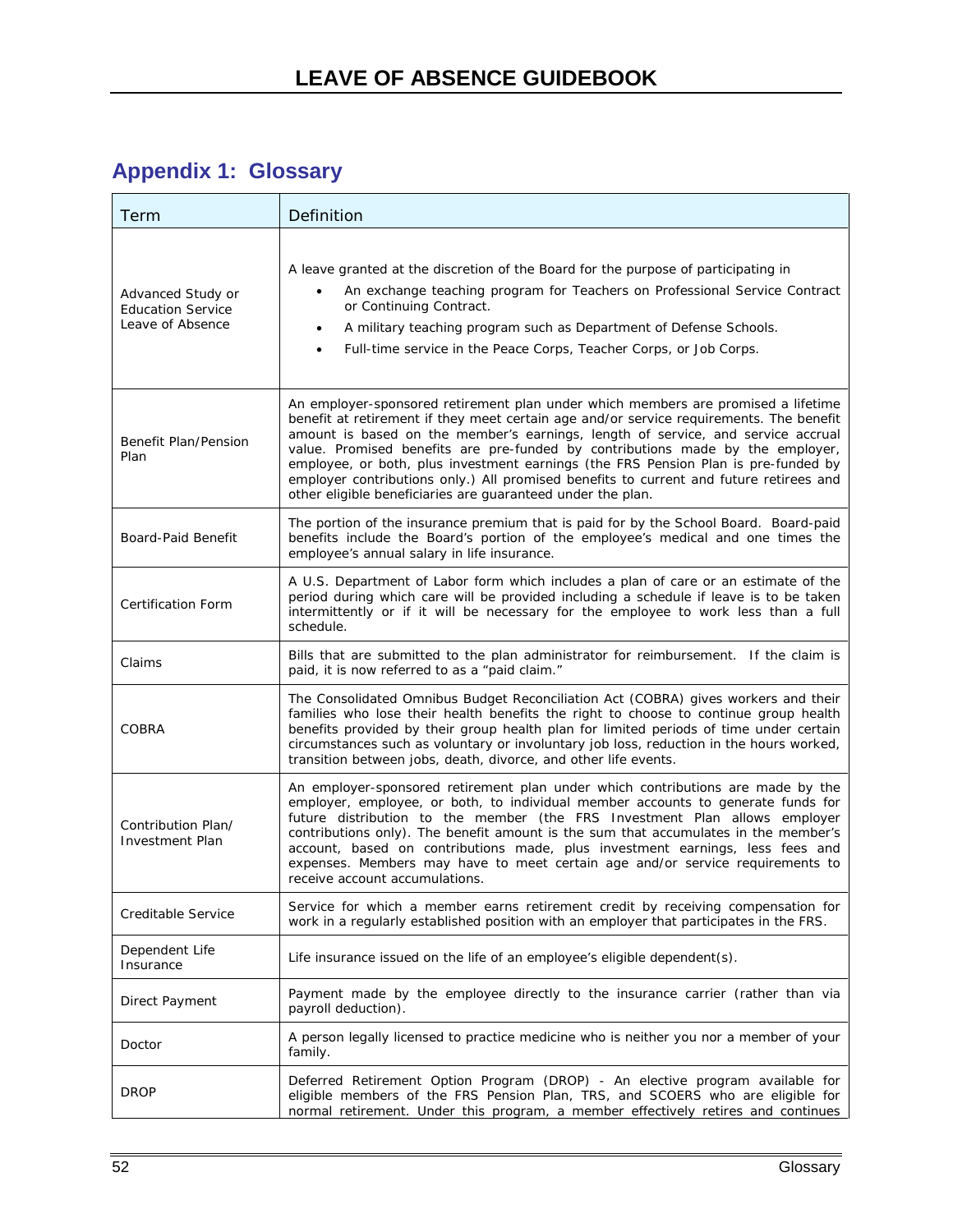## Appendix 1: Glossary

| Term | Definition |
|---|---|
| Advanced Study or Education Service Leave of Absence | A leave granted at the discretion of the Board for the purpose of participating in<br>• An exchange teaching program for Teachers on Professional Service Contract or Continuing Contract.<br>• A military teaching program such as Department of Defense Schools.<br>• Full-time service in the Peace Corps, Teacher Corps, or Job Corps. |
| Benefit Plan/Pension Plan | An employer-sponsored retirement plan under which members are promised a lifetime benefit at retirement if they meet certain age and/or service requirements. The benefit amount is based on the member's earnings, length of service, and service accrual value. Promised benefits are pre-funded by contributions made by the employer, employee, or both, plus investment earnings (the FRS Pension Plan is pre-funded by employer contributions only.) All promised benefits to current and future retirees and other eligible beneficiaries are guaranteed under the plan. |
| Board-Paid Benefit | The portion of the insurance premium that is paid for by the School Board. Board-paid benefits include the Board's portion of the employee's medical and one times the employee's annual salary in life insurance. |
| Certification Form | A U.S. Department of Labor form which includes a plan of care or an estimate of the period during which care will be provided including a schedule if leave is to be taken intermittently or if it will be necessary for the employee to work less than a full schedule. |
| Claims | Bills that are submitted to the plan administrator for reimbursement. If the claim is paid, it is now referred to as a "paid claim." |
| COBRA | The Consolidated Omnibus Budget Reconciliation Act (COBRA) gives workers and their families who lose their health benefits the right to choose to continue group health benefits provided by their group health plan for limited periods of time under certain circumstances such as voluntary or involuntary job loss, reduction in the hours worked, transition between jobs, death, divorce, and other life events. |
| Contribution Plan/ Investment Plan | An employer-sponsored retirement plan under which contributions are made by the employer, employee, or both, to individual member accounts to generate funds for future distribution to the member (the FRS Investment Plan allows employer contributions only). The benefit amount is the sum that accumulates in the member's account, based on contributions made, plus investment earnings, less fees and expenses. Members may have to meet certain age and/or service requirements to receive account accumulations. |
| Creditable Service | Service for which a member earns retirement credit by receiving compensation for work in a regularly established position with an employer that participates in the FRS. |
| Dependent Life Insurance | Life insurance issued on the life of an employee's eligible dependent(s). |
| Direct Payment | Payment made by the employee directly to the insurance carrier (rather than via payroll deduction). |
| Doctor | A person legally licensed to practice medicine who is neither you nor a member of your family. |
| DROP | Deferred Retirement Option Program (DROP) - An elective program available for eligible members of the FRS Pension Plan, TRS, and SCOERS who are eligible for normal retirement. Under this program, a member effectively retires and continues |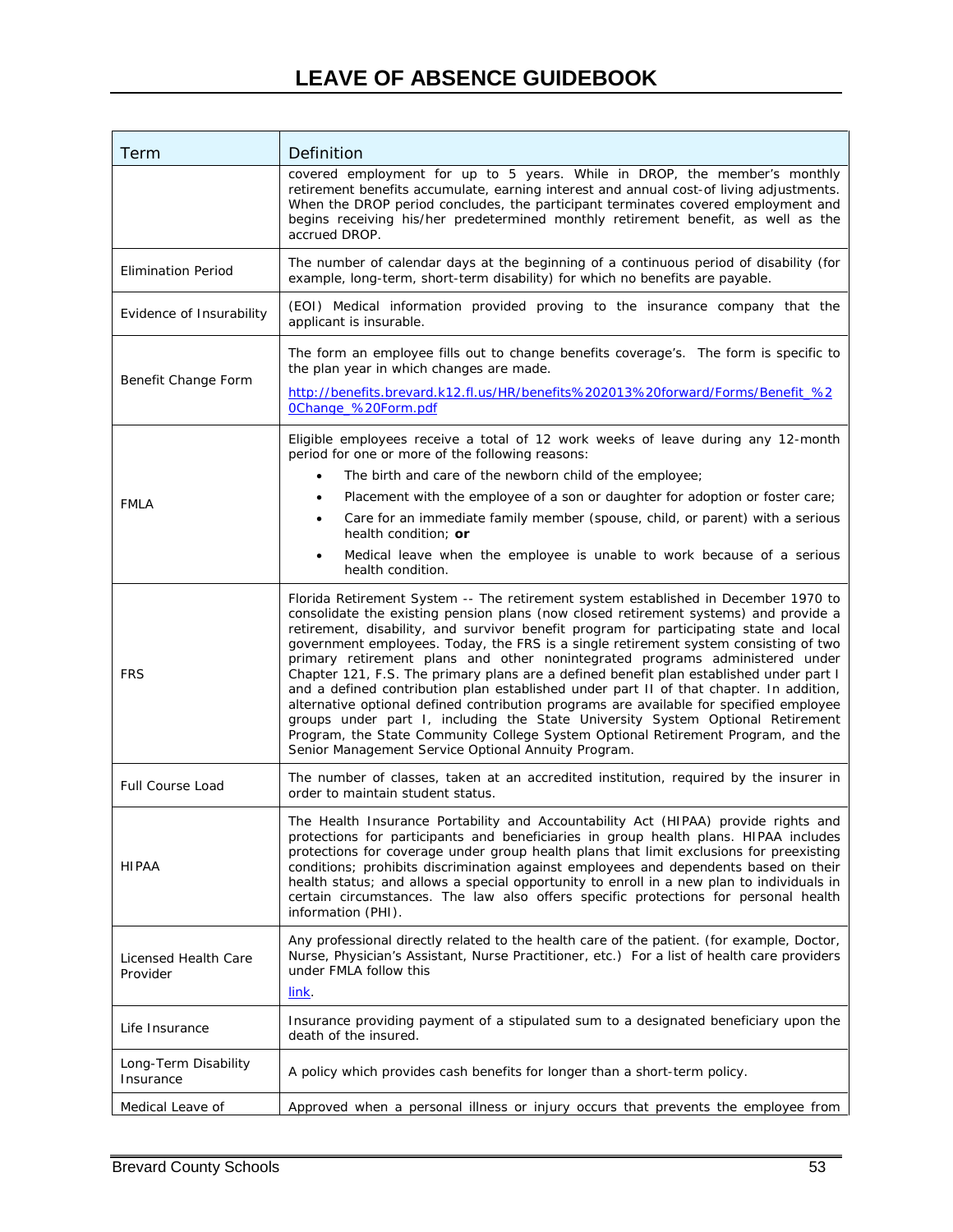| Term | Definition |
|---|---|
| | covered employment for up to 5 years. While in DROP, the member's monthly retirement benefits accumulate, earning interest and annual cost-of living adjustments. When the DROP period concludes, the participant terminates covered employment and begins receiving his/her predetermined monthly retirement benefit, as well as the accrued DROP. |
| Elimination Period | The number of calendar days at the beginning of a continuous period of disability (for example, long-term, short-term disability) for which no benefits are payable. |
| Evidence of Insurability | (EOI) Medical information provided proving to the insurance company that the applicant is insurable. |
| Benefit Change Form | The form an employee fills out to change benefits coverage's. The form is specific to the plan year in which changes are made.<br><br>http://benefits.brevard.k12.fl.us/HR/benefits%202013%20forward/Forms/Benefit_%20Change_%20Form.pdf |
| FMLA | Eligible employees receive a total of 12 work weeks of leave during any 12-month period for one or more of the following reasons:<br>• The birth and care of the newborn child of the employee;<br>• Placement with the employee of a son or daughter for adoption or foster care;<br>• Care for an immediate family member (spouse, child, or parent) with a serious health condition; **or**<br>• Medical leave when the employee is unable to work because of a serious health condition. |
| FRS | Florida Retirement System -- The retirement system established in December 1970 to consolidate the existing pension plans (now closed retirement systems) and provide a retirement, disability, and survivor benefit program for participating state and local government employees. Today, the FRS is a single retirement system consisting of two primary retirement plans and other nonintegrated programs administered under Chapter 121, F.S. The primary plans are a defined benefit plan established under part I and a defined contribution plan established under part II of that chapter. In addition, alternative optional defined contribution programs are available for specified employee groups under part I, including the State University System Optional Retirement Program, the State Community College System Optional Retirement Program, and the Senior Management Service Optional Annuity Program. |
| Full Course Load | The number of classes, taken at an accredited institution, required by the insurer in order to maintain student status. |
| HIPAA | The Health Insurance Portability and Accountability Act (HIPAA) provide rights and protections for participants and beneficiaries in group health plans. HIPAA includes protections for coverage under group health plans that limit exclusions for preexisting conditions; prohibits discrimination against employees and dependents based on their health status; and allows a special opportunity to enroll in a new plan to individuals in certain circumstances. The law also offers specific protections for personal health information (PHI). |
| Licensed Health Care Provider | Any professional directly related to the health care of the patient. (for example, Doctor, Nurse, Physician's Assistant, Nurse Practitioner, etc.) For a list of health care providers under FMLA follow this<br><br>link. |
| Life Insurance | Insurance providing payment of a stipulated sum to a designated beneficiary upon the death of the insured. |
| Long-Term Disability Insurance | A policy which provides cash benefits for longer than a short-term policy. |
| Medical Leave of | Approved when a personal illness or injury occurs that prevents the employee from |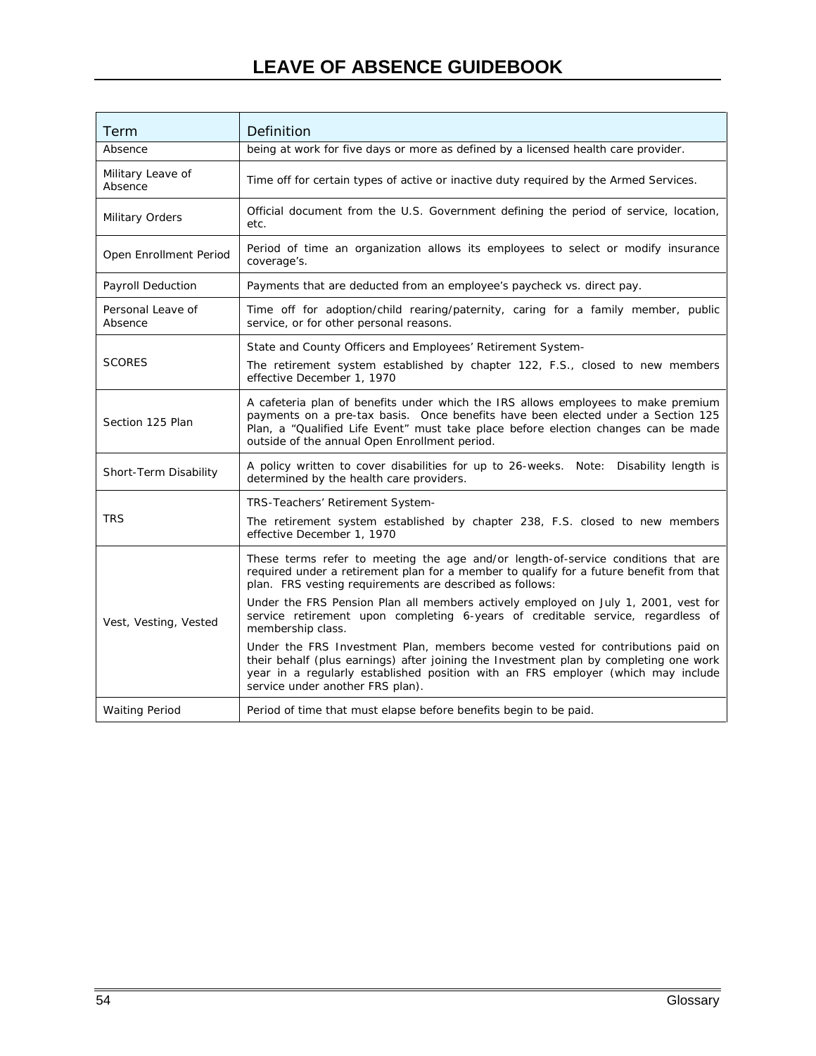| Term | Definition |
|---|---|
| Absence | being at work for five days or more as defined by a licensed health care provider. |
| Military Leave of Absence | Time off for certain types of active or inactive duty required by the Armed Services. |
| Military Orders | Official document from the U.S. Government defining the period of service, location, etc. |
| Open Enrollment Period | Period of time an organization allows its employees to select or modify insurance coverage's. |
| Payroll Deduction | Payments that are deducted from an employee's paycheck vs. direct pay. |
| Personal Leave of Absence | Time off for adoption/child rearing/paternity, caring for a family member, public service, or for other personal reasons. |
| SCORES | State and County Officers and Employees' Retirement System-<br>The retirement system established by chapter 122, F.S., closed to new members effective December 1, 1970 |
| Section 125 Plan | A cafeteria plan of benefits under which the IRS allows employees to make premium payments on a pre-tax basis. Once benefits have been elected under a Section 125 Plan, a "Qualified Life Event" must take place before election changes can be made outside of the annual Open Enrollment period. |
| Short-Term Disability | A policy written to cover disabilities for up to 26-weeks. Note: Disability length is determined by the health care providers. |
| TRS | TRS-Teachers' Retirement System-<br>The retirement system established by chapter 238, F.S. closed to new members effective December 1, 1970 |
| Vest, Vesting, Vested | These terms refer to meeting the age and/or length-of-service conditions that are required under a retirement plan for a member to qualify for a future benefit from that plan. FRS vesting requirements are described as follows:<br>Under the FRS Pension Plan all members actively employed on July 1, 2001, vest for service retirement upon completing 6-years of creditable service, regardless of membership class.<br>Under the FRS Investment Plan, members become vested for contributions paid on their behalf (plus earnings) after joining the Investment plan by completing one work year in a regularly established position with an FRS employer (which may include service under another FRS plan). |
| Waiting Period | Period of time that must elapse before benefits begin to be paid. |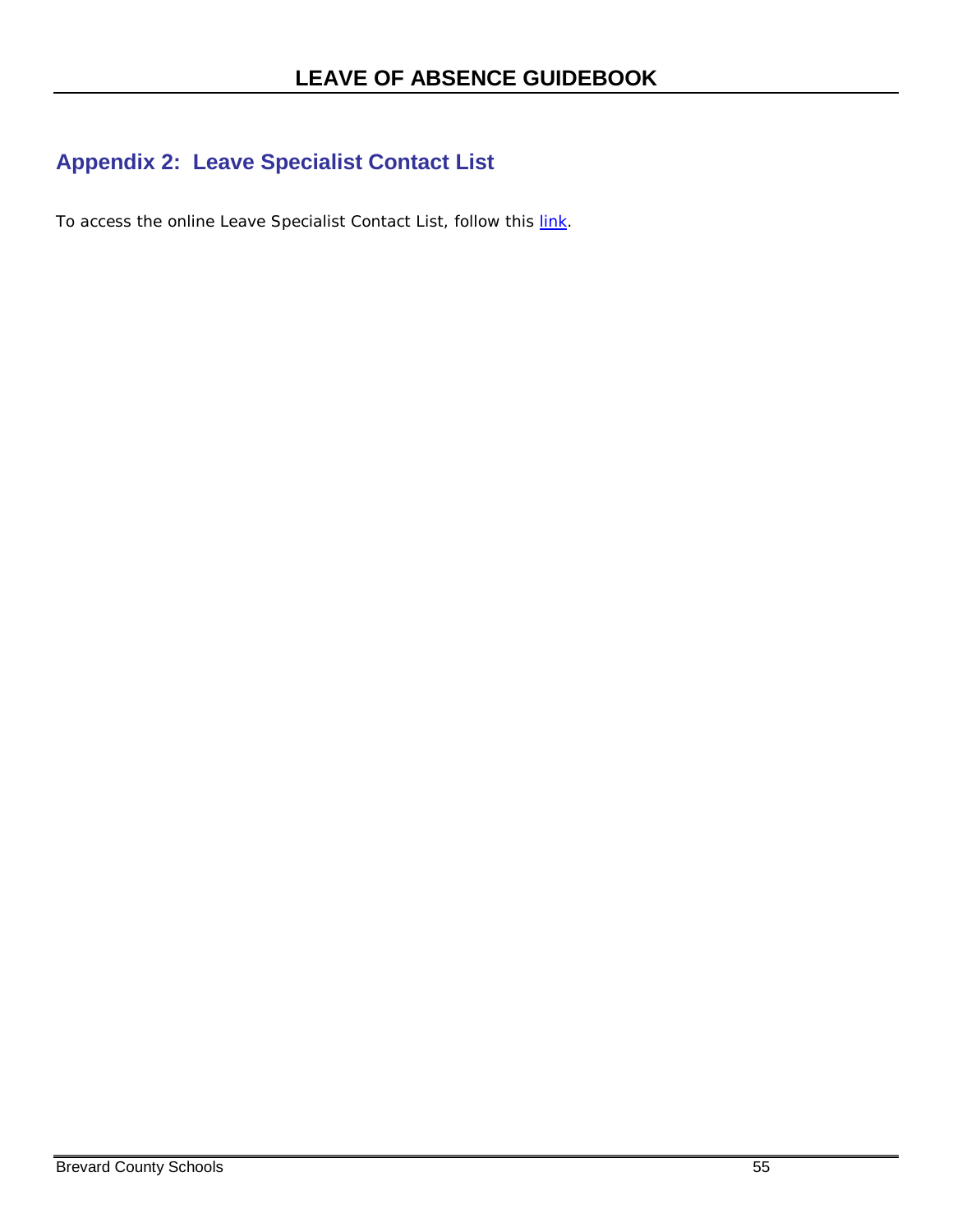## Appendix 2: Leave Specialist Contact List

To access the online Leave Specialist Contact List, follow this link.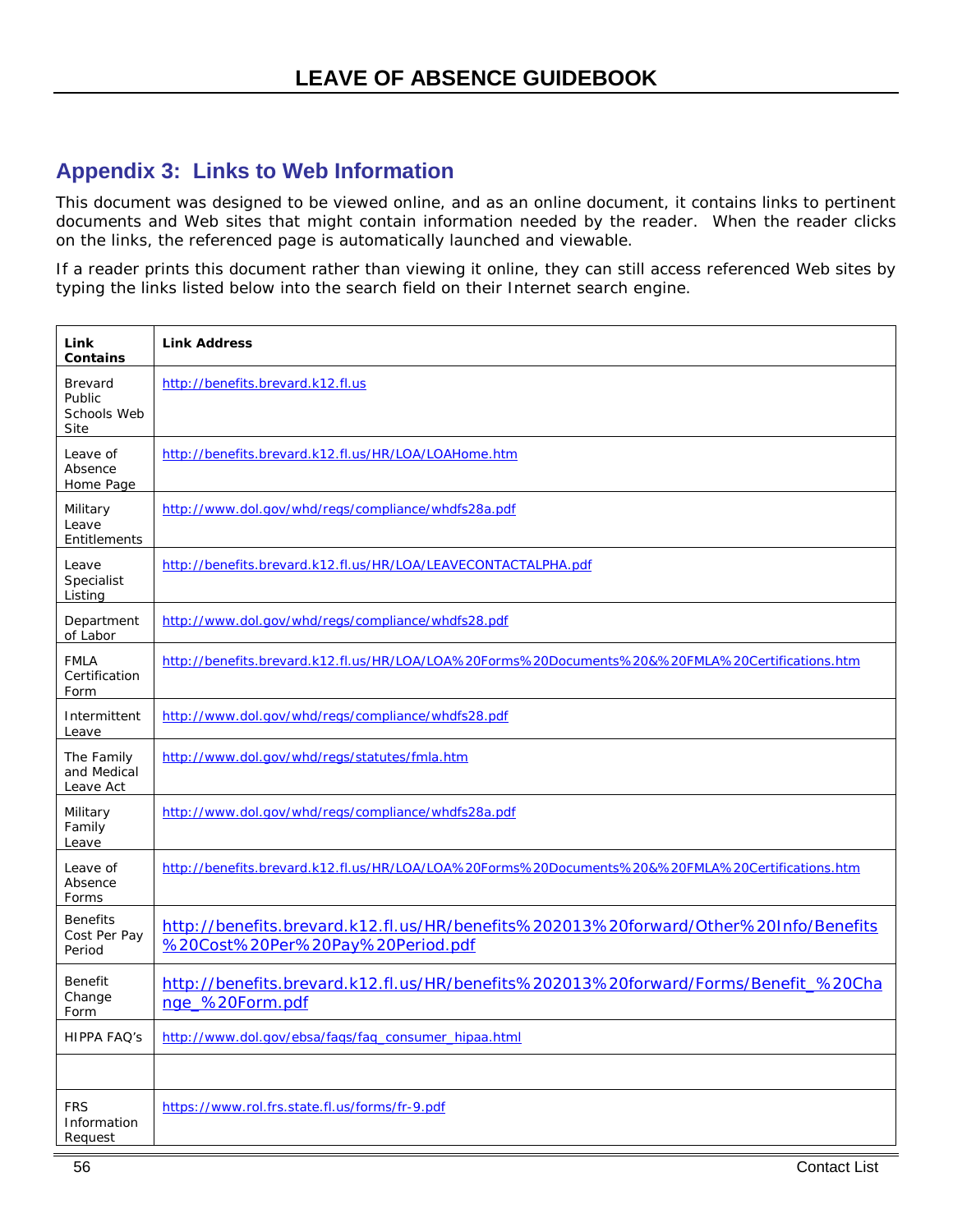## Appendix 3: Links to Web Information

This document was designed to be viewed online, and as an online document, it contains links to pertinent documents and Web sites that might contain information needed by the reader. When the reader clicks on the links, the referenced page is automatically launched and viewable.

If a reader prints this document rather than viewing it online, they can still access referenced Web sites by typing the links listed below into the search field on their Internet search engine.

| Link Contains | Link Address |
|---|---|
| Brevard Public Schools Web Site | http://benefits.brevard.k12.fl.us |
| Leave of Absence Home Page | http://benefits.brevard.k12.fl.us/HR/LOA/LOAHome.htm |
| Military Leave Entitlements | http://www.dol.gov/whd/regs/compliance/whdfs28a.pdf |
| Leave Specialist Listing | http://benefits.brevard.k12.fl.us/HR/LOA/LEAVECONTACTALPHA.pdf |
| Department of Labor | http://www.dol.gov/whd/regs/compliance/whdfs28.pdf |
| FMLA Certification Form | http://benefits.brevard.k12.fl.us/HR/LOA/LOA%20Forms%20Documents%20&%20FMLA%20Certifications.htm |
| Intermittent Leave | http://www.dol.gov/whd/regs/compliance/whdfs28.pdf |
| The Family and Medical Leave Act | http://www.dol.gov/whd/regs/statutes/fmla.htm |
| Military Family Leave | http://www.dol.gov/whd/regs/compliance/whdfs28a.pdf |
| Leave of Absence Forms | http://benefits.brevard.k12.fl.us/HR/LOA/LOA%20Forms%20Documents%20&%20FMLA%20Certifications.htm |
| Benefits Cost Per Pay Period | http://benefits.brevard.k12.fl.us/HR/benefits%202013%20forward/Other%20Info/Benefits%20Cost%20Per%20Pay%20Period.pdf |
| Benefit Change Form | http://benefits.brevard.k12.fl.us/HR/benefits%202013%20forward/Forms/Benefit_%20Change_%20Form.pdf |
| HIPPA FAQ's | http://www.dol.gov/ebsa/faqs/faq_consumer_hipaa.html |
| | |
| FRS Information Request | https://www.rol.frs.state.fl.us/forms/fr-9.pdf |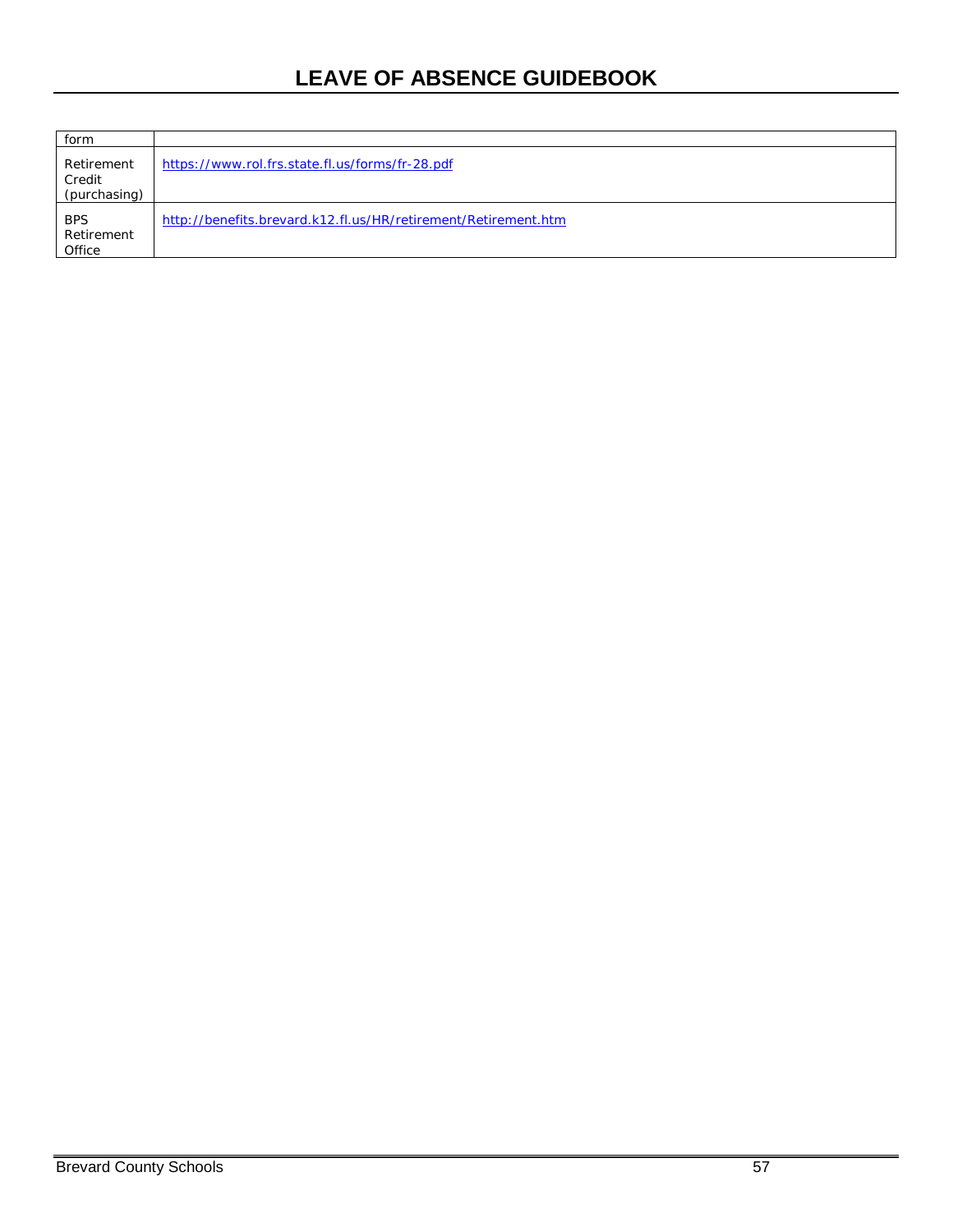| form | |
|---|---|
| Retirement Credit (purchasing) | https://www.rol.frs.state.fl.us/forms/fr-28.pdf |
| BPS Retirement Office | http://benefits.brevard.k12.fl.us/HR/retirement/Retirement.htm |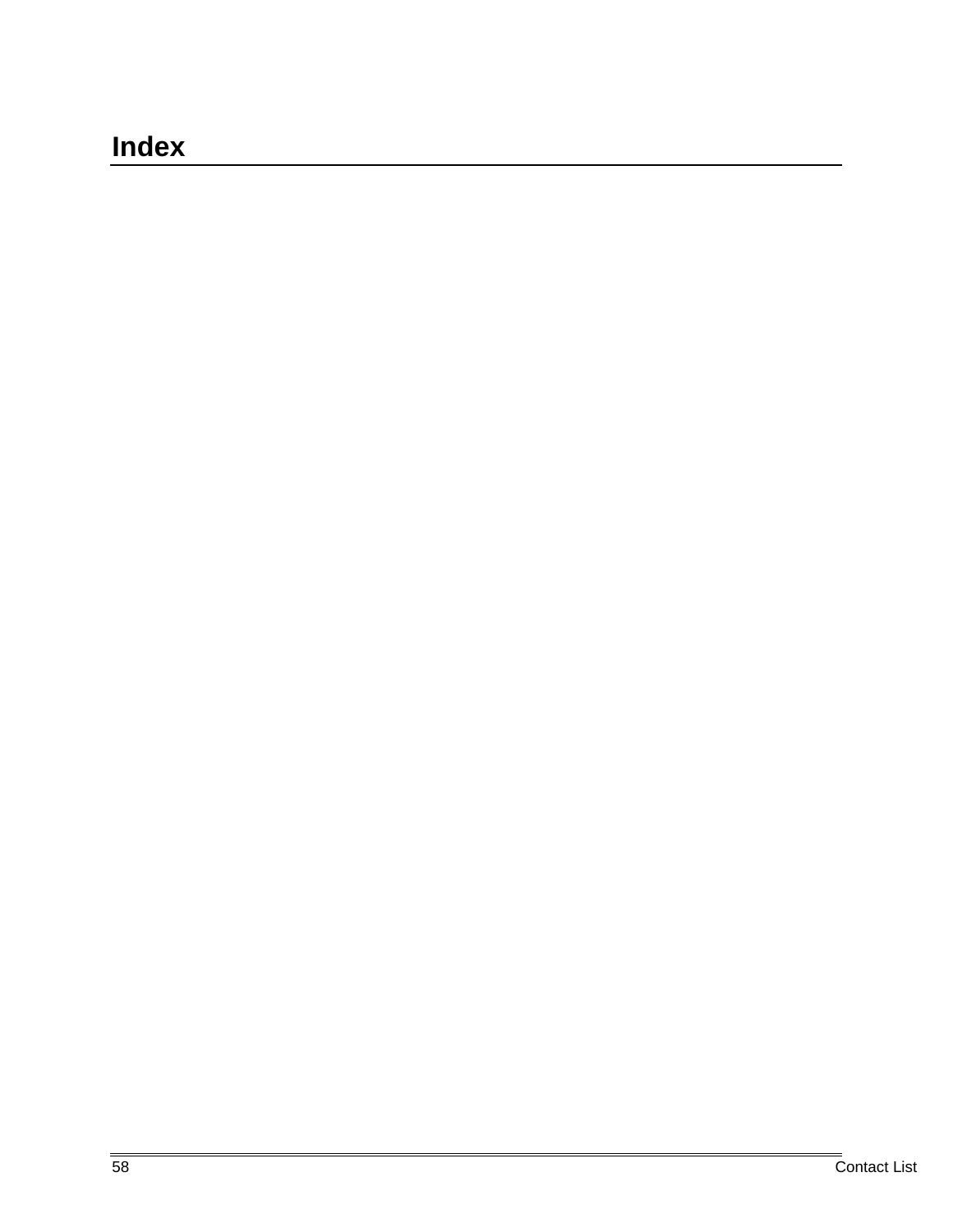# Index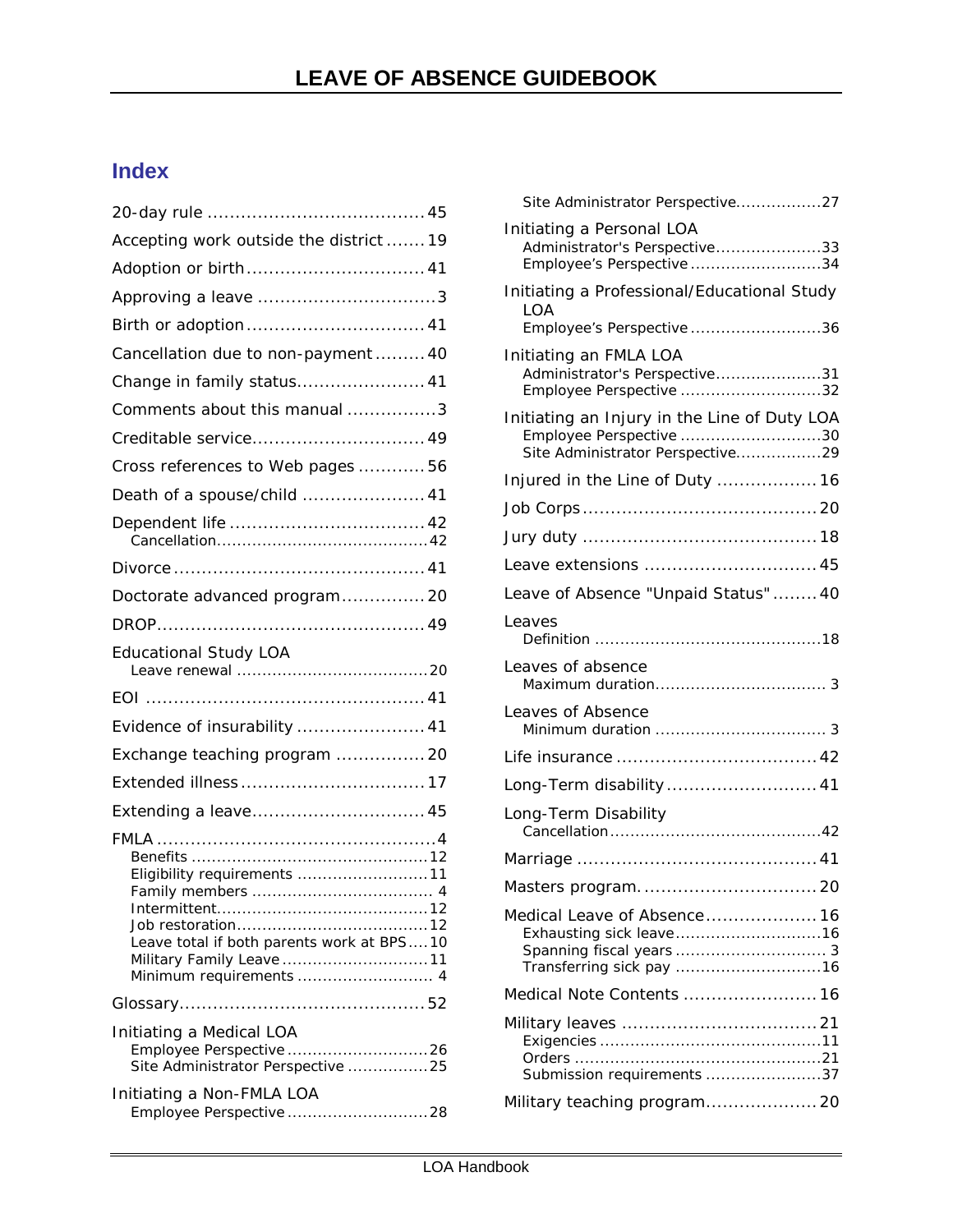## Index

20-day rule ........................................ 45

Accepting work outside the district ....... 19

Adoption or birth ................................. 41

Approving a leave ................................. 3

Birth or adoption ................................. 41

Cancellation due to non-payment ......... 40

Change in family status ........................ 41

Comments about this manual ................ 3

Creditable service ................................ 49

Cross references to Web pages ............ 56

Death of a spouse/child ....................... 41

Dependent life .................................... 42
- Cancellation ..................................... 42

Divorce .............................................. 41

Doctorate advanced program ............... 20

DROP ................................................. 49

Educational Study LOA
- Leave renewal .................................. 20

EOI ................................................... 41

Evidence of insurability ........................ 41

Exchange teaching program ................ 20

Extended illness ................................. 17

Extending a leave ................................ 45

FMLA ................................................... 4
- Benefits ........................................... 12
- Eligibility requirements ...................... 11
- Family members ................................. 4
- Intermittent ...................................... 12
- Job restoration .................................. 12
- Leave total if both parents work at BPS .... 10
- Military Family Leave ......................... 11
- Minimum requirements ........................ 4

Glossary ............................................. 52

Initiating a Medical LOA
- Employee Perspective ........................ 26
- Site Administrator Perspective ............ 25

Initiating a Non-FMLA LOA
- Employee Perspective ........................ 28
- Site Administrator Perspective ............ 27

Initiating a Personal LOA
- Administrator's Perspective ................ 33
- Employee's Perspective ...................... 34

Initiating a Professional/Educational Study LOA
- Employee's Perspective ...................... 36

Initiating an FMLA LOA
- Administrator's Perspective ................ 31
- Employee Perspective ........................ 32

Initiating an Injury in the Line of Duty LOA
- Employee Perspective ........................ 30
- Site Administrator Perspective ............ 29

Injured in the Line of Duty .................. 16

Job Corps ........................................... 20

Jury duty ........................................... 18

Leave extensions ................................ 45

Leave of Absence "Unpaid Status" ........ 40

Leaves
- Definition ......................................... 18

Leaves of absence
- Maximum duration .............................. 3

Leaves of Absence
- Minimum duration ............................... 3

Life insurance ..................................... 42

Long-Term disability ............................ 41

Long-Term Disability
- Cancellation ..................................... 42

Marriage ............................................ 41

Masters program ................................. 20

Medical Leave of Absence .................... 16
- Exhausting sick leave ......................... 16
- Spanning fiscal years .......................... 3
- Transferring sick pay ......................... 16

Medical Note Contents ......................... 16

Military leaves .................................... 21
- Exigencies ........................................ 11
- Orders ............................................. 21
- Submission requirements ................... 37

Military teaching program .................... 20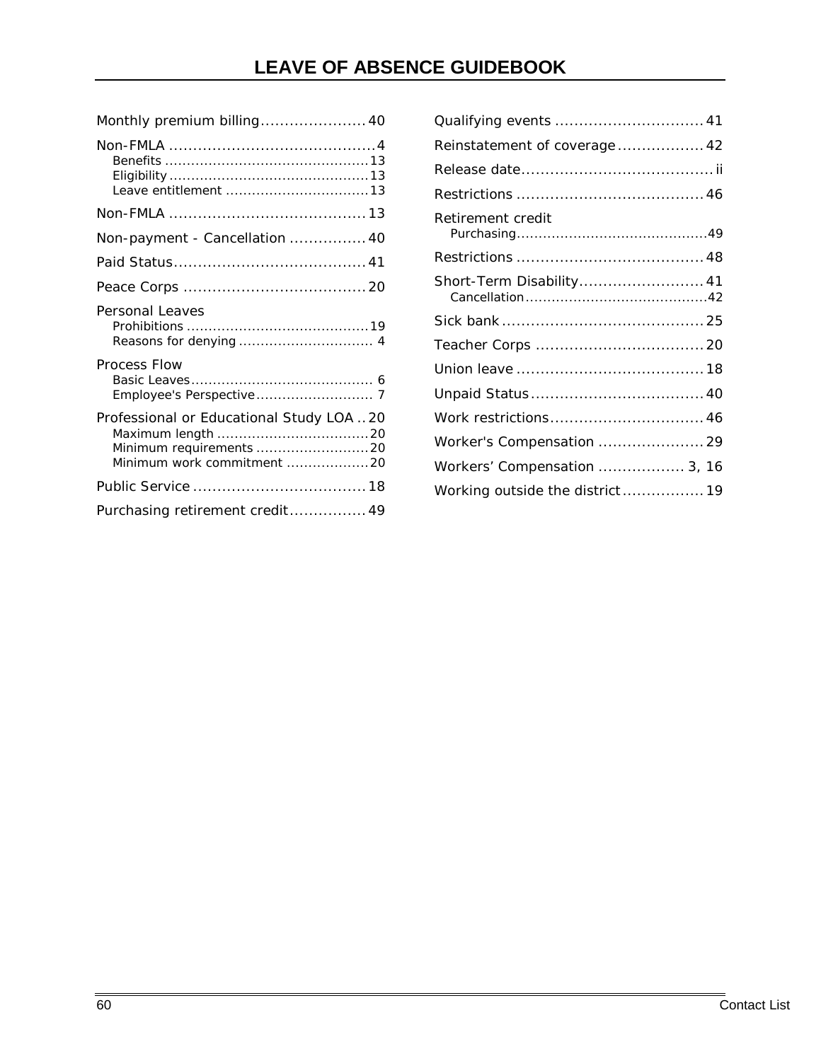Monthly premium billing...................... 40

Non-FMLA ........................................... 4
- Benefits ............................................... 13
- Eligibility .............................................. 13
- Leave entitlement ................................. 13

Non-FMLA ......................................... 13

Non-payment - Cancellation ................ 40

Paid Status........................................ 41

Peace Corps ...................................... 20

Personal Leaves
- Prohibitions .......................................... 19
- Reasons for denying ............................... 4

Process Flow
- Basic Leaves.......................................... 6
- Employee's Perspective........................... 7

Professional or Educational Study LOA .. 20
- Maximum length ................................... 20
- Minimum requirements .......................... 20
- Minimum work commitment ................... 20

Public Service .................................... 18

Purchasing retirement credit................ 49

Qualifying events ............................... 41

Reinstatement of coverage .................. 42

Release date........................................ ii

Restrictions ....................................... 46

Retirement credit
- Purchasing............................................ 49

Restrictions ....................................... 48

Short-Term Disability.......................... 41
- Cancellation.......................................... 42

Sick bank .......................................... 25

Teacher Corps ................................... 20

Union leave ....................................... 18

Unpaid Status.................................... 40

Work restrictions................................ 46

Worker's Compensation ...................... 29

Workers' Compensation .................. 3, 16

Working outside the district................. 19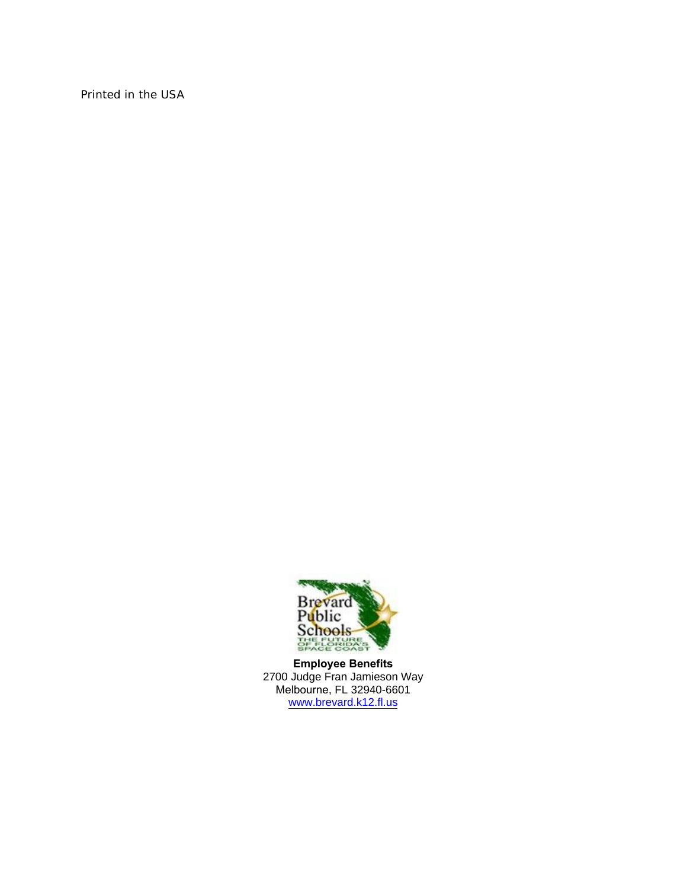Printed in the USA

**Employee Benefits**
2700 Judge Fran Jamieson Way
Melbourne, FL 32940-6601
www.brevard.k12.fl.us